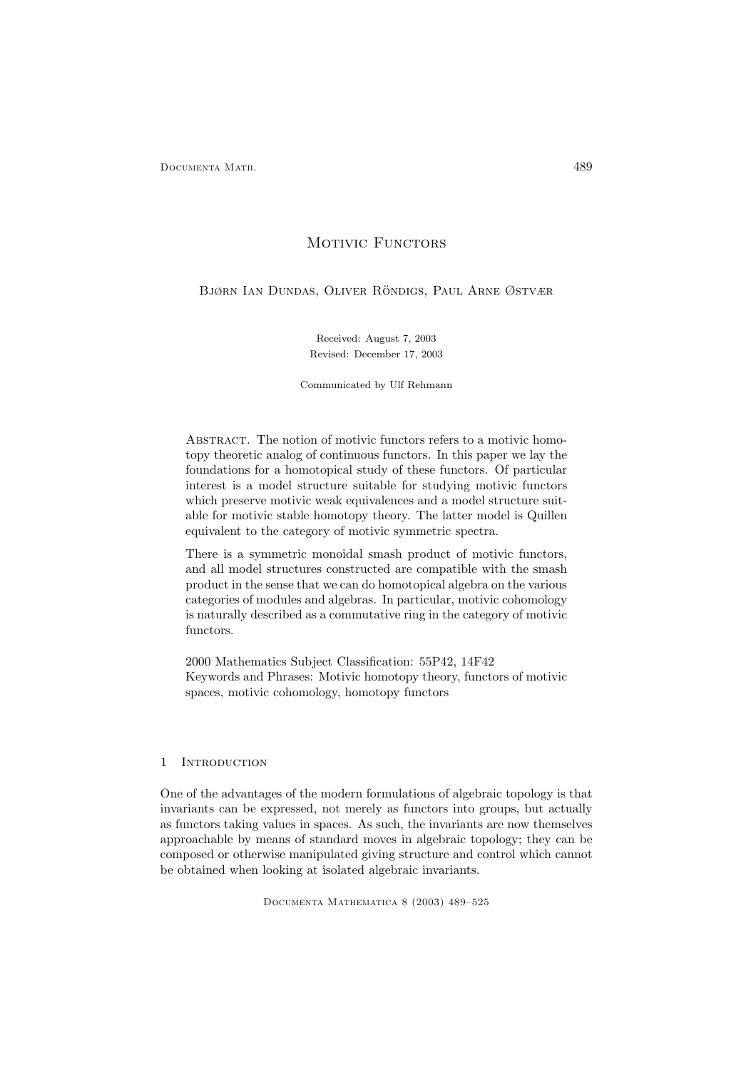# Motivic Functors

Bjørn Ian Dundas, Oliver Röndigs, Paul Arne Østvær

Received: August 7, 2003

Revised: December 17, 2003

Communicated by Ulf Rehmann

Abstract. The notion of motivic functors refers to a motivic homotopy theoretic analog of continuous functors. In this paper we lay the foundations for a homotopical study of these functors. Of particular interest is a model structure suitable for studying motivic functors which preserve motivic weak equivalences and a model structure suitable for motivic stable homotopy theory. The latter model is Quillen equivalent to the category of motivic symmetric spectra.

There is a symmetric monoidal smash product of motivic functors, and all model structures constructed are compatible with the smash product in the sense that we can do homotopical algebra on the various categories of modules and algebras. In particular, motivic cohomology is naturally described as a commutative ring in the category of motivic functors.

2000 Mathematics Subject Classification: 55P42, 14F42

Keywords and Phrases: Motivic homotopy theory, functors of motivic spaces, motivic cohomology, homotopy functors

## 1 Introduction

One of the advantages of the modern formulations of algebraic topology is that invariants can be expressed, not merely as functors into groups, but actually as functors taking values in spaces. As such, the invariants are now themselves approachable by means of standard moves in algebraic topology; they can be composed or otherwise manipulated giving structure and control which cannot be obtained when looking at isolated algebraic invariants.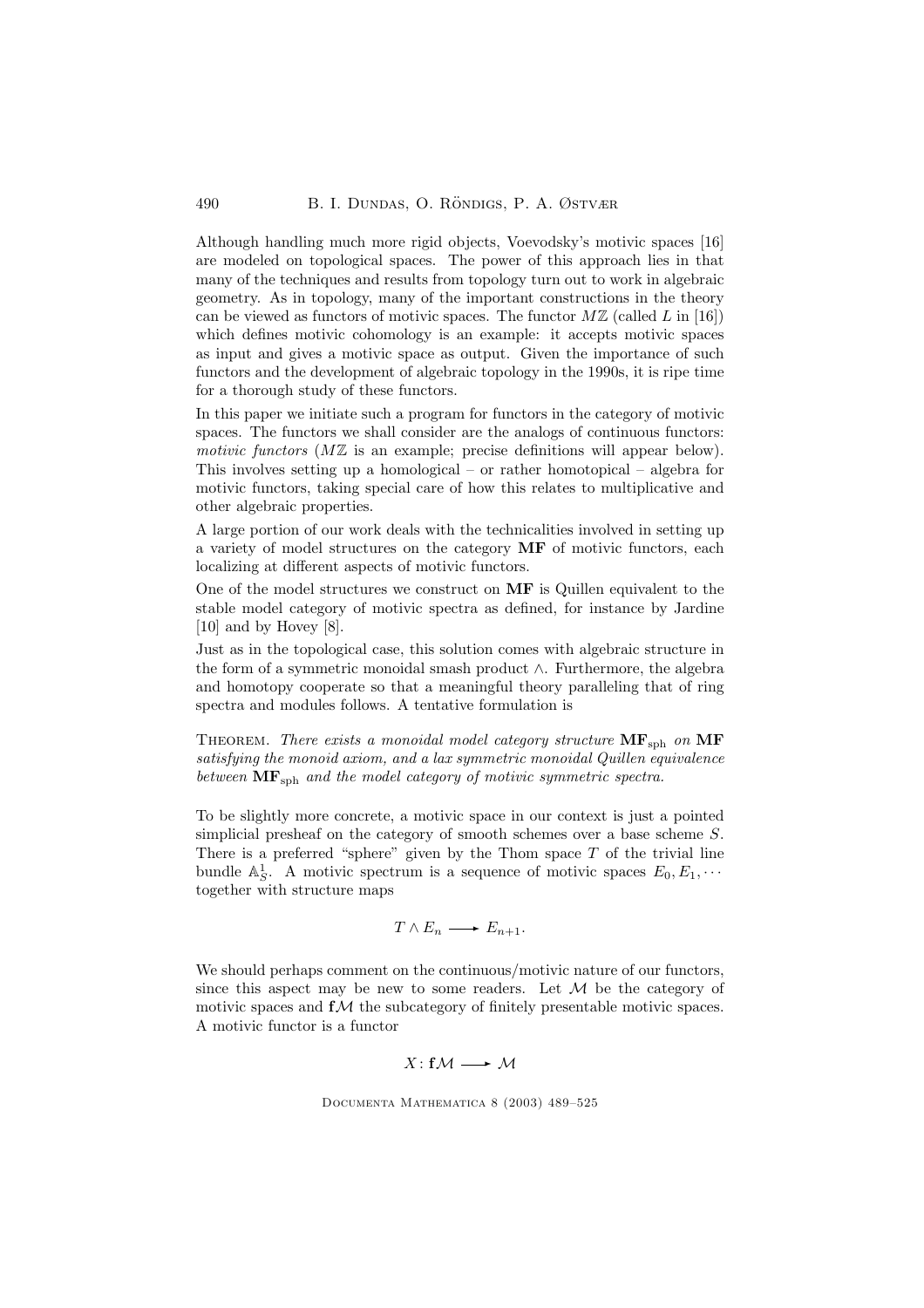Although handling much more rigid objects, Voevodsky's motivic spaces [16] are modeled on topological spaces. The power of this approach lies in that many of the techniques and results from topology turn out to work in algebraic geometry. As in topology, many of the important constructions in the theory can be viewed as functors of motivic spaces. The functor $M\mathbb{Z}$ (called $L$ in [16]) which defines motivic cohomology is an example: it accepts motivic spaces as input and gives a motivic space as output. Given the importance of such functors and the development of algebraic topology in the 1990s, it is ripe time for a thorough study of these functors.

In this paper we initiate such a program for functors in the category of motivic spaces. The functors we shall consider are the analogs of continuous functors: *motivic functors* ($M\mathbb{Z}$ is an example; precise definitions will appear below). This involves setting up a homological – or rather homotopical – algebra for motivic functors, taking special care of how this relates to multiplicative and other algebraic properties.

A large portion of our work deals with the technicalities involved in setting up a variety of model structures on the category **MF** of motivic functors, each localizing at different aspects of motivic functors.

One of the model structures we construct on **MF** is Quillen equivalent to the stable model category of motivic spectra as defined, for instance by Jardine [10] and by Hovey [8].

Just as in the topological case, this solution comes with algebraic structure in the form of a symmetric monoidal smash product $\wedge$. Furthermore, the algebra and homotopy cooperate so that a meaningful theory paralleling that of ring spectra and modules follows. A tentative formulation is

Theorem. *There exists a monoidal model category structure* $\mathbf{MF}_{\mathrm{sph}}$ *on* **MF** *satisfying the monoid axiom, and a lax symmetric monoidal Quillen equivalence between* $\mathbf{MF}_{\mathrm{sph}}$ *and the model category of motivic symmetric spectra.*

To be slightly more concrete, a motivic space in our context is just a pointed simplicial presheaf on the category of smooth schemes over a base scheme $S$. There is a preferred "sphere" given by the Thom space $T$ of the trivial line bundle $\mathbb{A}^1_S$. A motivic spectrum is a sequence of motivic spaces $E_0, E_1, \cdots$ together with structure maps

$$T \wedge E_n \longrightarrow E_{n+1}.$$

We should perhaps comment on the continuous/motivic nature of our functors, since this aspect may be new to some readers. Let $\mathcal{M}$ be the category of motivic spaces and $\mathbf{f}\mathcal{M}$ the subcategory of finitely presentable motivic spaces. A motivic functor is a functor

$$X \colon \mathbf{f}\mathcal{M} \longrightarrow \mathcal{M}$$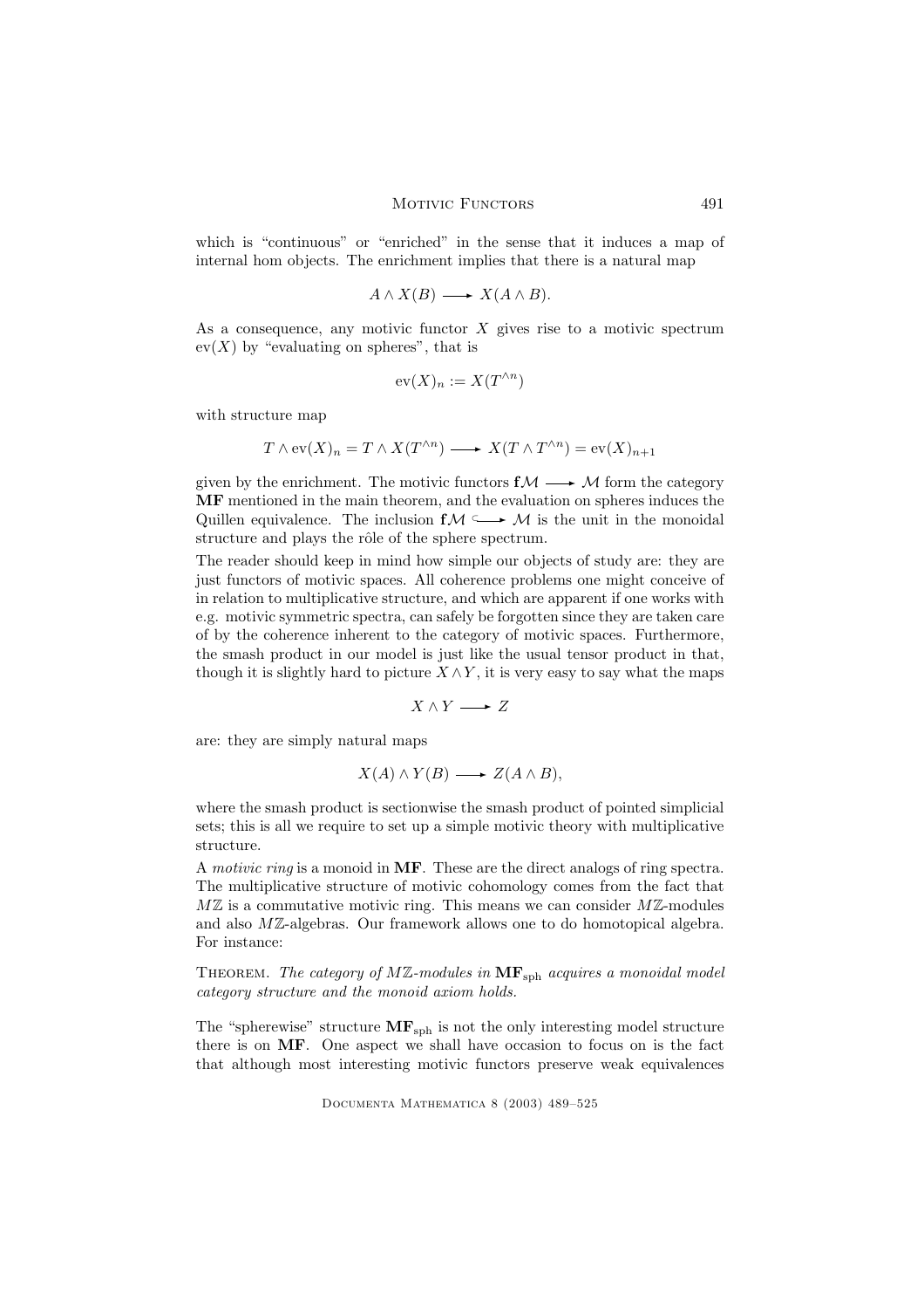which is "continuous" or "enriched" in the sense that it induces a map of internal hom objects. The enrichment implies that there is a natural map

$$A \wedge X(B) \longrightarrow X(A \wedge B).$$

As a consequence, any motivic functor $X$ gives rise to a motivic spectrum $\mathrm{ev}(X)$ by "evaluating on spheres", that is

$$\mathrm{ev}(X)_n := X(T^{\wedge n})$$

with structure map

$$T \wedge \mathrm{ev}(X)_n = T \wedge X(T^{\wedge n}) \longrightarrow X(T \wedge T^{\wedge n}) = \mathrm{ev}(X)_{n+1}$$

given by the enrichment. The motivic functors $\mathbf{f}\mathcal{M} \longrightarrow \mathcal{M}$ form the category $\mathbf{MF}$ mentioned in the main theorem, and the evaluation on spheres induces the Quillen equivalence. The inclusion $\mathbf{f}\mathcal{M} \hookrightarrow \mathcal{M}$ is the unit in the monoidal structure and plays the rôle of the sphere spectrum.

The reader should keep in mind how simple our objects of study are: they are just functors of motivic spaces. All coherence problems one might conceive of in relation to multiplicative structure, and which are apparent if one works with e.g. motivic symmetric spectra, can safely be forgotten since they are taken care of by the coherence inherent to the category of motivic spaces. Furthermore, the smash product in our model is just like the usual tensor product in that, though it is slightly hard to picture $X \wedge Y$, it is very easy to say what the maps

$$X \wedge Y \longrightarrow Z$$

are: they are simply natural maps

$$X(A) \wedge Y(B) \longrightarrow Z(A \wedge B),$$

where the smash product is sectionwise the smash product of pointed simplicial sets; this is all we require to set up a simple motivic theory with multiplicative structure.

A *motivic ring* is a monoid in $\mathbf{MF}$. These are the direct analogs of ring spectra. The multiplicative structure of motivic cohomology comes from the fact that $M\mathbb{Z}$ is a commutative motivic ring. This means we can consider $M\mathbb{Z}$-modules and also $M\mathbb{Z}$-algebras. Our framework allows one to do homotopical algebra. For instance:

Theorem. *The category of $M\mathbb{Z}$-modules in $\mathbf{MF}_{\mathrm{sph}}$ acquires a monoidal model category structure and the monoid axiom holds.*

The "spherewise" structure $\mathbf{MF}_{\mathrm{sph}}$ is not the only interesting model structure there is on $\mathbf{MF}$. One aspect we shall have occasion to focus on is the fact that although most interesting motivic functors preserve weak equivalences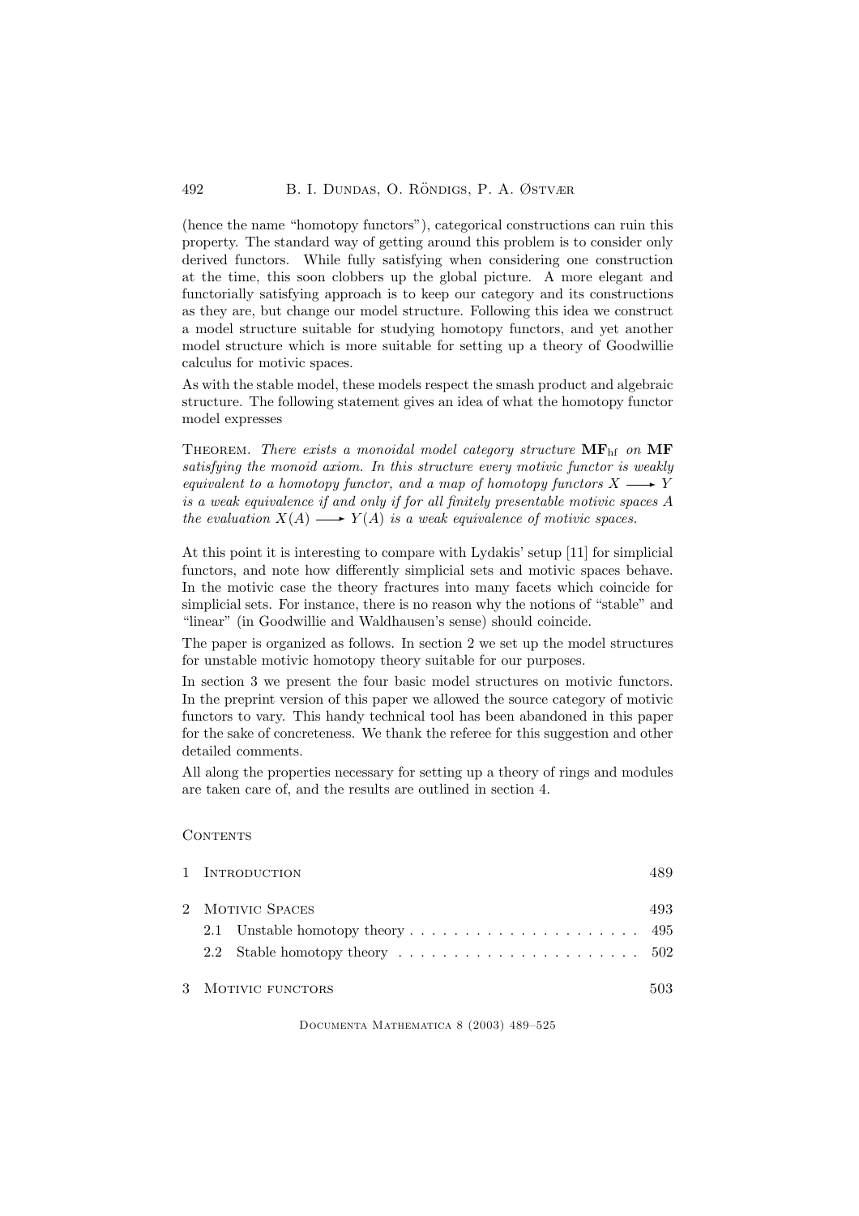(hence the name "homotopy functors"), categorical constructions can ruin this property. The standard way of getting around this problem is to consider only derived functors. While fully satisfying when considering one construction at the time, this soon clobbers up the global picture. A more elegant and functorially satisfying approach is to keep our category and its constructions as they are, but change our model structure. Following this idea we construct a model structure suitable for studying homotopy functors, and yet another model structure which is more suitable for setting up a theory of Goodwillie calculus for motivic spaces.

As with the stable model, these models respect the smash product and algebraic structure. The following statement gives an idea of what the homotopy functor model expresses

Theorem. *There exists a monoidal model category structure* $\mathbf{MF}_{\mathrm{hf}}$ *on* $\mathbf{MF}$ *satisfying the monoid axiom. In this structure every motivic functor is weakly equivalent to a homotopy functor, and a map of homotopy functors* $X \longrightarrow Y$ *is a weak equivalence if and only if for all finitely presentable motivic spaces* $A$ *the evaluation* $X(A) \longrightarrow Y(A)$ *is a weak equivalence of motivic spaces.*

At this point it is interesting to compare with Lydakis' setup [11] for simplicial functors, and note how differently simplicial sets and motivic spaces behave. In the motivic case the theory fractures into many facets which coincide for simplicial sets. For instance, there is no reason why the notions of "stable" and "linear" (in Goodwillie and Waldhausen's sense) should coincide.

The paper is organized as follows. In section 2 we set up the model structures for unstable motivic homotopy theory suitable for our purposes.

In section 3 we present the four basic model structures on motivic functors. In the preprint version of this paper we allowed the source category of motivic functors to vary. This handy technical tool has been abandoned in this paper for the sake of concreteness. We thank the referee for this suggestion and other detailed comments.

All along the properties necessary for setting up a theory of rings and modules are taken care of, and the results are outlined in section 4.

Contents

- 1 Introduction ........ 489
- 2 Motivic Spaces ........ 493
  - 2.1 Unstable homotopy theory ........ 495
  - 2.2 Stable homotopy theory ........ 502
- 3 Motivic functors ........ 503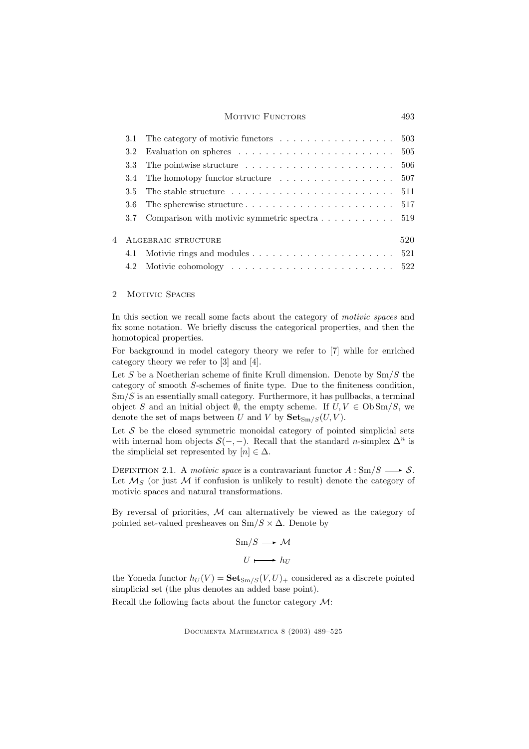| | | |
|---|---|---|
| 3.1 | The category of motivic functors | 503 |
| 3.2 | Evaluation on spheres | 505 |
| 3.3 | The pointwise structure | 506 |
| 3.4 | The homotopy functor structure | 507 |
| 3.5 | The stable structure | 511 |
| 3.6 | The spherewise structure | 517 |
| 3.7 | Comparison with motivic symmetric spectra | 519 |
| 4 | Algebraic structure | 520 |
| 4.1 | Motivic rings and modules | 521 |
| 4.2 | Motivic cohomology | 522 |

## 2 Motivic Spaces

In this section we recall some facts about the category of *motivic spaces* and fix some notation. We briefly discuss the categorical properties, and then the homotopical properties.

For background in model category theory we refer to [7] while for enriched category theory we refer to [3] and [4].

Let $S$ be a Noetherian scheme of finite Krull dimension. Denote by $\mathrm{Sm}/S$ the category of smooth $S$-schemes of finite type. Due to the finiteness condition, $\mathrm{Sm}/S$ is an essentially small category. Furthermore, it has pullbacks, a terminal object $S$ and an initial object $\emptyset$, the empty scheme. If $U, V \in \mathrm{Ob}\,\mathrm{Sm}/S$, we denote the set of maps between $U$ and $V$ by $\mathbf{Set}_{\mathrm{Sm}/S}(U,V)$.

Let $\mathcal{S}$ be the closed symmetric monoidal category of pointed simplicial sets with internal hom objects $\mathcal{S}(-,-)$. Recall that the standard $n$-simplex $\Delta^n$ is the simplicial set represented by $[n] \in \Delta$.

Definition 2.1. A *motivic space* is a contravariant functor $A : \mathrm{Sm}/S \longrightarrow \mathcal{S}$. Let $\mathcal{M}_S$ (or just $\mathcal{M}$ if confusion is unlikely to result) denote the category of motivic spaces and natural transformations.

By reversal of priorities, $\mathcal{M}$ can alternatively be viewed as the category of pointed set-valued presheaves on $\mathrm{Sm}/S \times \Delta$. Denote by

$$\mathrm{Sm}/S \longrightarrow \mathcal{M}$$
$$U \longmapsto h_U$$

the Yoneda functor $h_U(V) = \mathbf{Set}_{\mathrm{Sm}/S}(V,U)_+$ considered as a discrete pointed simplicial set (the plus denotes an added base point).

Recall the following facts about the functor category $\mathcal{M}$: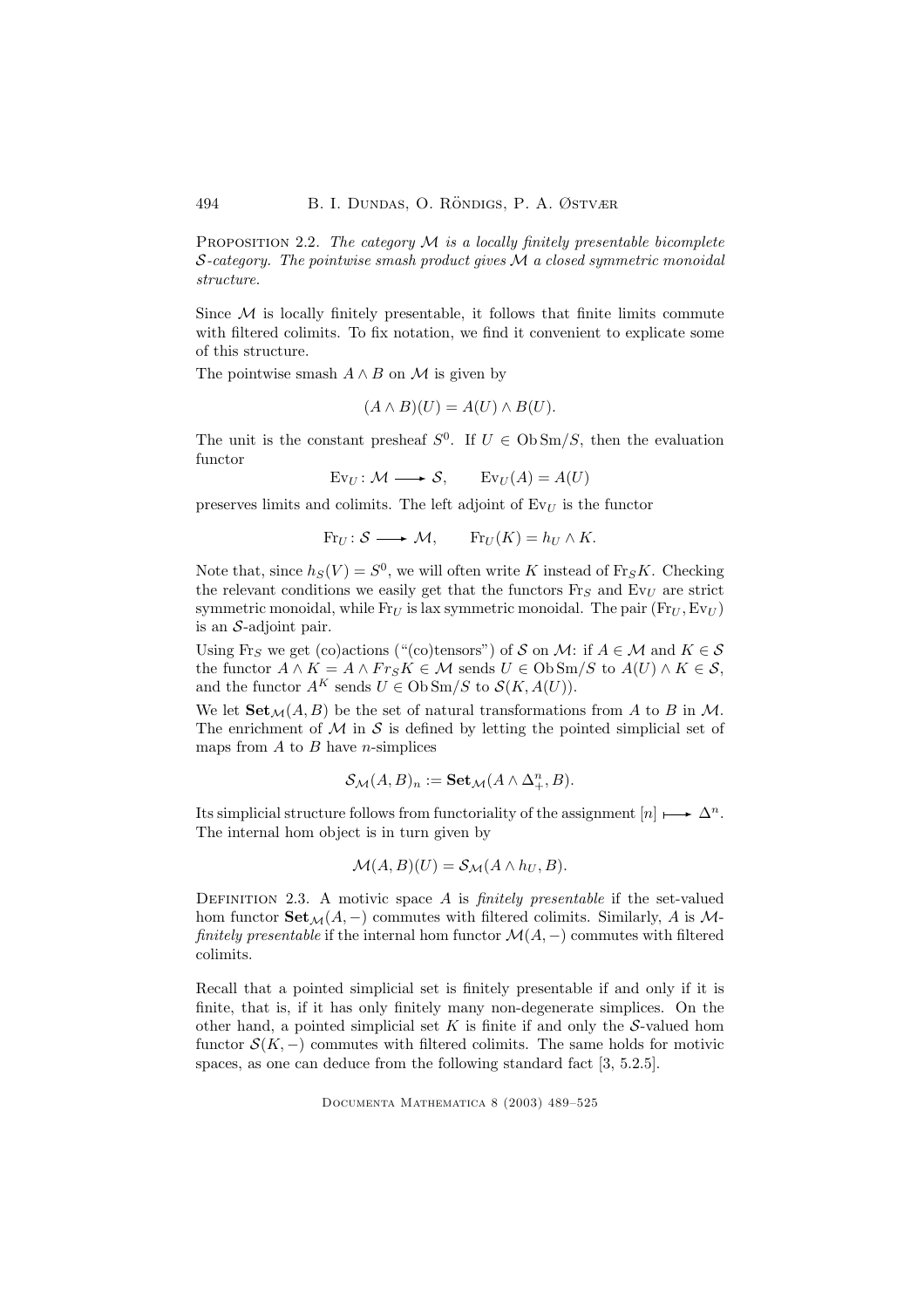Proposition 2.2. *The category $\mathcal{M}$ is a locally finitely presentable bicomplete $\mathcal{S}$-category. The pointwise smash product gives $\mathcal{M}$ a closed symmetric monoidal structure.*

Since $\mathcal{M}$ is locally finitely presentable, it follows that finite limits commute with filtered colimits. To fix notation, we find it convenient to explicate some of this structure.

The pointwise smash $A \wedge B$ on $\mathcal{M}$ is given by

$$(A \wedge B)(U) = A(U) \wedge B(U).$$

The unit is the constant presheaf $S^0$. If $U \in \operatorname{Ob}\operatorname{Sm}/S$, then the evaluation functor

$$\operatorname{Ev}_U : \mathcal{M} \longrightarrow \mathcal{S}, \qquad \operatorname{Ev}_U(A) = A(U)$$

preserves limits and colimits. The left adjoint of $\operatorname{Ev}_U$ is the functor

$$\operatorname{Fr}_U : \mathcal{S} \longrightarrow \mathcal{M}, \qquad \operatorname{Fr}_U(K) = h_U \wedge K.$$

Note that, since $h_S(V) = S^0$, we will often write $K$ instead of $\operatorname{Fr}_S K$. Checking the relevant conditions we easily get that the functors $\operatorname{Fr}_S$ and $\operatorname{Ev}_U$ are strict symmetric monoidal, while $\operatorname{Fr}_U$ is lax symmetric monoidal. The pair $(\operatorname{Fr}_U, \operatorname{Ev}_U)$ is an $\mathcal{S}$-adjoint pair.

Using $\operatorname{Fr}_S$ we get (co)actions ("(co)tensors") of $\mathcal{S}$ on $\mathcal{M}$: if $A \in \mathcal{M}$ and $K \in \mathcal{S}$ the functor $A \wedge K = A \wedge Fr_S K \in \mathcal{M}$ sends $U \in \operatorname{Ob}\operatorname{Sm}/S$ to $A(U) \wedge K \in \mathcal{S}$, and the functor $A^K$ sends $U \in \operatorname{Ob}\operatorname{Sm}/S$ to $\mathcal{S}(K, A(U))$.

We let $\mathbf{Set}_{\mathcal{M}}(A, B)$ be the set of natural transformations from $A$ to $B$ in $\mathcal{M}$. The enrichment of $\mathcal{M}$ in $\mathcal{S}$ is defined by letting the pointed simplicial set of maps from $A$ to $B$ have $n$-simplices

$$\mathcal{S}_{\mathcal{M}}(A, B)_n := \mathbf{Set}_{\mathcal{M}}(A \wedge \Delta^n_+, B).$$

Its simplicial structure follows from functoriality of the assignment $[n] \longmapsto \Delta^n$. The internal hom object is in turn given by

$$\mathcal{M}(A, B)(U) = \mathcal{S}_{\mathcal{M}}(A \wedge h_U, B).$$

Definition 2.3. A motivic space $A$ is *finitely presentable* if the set-valued hom functor $\mathbf{Set}_{\mathcal{M}}(A, -)$ commutes with filtered colimits. Similarly, $A$ is $\mathcal{M}$-*finitely presentable* if the internal hom functor $\mathcal{M}(A, -)$ commutes with filtered colimits.

Recall that a pointed simplicial set is finitely presentable if and only if it is finite, that is, if it has only finitely many non-degenerate simplices. On the other hand, a pointed simplicial set $K$ is finite if and only the $\mathcal{S}$-valued hom functor $\mathcal{S}(K, -)$ commutes with filtered colimits. The same holds for motivic spaces, as one can deduce from the following standard fact [3, 5.2.5].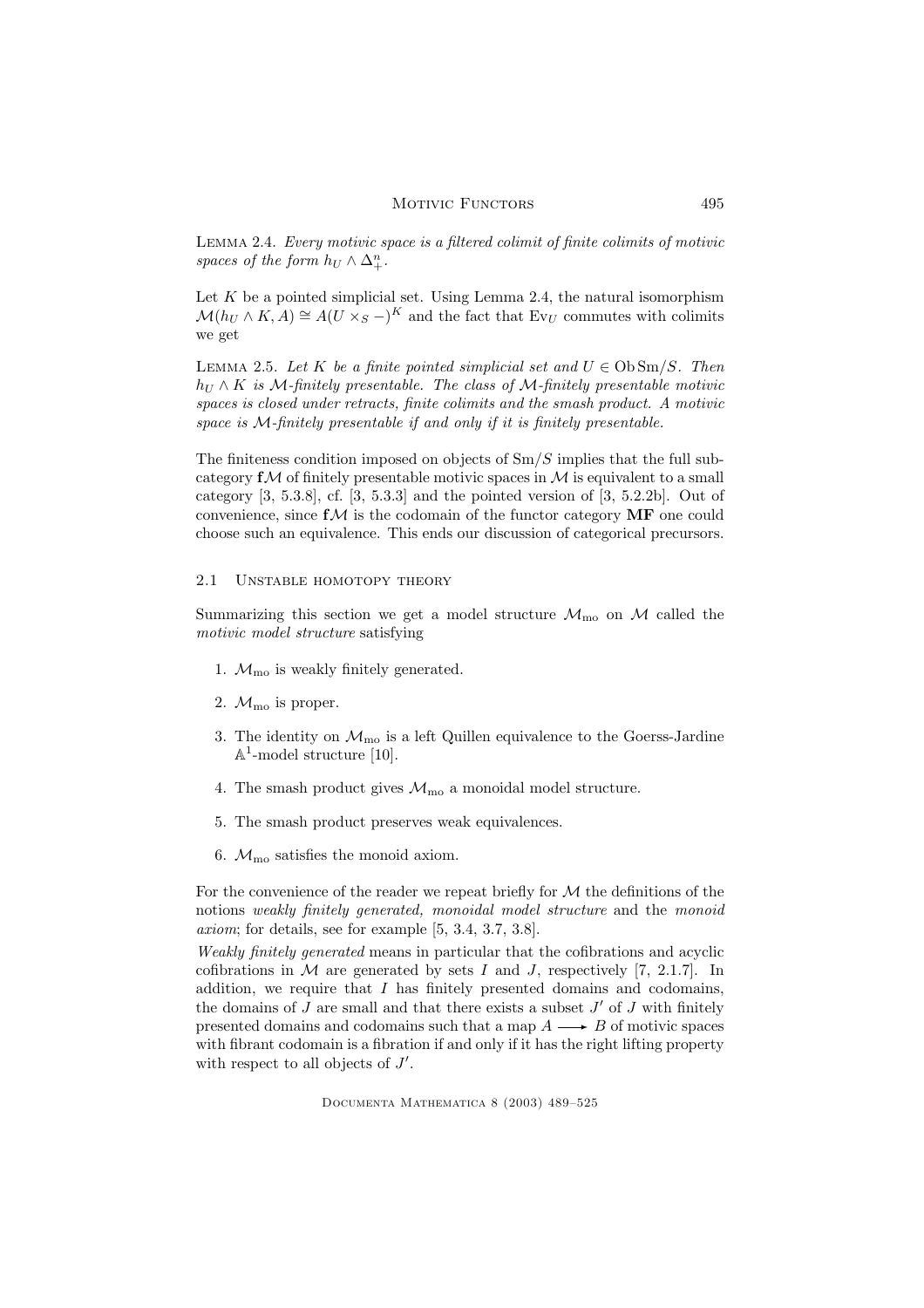Lemma 2.4. *Every motivic space is a filtered colimit of finite colimits of motivic spaces of the form $h_U \wedge \Delta^n_+$.*

Let $K$ be a pointed simplicial set. Using Lemma 2.4, the natural isomorphism $\mathcal{M}(h_U \wedge K, A) \cong A(U \times_S -)^K$ and the fact that $\mathrm{Ev}_U$ commutes with colimits we get

Lemma 2.5. *Let $K$ be a finite pointed simplicial set and $U \in \mathrm{Ob}\,\mathrm{Sm}/S$. Then $h_U \wedge K$ is $\mathcal{M}$-finitely presentable. The class of $\mathcal{M}$-finitely presentable motivic spaces is closed under retracts, finite colimits and the smash product. A motivic space is $\mathcal{M}$-finitely presentable if and only if it is finitely presentable.*

The finiteness condition imposed on objects of $\mathrm{Sm}/S$ implies that the full subcategory $\mathbf{f}\mathcal{M}$ of finitely presentable motivic spaces in $\mathcal{M}$ is equivalent to a small category [3, 5.3.8], cf. [3, 5.3.3] and the pointed version of [3, 5.2.2b]. Out of convenience, since $\mathbf{f}\mathcal{M}$ is the codomain of the functor category $\mathbf{MF}$ one could choose such an equivalence. This ends our discussion of categorical precursors.

### 2.1 Unstable homotopy theory

Summarizing this section we get a model structure $\mathcal{M}_{\mathrm{mo}}$ on $\mathcal{M}$ called the *motivic model structure* satisfying

1. $\mathcal{M}_{\mathrm{mo}}$ is weakly finitely generated.
2. $\mathcal{M}_{\mathrm{mo}}$ is proper.
3. The identity on $\mathcal{M}_{\mathrm{mo}}$ is a left Quillen equivalence to the Goerss-Jardine $\mathbb{A}^1$-model structure [10].
4. The smash product gives $\mathcal{M}_{\mathrm{mo}}$ a monoidal model structure.
5. The smash product preserves weak equivalences.
6. $\mathcal{M}_{\mathrm{mo}}$ satisfies the monoid axiom.

For the convenience of the reader we repeat briefly for $\mathcal{M}$ the definitions of the notions *weakly finitely generated, monoidal model structure* and the *monoid axiom*; for details, see for example [5, 3.4, 3.7, 3.8].

*Weakly finitely generated* means in particular that the cofibrations and acyclic cofibrations in $\mathcal{M}$ are generated by sets $I$ and $J$, respectively [7, 2.1.7]. In addition, we require that $I$ has finitely presented domains and codomains, the domains of $J$ are small and that there exists a subset $J'$ of $J$ with finitely presented domains and codomains such that a map $A \longrightarrow B$ of motivic spaces with fibrant codomain is a fibration if and only if it has the right lifting property with respect to all objects of $J'$.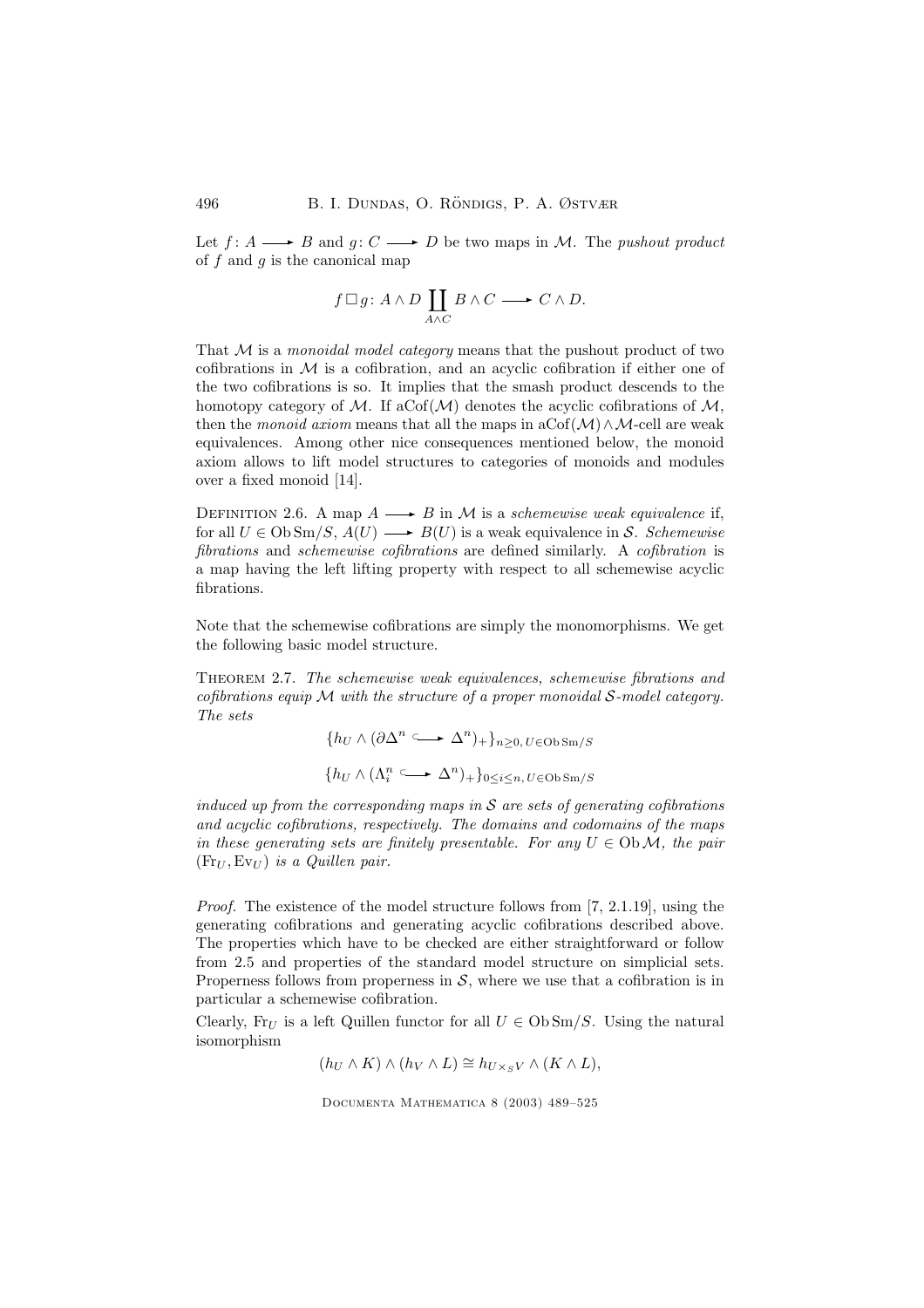Let $f\colon A \longrightarrow B$ and $g\colon C \longrightarrow D$ be two maps in $\mathcal{M}$. The *pushout product* of $f$ and $g$ is the canonical map

$$f \,\square\, g\colon A \wedge D \coprod_{A \wedge C} B \wedge C \longrightarrow C \wedge D.$$

That $\mathcal{M}$ is a *monoidal model category* means that the pushout product of two cofibrations in $\mathcal{M}$ is a cofibration, and an acyclic cofibration if either one of the two cofibrations is so. It implies that the smash product descends to the homotopy category of $\mathcal{M}$. If $\mathrm{aCof}(\mathcal{M})$ denotes the acyclic cofibrations of $\mathcal{M}$, then the *monoid axiom* means that all the maps in $\mathrm{aCof}(\mathcal{M}) \wedge \mathcal{M}$-cell are weak equivalences. Among other nice consequences mentioned below, the monoid axiom allows to lift model structures to categories of monoids and modules over a fixed monoid [14].

Definition 2.6. A map $A \longrightarrow B$ in $\mathcal{M}$ is a *schemewise weak equivalence* if, for all $U \in \mathrm{Ob}\,\mathrm{Sm}/S$, $A(U) \longrightarrow B(U)$ is a weak equivalence in $\mathcal{S}$. *Schemewise fibrations* and *schemewise cofibrations* are defined similarly. A *cofibration* is a map having the left lifting property with respect to all schemewise acyclic fibrations.

Note that the schemewise cofibrations are simply the monomorphisms. We get the following basic model structure.

Theorem 2.7. *The schemewise weak equivalences, schemewise fibrations and cofibrations equip $\mathcal{M}$ with the structure of a proper monoidal $\mathcal{S}$-model category. The sets*

$$\{h_U \wedge (\partial\Delta^n \hookrightarrow \Delta^n)_+\}_{n \geq 0,\, U \in \mathrm{Ob}\,\mathrm{Sm}/S}$$

$$\{h_U \wedge (\Lambda^n_i \hookrightarrow \Delta^n)_+\}_{0 \leq i \leq n,\, U \in \mathrm{Ob}\,\mathrm{Sm}/S}$$

*induced up from the corresponding maps in $\mathcal{S}$ are sets of generating cofibrations and acyclic cofibrations, respectively. The domains and codomains of the maps in these generating sets are finitely presentable. For any $U \in \mathrm{Ob}\,\mathcal{M}$, the pair $(\mathrm{Fr}_U, \mathrm{Ev}_U)$ is a Quillen pair.*

*Proof.* The existence of the model structure follows from [7, 2.1.19], using the generating cofibrations and generating acyclic cofibrations described above. The properties which have to be checked are either straightforward or follow from 2.5 and properties of the standard model structure on simplicial sets. Properness follows from properness in $\mathcal{S}$, where we use that a cofibration is in particular a schemewise cofibration.

Clearly, $\mathrm{Fr}_U$ is a left Quillen functor for all $U \in \mathrm{Ob}\,\mathrm{Sm}/S$. Using the natural isomorphism

$$(h_U \wedge K) \wedge (h_V \wedge L) \cong h_{U \times_S V} \wedge (K \wedge L),$$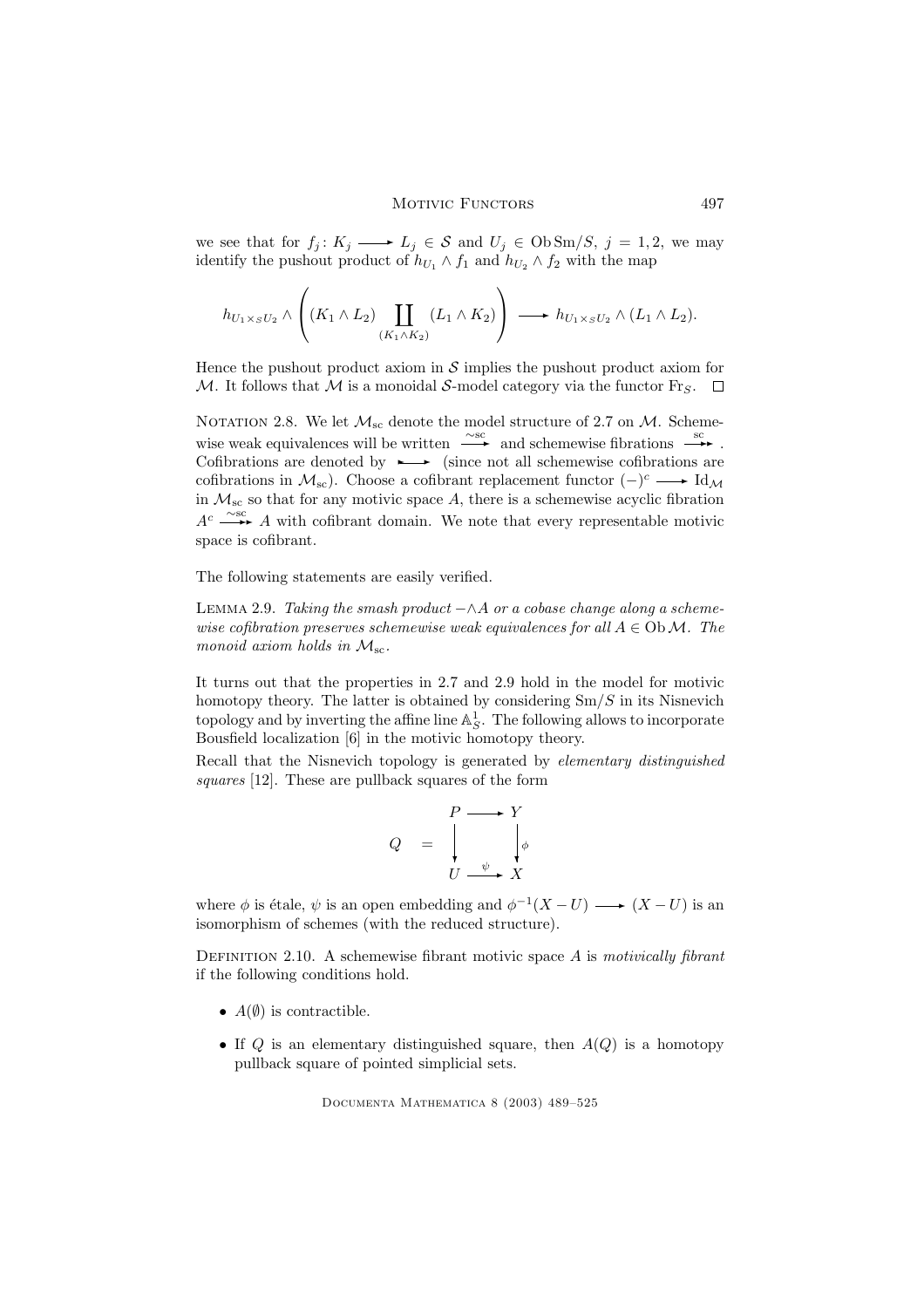we see that for $f_j \colon K_j \longrightarrow L_j \in \mathcal{S}$ and $U_j \in \operatorname{Ob}\mathrm{Sm}/S$, $j = 1, 2$, we may identify the pushout product of $h_{U_1} \wedge f_1$ and $h_{U_2} \wedge f_2$ with the map

$$h_{U_1 \times_S U_2} \wedge \left( (K_1 \wedge L_2) \coprod_{(K_1 \wedge K_2)} (L_1 \wedge K_2) \right) \longrightarrow h_{U_1 \times_S U_2} \wedge (L_1 \wedge L_2).$$

Hence the pushout product axiom in $\mathcal{S}$ implies the pushout product axiom for $\mathcal{M}$. It follows that $\mathcal{M}$ is a monoidal $\mathcal{S}$-model category via the functor $\mathrm{Fr}_S$. $\square$

NOTATION 2.8. We let $\mathcal{M}_{\mathrm{sc}}$ denote the model structure of 2.7 on $\mathcal{M}$. Schemewise weak equivalences will be written $\xrightarrow{\sim \mathrm{sc}}$ and schemewise fibrations $\xrightarrow{\mathrm{sc}}$. Cofibrations are denoted by $\rightarrowtail$ (since not all schemewise cofibrations are cofibrations in $\mathcal{M}_{\mathrm{sc}}$). Choose a cofibrant replacement functor $(-)^c \longrightarrow \mathrm{Id}_{\mathcal{M}}$ in $\mathcal{M}_{\mathrm{sc}}$ so that for any motivic space $A$, there is a schemewise acyclic fibration $A^c \xrightarrow{\sim \mathrm{sc}} A$ with cofibrant domain. We note that every representable motivic space is cofibrant.

The following statements are easily verified.

LEMMA 2.9. *Taking the smash product $-\wedge A$ or a cobase change along a schemewise cofibration preserves schemewise weak equivalences for all $A \in \operatorname{Ob}\mathcal{M}$. The monoid axiom holds in $\mathcal{M}_{\mathrm{sc}}$.*

It turns out that the properties in 2.7 and 2.9 hold in the model for motivic homotopy theory. The latter is obtained by considering $\mathrm{Sm}/S$ in its Nisnevich topology and by inverting the affine line $\mathbb{A}^1_S$. The following allows to incorporate Bousfield localization [6] in the motivic homotopy theory.

Recall that the Nisnevich topology is generated by *elementary distinguished squares* [12]. These are pullback squares of the form

$$Q \quad = \quad \begin{array}{ccc} P & \longrightarrow & Y \\ \downarrow & & \downarrow \phi \\ U & \xrightarrow{\psi} & X \end{array}$$

where $\phi$ is étale, $\psi$ is an open embedding and $\phi^{-1}(X - U) \longrightarrow (X - U)$ is an isomorphism of schemes (with the reduced structure).

DEFINITION 2.10. A schemewise fibrant motivic space $A$ is *motivically fibrant* if the following conditions hold.

- $A(\emptyset)$ is contractible.
- If $Q$ is an elementary distinguished square, then $A(Q)$ is a homotopy pullback square of pointed simplicial sets.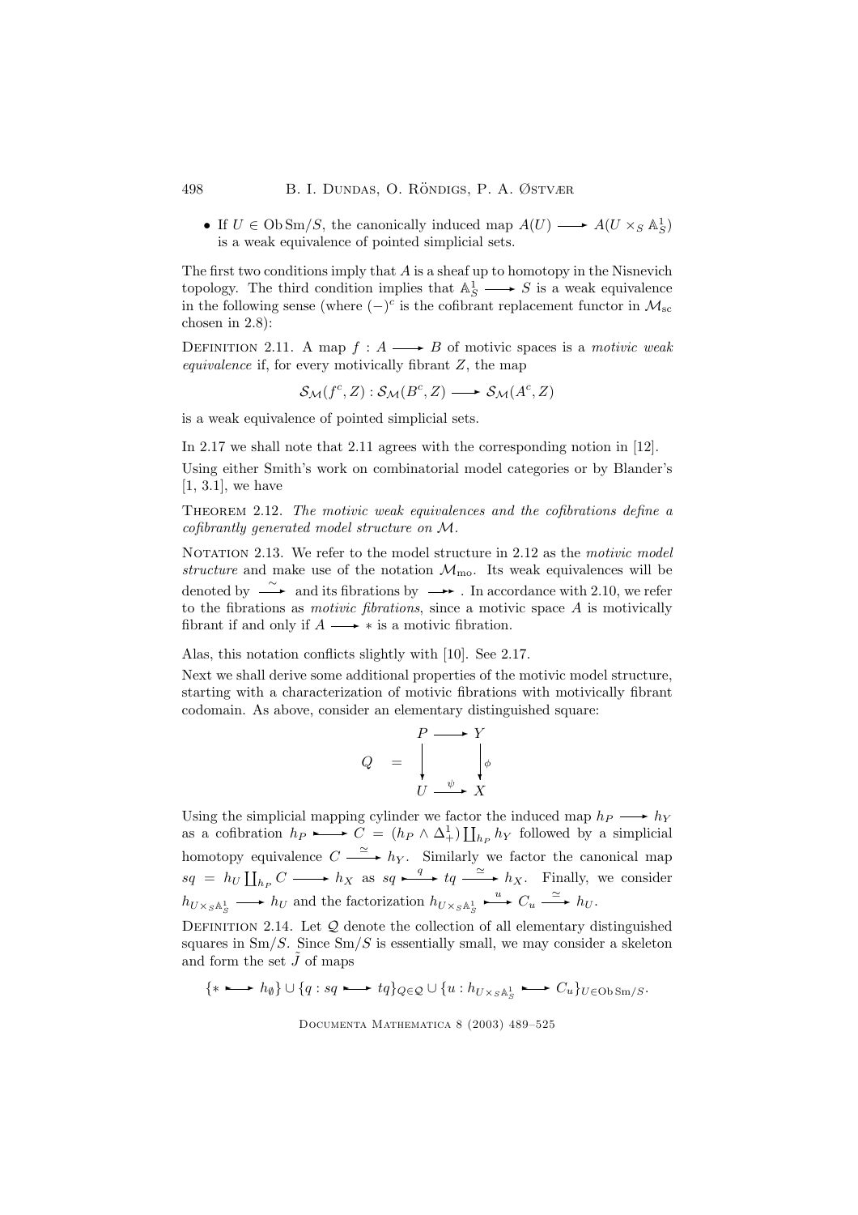- If $U \in \mathrm{Ob}\,\mathrm{Sm}/S$, the canonically induced map $A(U) \longrightarrow A(U \times_S \mathbb{A}^1_S)$ is a weak equivalence of pointed simplicial sets.

The first two conditions imply that $A$ is a sheaf up to homotopy in the Nisnevich topology. The third condition implies that $\mathbb{A}^1_S \longrightarrow S$ is a weak equivalence in the following sense (where $(-)^c$ is the cofibrant replacement functor in $\mathcal{M}_{\mathrm{sc}}$ chosen in 2.8):

Definition 2.11. A map $f : A \longrightarrow B$ of motivic spaces is a *motivic weak equivalence* if, for every motivically fibrant $Z$, the map

$$\mathcal{S}_{\mathcal{M}}(f^c, Z) : \mathcal{S}_{\mathcal{M}}(B^c, Z) \longrightarrow \mathcal{S}_{\mathcal{M}}(A^c, Z)$$

is a weak equivalence of pointed simplicial sets.

In 2.17 we shall note that 2.11 agrees with the corresponding notion in [12].

Using either Smith's work on combinatorial model categories or by Blander's [1, 3.1], we have

Theorem 2.12. *The motivic weak equivalences and the cofibrations define a cofibrantly generated model structure on $\mathcal{M}$.*

Notation 2.13. We refer to the model structure in 2.12 as the *motivic model structure* and make use of the notation $\mathcal{M}_{\mathrm{mo}}$. Its weak equivalences will be denoted by $\xrightarrow{\sim}$ and its fibrations by $\twoheadrightarrow$. In accordance with 2.10, we refer to the fibrations as *motivic fibrations*, since a motivic space $A$ is motivically fibrant if and only if $A \longrightarrow *$ is a motivic fibration.

Alas, this notation conflicts slightly with [10]. See 2.17.

Next we shall derive some additional properties of the motivic model structure, starting with a characterization of motivic fibrations with motivically fibrant codomain. As above, consider an elementary distinguished square:

$$Q \quad = \quad \begin{array}{ccc} P & \longrightarrow & Y \\ \big\downarrow & & \big\downarrow \phi \\ U & \xrightarrow{\ \psi\ } & X \end{array}$$

Using the simplicial mapping cylinder we factor the induced map $h_P \longrightarrow h_Y$ as a cofibration $h_P \rightarrowtail C = (h_P \wedge \Delta^1_+) \coprod_{h_P} h_Y$ followed by a simplicial homotopy equivalence $C \xrightarrow{\simeq} h_Y$. Similarly we factor the canonical map $sq = h_U \coprod_{h_P} C \longrightarrow h_X$ as $sq \overset{q}{\rightarrowtail} tq \xrightarrow{\simeq} h_X$. Finally, we consider $h_{U \times_S \mathbb{A}^1_S} \longrightarrow h_U$ and the factorization $h_{U \times_S \mathbb{A}^1_S} \overset{u}{\rightarrowtail} C_u \xrightarrow{\simeq} h_U$.

Definition 2.14. Let $\mathcal{Q}$ denote the collection of all elementary distinguished squares in $\mathrm{Sm}/S$. Since $\mathrm{Sm}/S$ is essentially small, we may consider a skeleton and form the set $\tilde{J}$ of maps

$$\{* \rightarrowtail h_\emptyset\} \cup \{q : sq \rightarrowtail tq\}_{Q \in \mathcal{Q}} \cup \{u : h_{U \times_S \mathbb{A}^1_S} \rightarrowtail C_u\}_{U \in \mathrm{Ob}\,\mathrm{Sm}/S}.$$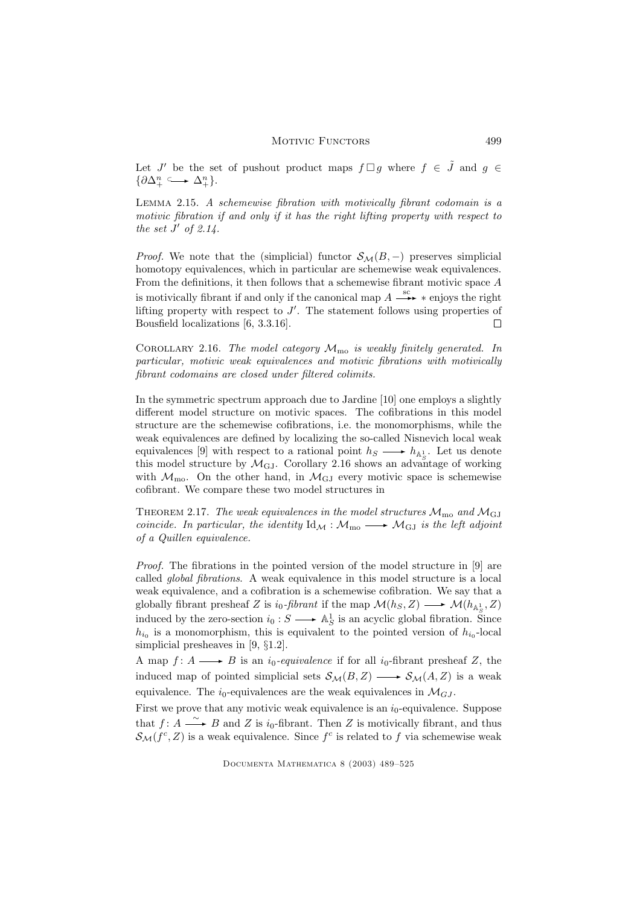Let $J'$ be the set of pushout product maps $f \square g$ where $f \in \tilde{J}$ and $g \in \{\partial\Delta^n_+ \hookrightarrow \Delta^n_+\}$.

Lemma 2.15. *A schemewise fibration with motivically fibrant codomain is a motivic fibration if and only if it has the right lifting property with respect to the set $J'$ of 2.14.*

*Proof.* We note that the (simplicial) functor $\mathcal{S}_\mathcal{M}(B,-)$ preserves simplicial homotopy equivalences, which in particular are schemewise weak equivalences. From the definitions, it then follows that a schemewise fibrant motivic space $A$ is motivically fibrant if and only if the canonical map $A \xrightarrow{\text{sc}} *$ enjoys the right lifting property with respect to $J'$. The statement follows using properties of Bousfield localizations [6, 3.3.16]. □

Corollary 2.16. *The model category $\mathcal{M}_{\text{mo}}$ is weakly finitely generated. In particular, motivic weak equivalences and motivic fibrations with motivically fibrant codomains are closed under filtered colimits.*

In the symmetric spectrum approach due to Jardine [10] one employs a slightly different model structure on motivic spaces. The cofibrations in this model structure are the schemewise cofibrations, i.e. the monomorphisms, while the weak equivalences are defined by localizing the so-called Nisnevich local weak equivalences [9] with respect to a rational point $h_S \longrightarrow h_{\mathbb{A}^1_S}$. Let us denote this model structure by $\mathcal{M}_{\text{GJ}}$. Corollary 2.16 shows an advantage of working with $\mathcal{M}_{\text{mo}}$. On the other hand, in $\mathcal{M}_{\text{GJ}}$ every motivic space is schemewise cofibrant. We compare these two model structures in

Theorem 2.17. *The weak equivalences in the model structures $\mathcal{M}_{\text{mo}}$ and $\mathcal{M}_{\text{GJ}}$ coincide. In particular, the identity $\text{Id}_\mathcal{M} : \mathcal{M}_{\text{mo}} \longrightarrow \mathcal{M}_{\text{GJ}}$ is the left adjoint of a Quillen equivalence.*

*Proof.* The fibrations in the pointed version of the model structure in [9] are called *global fibrations*. A weak equivalence in this model structure is a local weak equivalence, and a cofibration is a schemewise cofibration. We say that a globally fibrant presheaf $Z$ is $i_0$-*fibrant* if the map $\mathcal{M}(h_S, Z) \longrightarrow \mathcal{M}(h_{\mathbb{A}^1_S}, Z)$ induced by the zero-section $i_0 : S \longrightarrow \mathbb{A}^1_S$ is an acyclic global fibration. Since $h_{i_0}$ is a monomorphism, this is equivalent to the pointed version of $h_{i_0}$-local simplicial presheaves in [9, §1.2].

A map $f : A \longrightarrow B$ is an $i_0$-*equivalence* if for all $i_0$-fibrant presheaf $Z$, the induced map of pointed simplicial sets $\mathcal{S}_\mathcal{M}(B, Z) \longrightarrow \mathcal{S}_\mathcal{M}(A, Z)$ is a weak equivalence. The $i_0$-equivalences are the weak equivalences in $\mathcal{M}_{GJ}$.

First we prove that any motivic weak equivalence is an $i_0$-equivalence. Suppose that $f : A \xrightarrow{\sim} B$ and $Z$ is $i_0$-fibrant. Then $Z$ is motivically fibrant, and thus $\mathcal{S}_\mathcal{M}(f^c, Z)$ is a weak equivalence. Since $f^c$ is related to $f$ via schemewise weak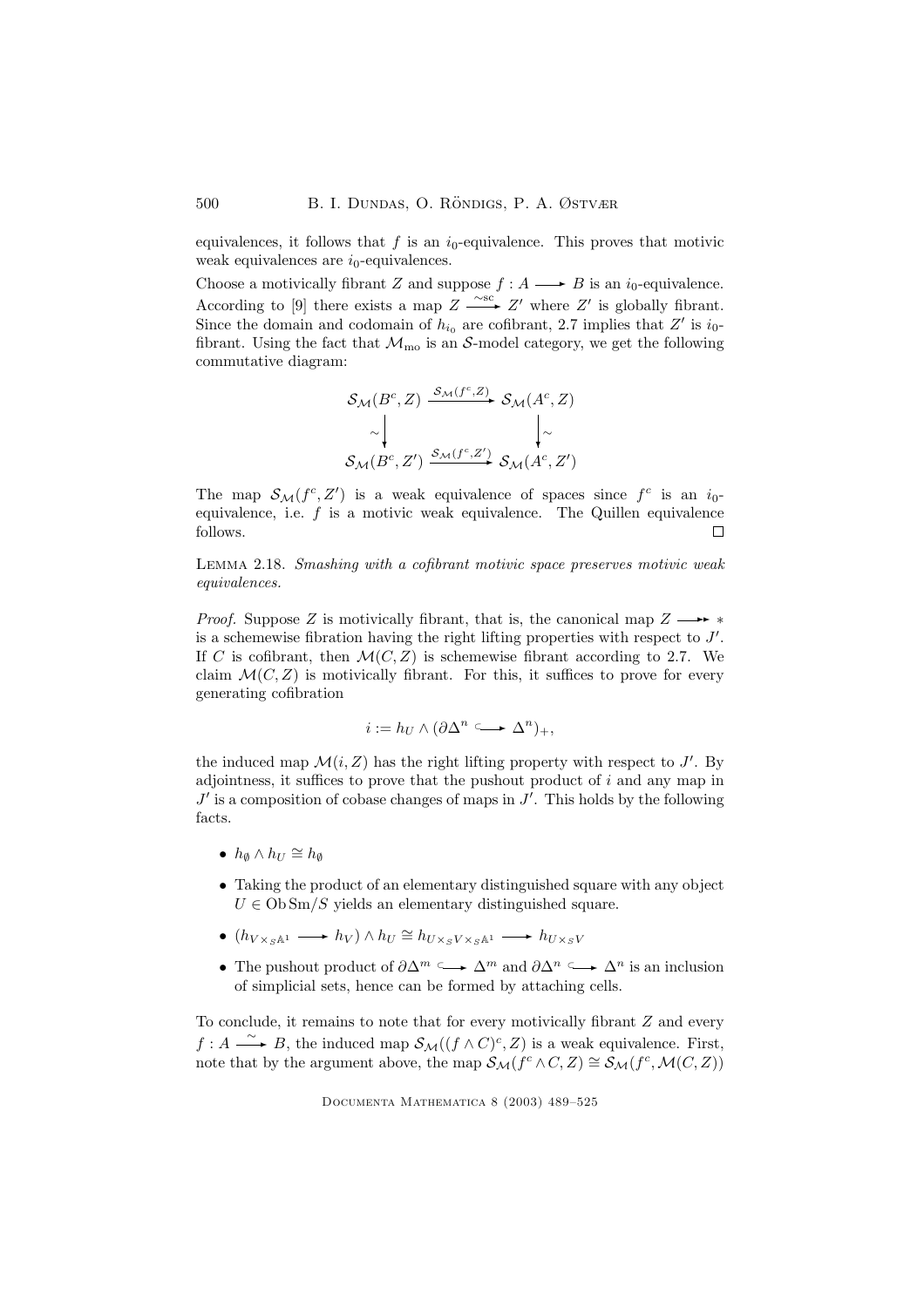equivalences, it follows that $f$ is an $i_0$-equivalence. This proves that motivic weak equivalences are $i_0$-equivalences.

Choose a motivically fibrant $Z$ and suppose $f : A \longrightarrow B$ is an $i_0$-equivalence. According to [9] there exists a map $Z \xrightarrow{\sim \mathrm{sc}} Z'$ where $Z'$ is globally fibrant. Since the domain and codomain of $h_{i_0}$ are cofibrant, 2.7 implies that $Z'$ is $i_0$-fibrant. Using the fact that $\mathcal{M}_{\mathrm{mo}}$ is an $\mathcal{S}$-model category, we get the following commutative diagram:

$$\begin{array}{ccc}
\mathcal{S}_{\mathcal{M}}(B^c, Z) & \xrightarrow{\mathcal{S}_{\mathcal{M}}(f^c, Z)} & \mathcal{S}_{\mathcal{M}}(A^c, Z) \\
\sim\big\downarrow & & \big\downarrow\sim \\
\mathcal{S}_{\mathcal{M}}(B^c, Z') & \xrightarrow{\mathcal{S}_{\mathcal{M}}(f^c, Z')} & \mathcal{S}_{\mathcal{M}}(A^c, Z')
\end{array}$$

The map $\mathcal{S}_{\mathcal{M}}(f^c, Z')$ is a weak equivalence of spaces since $f^c$ is an $i_0$-equivalence, i.e. $f$ is a motivic weak equivalence. The Quillen equivalence follows. $\square$

Lemma 2.18. *Smashing with a cofibrant motivic space preserves motivic weak equivalences.*

*Proof.* Suppose $Z$ is motivically fibrant, that is, the canonical map $Z \longrightarrow *$ is a schemewise fibration having the right lifting properties with respect to $J'$. If $C$ is cofibrant, then $\mathcal{M}(C, Z)$ is schemewise fibrant according to 2.7. We claim $\mathcal{M}(C, Z)$ is motivically fibrant. For this, it suffices to prove for every generating cofibration

$$i := h_U \wedge (\partial\Delta^n \hookrightarrow \Delta^n)_+,$$

the induced map $\mathcal{M}(i, Z)$ has the right lifting property with respect to $J'$. By adjointness, it suffices to prove that the pushout product of $i$ and any map in $J'$ is a composition of cobase changes of maps in $J'$. This holds by the following facts.

- $h_\emptyset \wedge h_U \cong h_\emptyset$
- Taking the product of an elementary distinguished square with any object $U \in \mathrm{Ob}\,\mathrm{Sm}/S$ yields an elementary distinguished square.
- $(h_{V \times_S \mathbb{A}^1} \longrightarrow h_V) \wedge h_U \cong h_{U \times_S V \times_S \mathbb{A}^1} \longrightarrow h_{U \times_S V}$
- The pushout product of $\partial\Delta^m \hookrightarrow \Delta^m$ and $\partial\Delta^n \hookrightarrow \Delta^n$ is an inclusion of simplicial sets, hence can be formed by attaching cells.

To conclude, it remains to note that for every motivically fibrant $Z$ and every $f : A \xrightarrow{\sim} B$, the induced map $\mathcal{S}_{\mathcal{M}}((f \wedge C)^c, Z)$ is a weak equivalence. First, note that by the argument above, the map $\mathcal{S}_{\mathcal{M}}(f^c \wedge C, Z) \cong \mathcal{S}_{\mathcal{M}}(f^c, \mathcal{M}(C, Z))$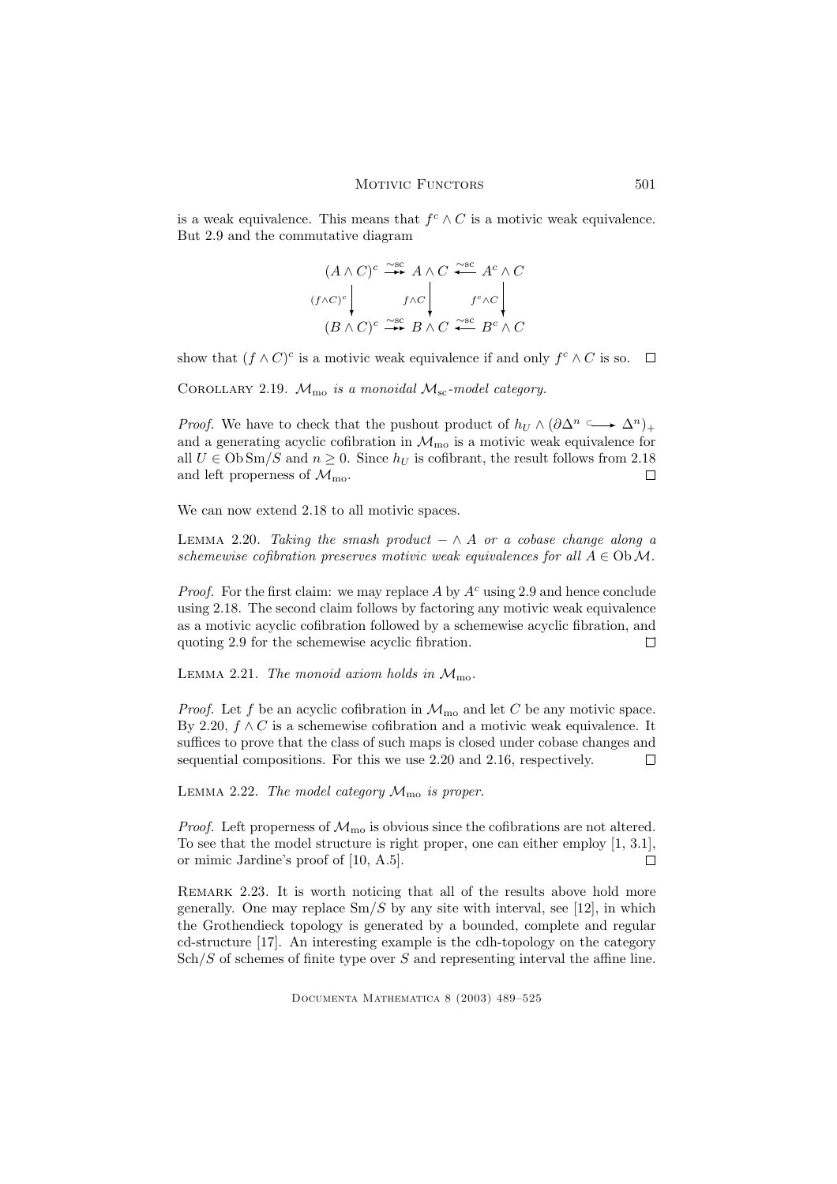is a weak equivalence. This means that $f^c \wedge C$ is a motivic weak equivalence. But 2.9 and the commutative diagram

$$\begin{array}{ccccc}
(A \wedge C)^c & \xrightarrow{\sim_{\mathrm{sc}}} & A \wedge C & \xleftarrow{\sim_{\mathrm{sc}}} & A^c \wedge C \\
{\scriptstyle (f\wedge C)^c}\downarrow & & {\scriptstyle f\wedge C}\downarrow & & \downarrow{\scriptstyle f^c \wedge C} \\
(B \wedge C)^c & \xrightarrow{\sim_{\mathrm{sc}}} & B \wedge C & \xleftarrow{\sim_{\mathrm{sc}}} & B^c \wedge C
\end{array}$$

show that $(f \wedge C)^c$ is a motivic weak equivalence if and only if $f^c \wedge C$ is so. $\square$

Corollary 2.19. *$\mathcal{M}_{\mathrm{mo}}$ is a monoidal $\mathcal{M}_{\mathrm{sc}}$-model category.*

*Proof.* We have to check that the pushout product of $h_U \wedge (\partial\Delta^n \hookrightarrow \Delta^n)_+$ and a generating acyclic cofibration in $\mathcal{M}_{\mathrm{mo}}$ is a motivic weak equivalence for all $U \in \mathrm{Ob}\,\mathrm{Sm}/S$ and $n \geq 0$. Since $h_U$ is cofibrant, the result follows from 2.18 and left properness of $\mathcal{M}_{\mathrm{mo}}$. $\square$

We can now extend 2.18 to all motivic spaces.

Lemma 2.20. *Taking the smash product $- \wedge A$ or a cobase change along a schemewise cofibration preserves motivic weak equivalences for all $A \in \mathrm{Ob}\,\mathcal{M}$.*

*Proof.* For the first claim: we may replace $A$ by $A^c$ using 2.9 and hence conclude using 2.18. The second claim follows by factoring any motivic weak equivalence as a motivic acyclic cofibration followed by a schemewise acyclic fibration, and quoting 2.9 for the schemewise acyclic fibration. $\square$

Lemma 2.21. *The monoid axiom holds in $\mathcal{M}_{\mathrm{mo}}$.*

*Proof.* Let $f$ be an acyclic cofibration in $\mathcal{M}_{\mathrm{mo}}$ and let $C$ be any motivic space. By 2.20, $f \wedge C$ is a schemewise cofibration and a motivic weak equivalence. It suffices to prove that the class of such maps is closed under cobase changes and sequential compositions. For this we use 2.20 and 2.16, respectively. $\square$

Lemma 2.22. *The model category $\mathcal{M}_{\mathrm{mo}}$ is proper.*

*Proof.* Left properness of $\mathcal{M}_{\mathrm{mo}}$ is obvious since the cofibrations are not altered. To see that the model structure is right proper, one can either employ [1, 3.1], or mimic Jardine's proof of [10, A.5]. $\square$

Remark 2.23. It is worth noticing that all of the results above hold more generally. One may replace $\mathrm{Sm}/S$ by any site with interval, see [12], in which the Grothendieck topology is generated by a bounded, complete and regular cd-structure [17]. An interesting example is the cdh-topology on the category $\mathrm{Sch}/S$ of schemes of finite type over $S$ and representing interval the affine line.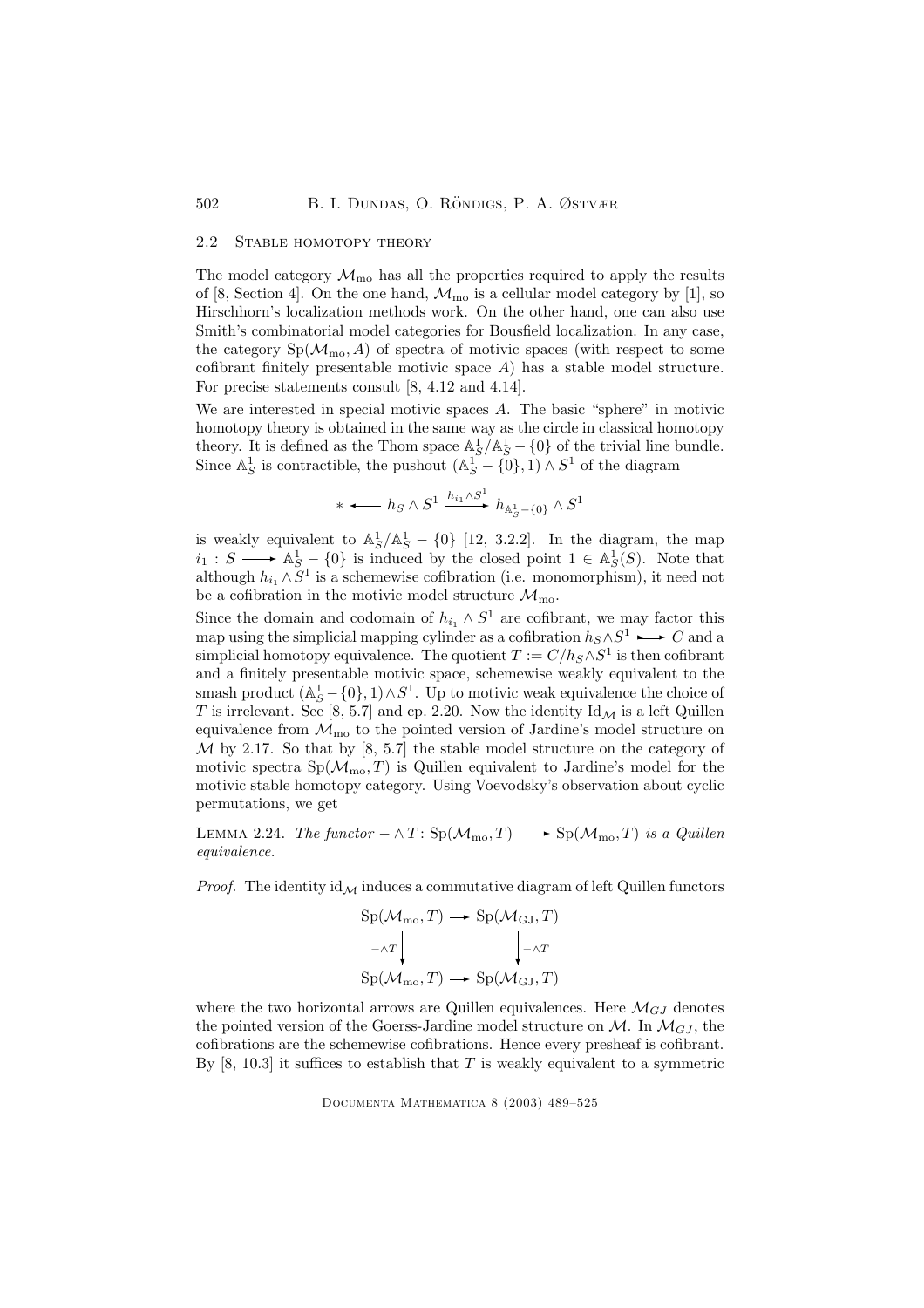### 2.2 Stable homotopy theory

The model category $\mathcal{M}_{\mathrm{mo}}$ has all the properties required to apply the results of [8, Section 4]. On the one hand, $\mathcal{M}_{\mathrm{mo}}$ is a cellular model category by [1], so Hirschhorn's localization methods work. On the other hand, one can also use Smith's combinatorial model categories for Bousfield localization. In any case, the category $\mathrm{Sp}(\mathcal{M}_{\mathrm{mo}}, A)$ of spectra of motivic spaces (with respect to some cofibrant finitely presentable motivic space $A$) has a stable model structure. For precise statements consult [8, 4.12 and 4.14].

We are interested in special motivic spaces $A$. The basic "sphere" in motivic homotopy theory is obtained in the same way as the circle in classical homotopy theory. It is defined as the Thom space $\mathbb{A}^1_S/\mathbb{A}^1_S - \{0\}$ of the trivial line bundle. Since $\mathbb{A}^1_S$ is contractible, the pushout $(\mathbb{A}^1_S - \{0\}, 1) \wedge S^1$ of the diagram

$$* \longleftarrow h_S \wedge S^1 \xrightarrow{h_{i_1} \wedge S^1} h_{\mathbb{A}^1_S - \{0\}} \wedge S^1$$

is weakly equivalent to $\mathbb{A}^1_S/\mathbb{A}^1_S - \{0\}$ [12, 3.2.2]. In the diagram, the map $i_1 : S \longrightarrow \mathbb{A}^1_S - \{0\}$ is induced by the closed point $1 \in \mathbb{A}^1_S(S)$. Note that although $h_{i_1} \wedge S^1$ is a schemewise cofibration (i.e. monomorphism), it need not be a cofibration in the motivic model structure $\mathcal{M}_{\mathrm{mo}}$.

Since the domain and codomain of $h_{i_1} \wedge S^1$ are cofibrant, we may factor this map using the simplicial mapping cylinder as a cofibration $h_S \wedge S^1 \rightarrowtail C$ and a simplicial homotopy equivalence. The quotient $T := C/h_S \wedge S^1$ is then cofibrant and a finitely presentable motivic space, schemewise weakly equivalent to the smash product $(\mathbb{A}^1_S - \{0\}, 1) \wedge S^1$. Up to motivic weak equivalence the choice of $T$ is irrelevant. See [8, 5.7] and cp. 2.20. Now the identity $\mathrm{Id}_{\mathcal{M}}$ is a left Quillen equivalence from $\mathcal{M}_{\mathrm{mo}}$ to the pointed version of Jardine's model structure on $\mathcal{M}$ by 2.17. So that by [8, 5.7] the stable model structure on the category of motivic spectra $\mathrm{Sp}(\mathcal{M}_{\mathrm{mo}}, T)$ is Quillen equivalent to Jardine's model for the motivic stable homotopy category. Using Voevodsky's observation about cyclic permutations, we get

Lemma 2.24. *The functor* $- \wedge T \colon \mathrm{Sp}(\mathcal{M}_{\mathrm{mo}}, T) \longrightarrow \mathrm{Sp}(\mathcal{M}_{\mathrm{mo}}, T)$ *is a Quillen equivalence.*

*Proof.* The identity $\mathrm{id}_{\mathcal{M}}$ induces a commutative diagram of left Quillen functors

$$\begin{array}{ccc} \mathrm{Sp}(\mathcal{M}_{\mathrm{mo}}, T) & \longrightarrow & \mathrm{Sp}(\mathcal{M}_{\mathrm{GJ}}, T) \\ {\scriptstyle -\wedge T}\downarrow & & \downarrow{\scriptstyle -\wedge T} \\ \mathrm{Sp}(\mathcal{M}_{\mathrm{mo}}, T) & \longrightarrow & \mathrm{Sp}(\mathcal{M}_{\mathrm{GJ}}, T) \end{array}$$

where the two horizontal arrows are Quillen equivalences. Here $\mathcal{M}_{GJ}$ denotes the pointed version of the Goerss-Jardine model structure on $\mathcal{M}$. In $\mathcal{M}_{GJ}$, the cofibrations are the schemewise cofibrations. Hence every presheaf is cofibrant. By [8, 10.3] it suffices to establish that $T$ is weakly equivalent to a symmetric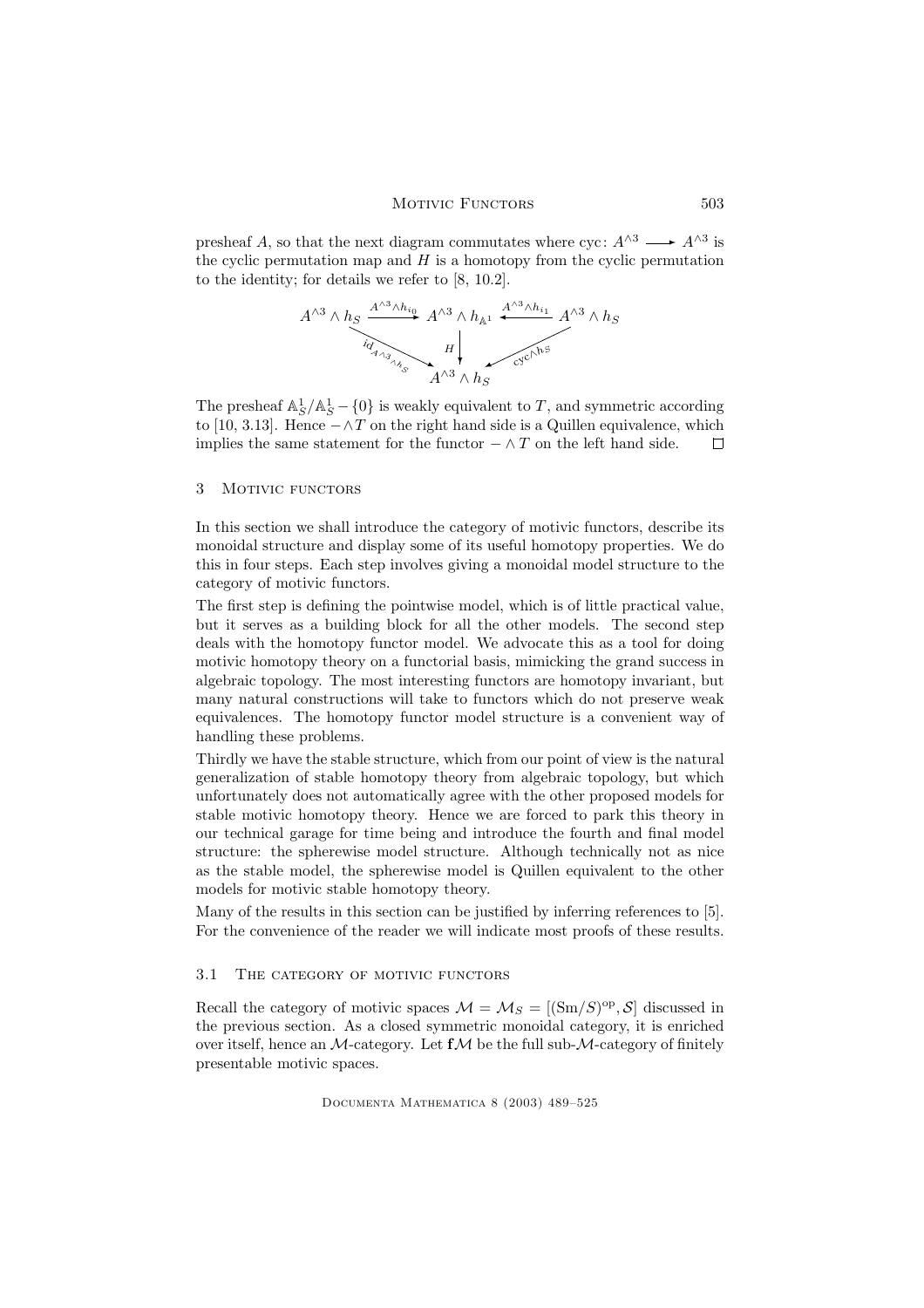presheaf $A$, so that the next diagram commutes where $\mathrm{cyc}\colon A^{\wedge 3} \longrightarrow A^{\wedge 3}$ is the cyclic permutation map and $H$ is a homotopy from the cyclic permutation to the identity; for details we refer to [8, 10.2].

$$\begin{array}{ccccc} A^{\wedge 3} \wedge h_S & \xrightarrow{A^{\wedge 3} \wedge h_{i_0}} & A^{\wedge 3} \wedge h_{\mathbb{A}^1} & \xleftarrow{A^{\wedge 3} \wedge h_{i_1}} & A^{\wedge 3} \wedge h_S \\ & {\scriptstyle \mathrm{id}_{A^{\wedge 3} \wedge h_S}} \searrow & \downarrow {\scriptstyle H} & \swarrow {\scriptstyle \mathrm{cyc} \wedge h_S} & \\ & & A^{\wedge 3} \wedge h_S & & \end{array}$$

The presheaf $\mathbb{A}^1_S/\mathbb{A}^1_S - \{0\}$ is weakly equivalent to $T$, and symmetric according to [10, 3.13]. Hence $- \wedge T$ on the right hand side is a Quillen equivalence, which implies the same statement for the functor $- \wedge T$ on the left hand side. $\square$

## 3 Motivic functors

In this section we shall introduce the category of motivic functors, describe its monoidal structure and display some of its useful homotopy properties. We do this in four steps. Each step involves giving a monoidal model structure to the category of motivic functors.

The first step is defining the pointwise model, which is of little practical value, but it serves as a building block for all the other models. The second step deals with the homotopy functor model. We advocate this as a tool for doing motivic homotopy theory on a functorial basis, mimicking the grand success in algebraic topology. The most interesting functors are homotopy invariant, but many natural constructions will take to functors which do not preserve weak equivalences. The homotopy functor model structure is a convenient way of handling these problems.

Thirdly we have the stable structure, which from our point of view is the natural generalization of stable homotopy theory from algebraic topology, but which unfortunately does not automatically agree with the other proposed models for stable motivic homotopy theory. Hence we are forced to park this theory in our technical garage for time being and introduce the fourth and final model structure: the spherewise model structure. Although technically not as nice as the stable model, the spherewise model is Quillen equivalent to the other models for motivic stable homotopy theory.

Many of the results in this section can be justified by inferring references to [5]. For the convenience of the reader we will indicate most proofs of these results.

### 3.1 The category of motivic functors

Recall the category of motivic spaces $\mathcal{M} = \mathcal{M}_S = [(\mathrm{Sm}/S)^{\mathrm{op}}, \mathcal{S}]$ discussed in the previous section. As a closed symmetric monoidal category, it is enriched over itself, hence an $\mathcal{M}$-category. Let $\mathbf{f}\mathcal{M}$ be the full sub-$\mathcal{M}$-category of finitely presentable motivic spaces.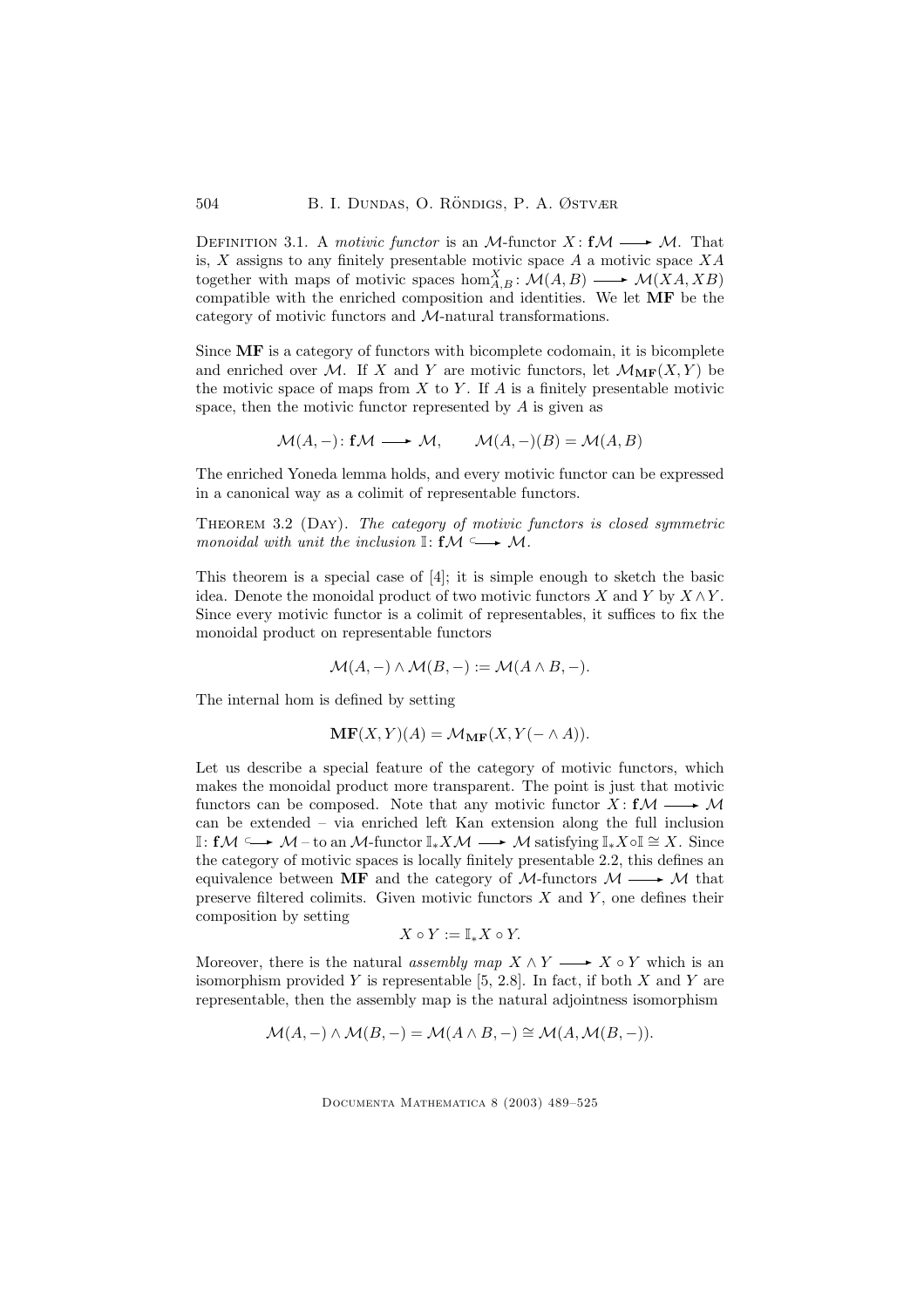Definition 3.1. A *motivic functor* is an $\mathcal{M}$-functor $X\colon \mathbf{f}\mathcal{M} \longrightarrow \mathcal{M}$. That is, $X$ assigns to any finitely presentable motivic space $A$ a motivic space $XA$ together with maps of motivic spaces $\hom^X_{A,B}\colon \mathcal{M}(A,B) \longrightarrow \mathcal{M}(XA,XB)$ compatible with the enriched composition and identities. We let $\mathbf{MF}$ be the category of motivic functors and $\mathcal{M}$-natural transformations.

Since $\mathbf{MF}$ is a category of functors with bicomplete codomain, it is bicomplete and enriched over $\mathcal{M}$. If $X$ and $Y$ are motivic functors, let $\mathcal{M}_{\mathbf{MF}}(X,Y)$ be the motivic space of maps from $X$ to $Y$. If $A$ is a finitely presentable motivic space, then the motivic functor represented by $A$ is given as

$$\mathcal{M}(A,-)\colon \mathbf{f}\mathcal{M} \longrightarrow \mathcal{M}, \qquad \mathcal{M}(A,-)(B) = \mathcal{M}(A,B)$$

The enriched Yoneda lemma holds, and every motivic functor can be expressed in a canonical way as a colimit of representable functors.

Theorem 3.2 (Day). *The category of motivic functors is closed symmetric monoidal with unit the inclusion* $\mathbb{I}\colon \mathbf{f}\mathcal{M} \hookrightarrow \mathcal{M}$.

This theorem is a special case of [4]; it is simple enough to sketch the basic idea. Denote the monoidal product of two motivic functors $X$ and $Y$ by $X \wedge Y$. Since every motivic functor is a colimit of representables, it suffices to fix the monoidal product on representable functors

$$\mathcal{M}(A,-) \wedge \mathcal{M}(B,-) := \mathcal{M}(A \wedge B, -).$$

The internal hom is defined by setting

$$\mathbf{MF}(X,Y)(A) = \mathcal{M}_{\mathbf{MF}}(X, Y(-\wedge A)).$$

Let us describe a special feature of the category of motivic functors, which makes the monoidal product more transparent. The point is just that motivic functors can be composed. Note that any motivic functor $X\colon \mathbf{f}\mathcal{M} \longrightarrow \mathcal{M}$ can be extended – via enriched left Kan extension along the full inclusion $\mathbb{I}\colon \mathbf{f}\mathcal{M} \hookrightarrow \mathcal{M}$ – to an $\mathcal{M}$-functor $\mathbb{I}_* X \mathcal{M} \longrightarrow \mathcal{M}$ satisfying $\mathbb{I}_* X \circ \mathbb{I} \cong X$. Since the category of motivic spaces is locally finitely presentable 2.2, this defines an equivalence between $\mathbf{MF}$ and the category of $\mathcal{M}$-functors $\mathcal{M} \longrightarrow \mathcal{M}$ that preserve filtered colimits. Given motivic functors $X$ and $Y$, one defines their composition by setting

$$X \circ Y := \mathbb{I}_* X \circ Y.$$

Moreover, there is the natural *assembly map* $X \wedge Y \longrightarrow X \circ Y$ which is an isomorphism provided $Y$ is representable [5, 2.8]. In fact, if both $X$ and $Y$ are representable, then the assembly map is the natural adjointness isomorphism

$$\mathcal{M}(A,-) \wedge \mathcal{M}(B,-) = \mathcal{M}(A \wedge B, -) \cong \mathcal{M}(A, \mathcal{M}(B,-)).$$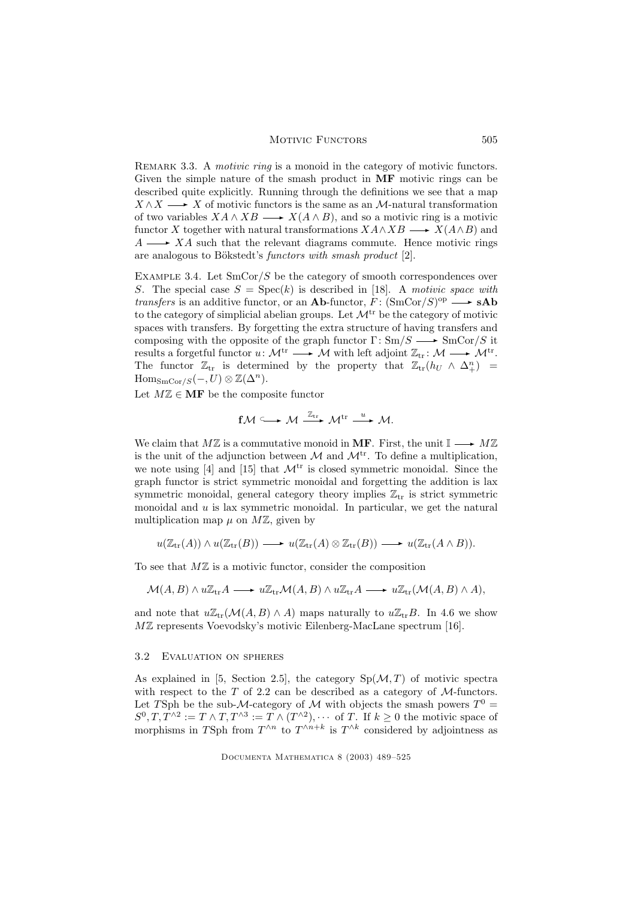Remark 3.3. A *motivic ring* is a monoid in the category of motivic functors. Given the simple nature of the smash product in **MF** motivic rings can be described quite explicitly. Running through the definitions we see that a map $X \wedge X \longrightarrow X$ of motivic functors is the same as an $\mathcal{M}$-natural transformation of two variables $XA \wedge XB \longrightarrow X(A \wedge B)$, and so a motivic ring is a motivic functor $X$ together with natural transformations $XA \wedge XB \longrightarrow X(A \wedge B)$ and $A \longrightarrow XA$ such that the relevant diagrams commute. Hence motivic rings are analogous to Bökstedt's *functors with smash product* [2].

Example 3.4. Let $\mathrm{SmCor}/S$ be the category of smooth correspondences over $S$. The special case $S = \mathrm{Spec}(k)$ is described in [18]. A *motivic space with transfers* is an additive functor, or an **Ab**-functor, $F\colon (\mathrm{SmCor}/S)^{\mathrm{op}} \longrightarrow \mathbf{sAb}$ to the category of simplicial abelian groups. Let $\mathcal{M}^{\mathrm{tr}}$ be the category of motivic spaces with transfers. By forgetting the extra structure of having transfers and composing with the opposite of the graph functor $\Gamma\colon \mathrm{Sm}/S \longrightarrow \mathrm{SmCor}/S$ it results a forgetful functor $u\colon \mathcal{M}^{\mathrm{tr}} \longrightarrow \mathcal{M}$ with left adjoint $\mathbb{Z}_{\mathrm{tr}}\colon \mathcal{M} \longrightarrow \mathcal{M}^{\mathrm{tr}}$. The functor $\mathbb{Z}_{\mathrm{tr}}$ is determined by the property that $\mathbb{Z}_{\mathrm{tr}}(h_U \wedge \Delta^n_+) = \mathrm{Hom}_{\mathrm{SmCor}/S}(-, U) \otimes \mathbb{Z}(\Delta^n)$.

Let $M\mathbb{Z} \in \mathbf{MF}$ be the composite functor

$$\mathbf{f}\mathcal{M} \hookrightarrow \mathcal{M} \xrightarrow{\mathbb{Z}_{\mathrm{tr}}} \mathcal{M}^{\mathrm{tr}} \xrightarrow{u} \mathcal{M}.$$

We claim that $M\mathbb{Z}$ is a commutative monoid in **MF**. First, the unit $\mathbb{I} \longrightarrow M\mathbb{Z}$ is the unit of the adjunction between $\mathcal{M}$ and $\mathcal{M}^{\mathrm{tr}}$. To define a multiplication, we note using [4] and [15] that $\mathcal{M}^{\mathrm{tr}}$ is closed symmetric monoidal. Since the graph functor is strict symmetric monoidal and forgetting the addition is lax symmetric monoidal, general category theory implies $\mathbb{Z}_{\mathrm{tr}}$ is strict symmetric monoidal and $u$ is lax symmetric monoidal. In particular, we get the natural multiplication map $\mu$ on $M\mathbb{Z}$, given by

$$u(\mathbb{Z}_{\mathrm{tr}}(A)) \wedge u(\mathbb{Z}_{\mathrm{tr}}(B)) \longrightarrow u(\mathbb{Z}_{\mathrm{tr}}(A) \otimes \mathbb{Z}_{\mathrm{tr}}(B)) \longrightarrow u(\mathbb{Z}_{\mathrm{tr}}(A \wedge B)).$$

To see that $M\mathbb{Z}$ is a motivic functor, consider the composition

$$\mathcal{M}(A,B) \wedge u\mathbb{Z}_{\mathrm{tr}}A \longrightarrow u\mathbb{Z}_{\mathrm{tr}}\mathcal{M}(A,B) \wedge u\mathbb{Z}_{\mathrm{tr}}A \longrightarrow u\mathbb{Z}_{\mathrm{tr}}(\mathcal{M}(A,B) \wedge A),$$

and note that $u\mathbb{Z}_{\mathrm{tr}}(\mathcal{M}(A,B) \wedge A)$ maps naturally to $u\mathbb{Z}_{\mathrm{tr}}B$. In 4.6 we show $M\mathbb{Z}$ represents Voevodsky's motivic Eilenberg-MacLane spectrum [16].

### 3.2 Evaluation on spheres

As explained in [5, Section 2.5], the category $\mathrm{Sp}(\mathcal{M}, T)$ of motivic spectra with respect to the $T$ of 2.2 can be described as a category of $\mathcal{M}$-functors. Let $T\mathrm{Sph}$ be the sub-$\mathcal{M}$-category of $\mathcal{M}$ with objects the smash powers $T^0 = S^0, T, T^{\wedge 2} := T \wedge T, T^{\wedge 3} := T \wedge (T^{\wedge 2}), \cdots$ of $T$. If $k \geq 0$ the motivic space of morphisms in $T\mathrm{Sph}$ from $T^{\wedge n}$ to $T^{\wedge n+k}$ is $T^{\wedge k}$ considered by adjointness as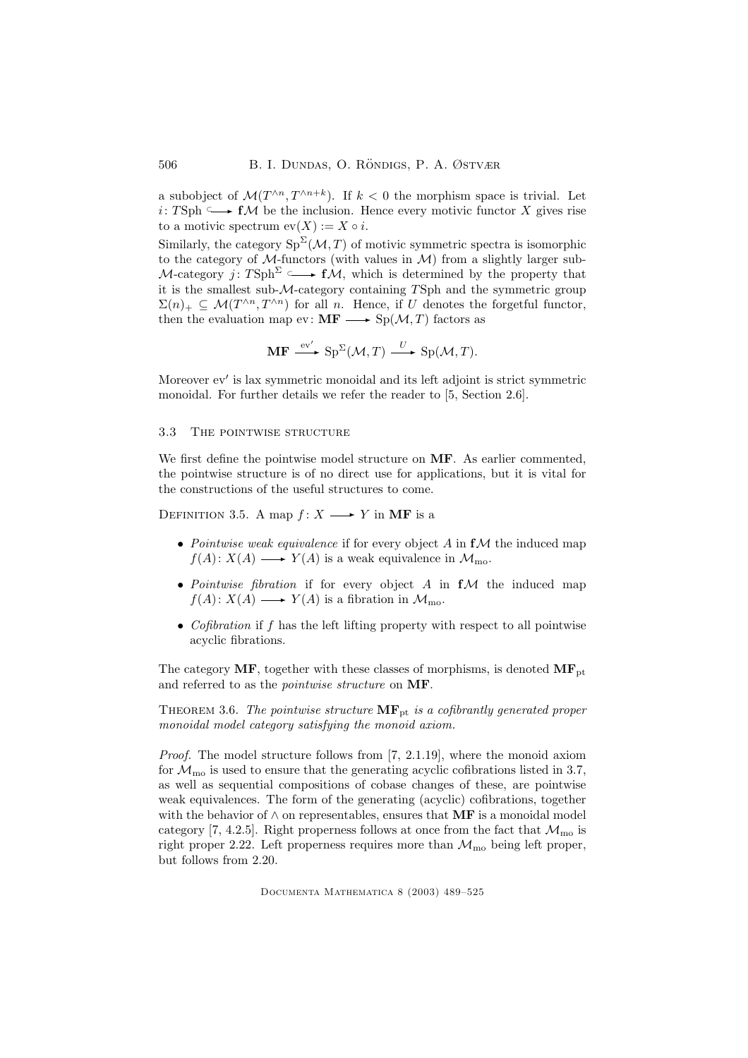a subobject of $\mathcal{M}(T^{\wedge n}, T^{\wedge n+k})$. If $k < 0$ the morphism space is trivial. Let $i\colon T\mathrm{Sph} \hookrightarrow \mathbf{f}\mathcal{M}$ be the inclusion. Hence every motivic functor $X$ gives rise to a motivic spectrum $\mathrm{ev}(X) := X \circ i$.

Similarly, the category $\mathrm{Sp}^{\Sigma}(\mathcal{M}, T)$ of motivic symmetric spectra is isomorphic to the category of $\mathcal{M}$-functors (with values in $\mathcal{M}$) from a slightly larger sub-$\mathcal{M}$-category $j\colon T\mathrm{Sph}^{\Sigma} \hookrightarrow \mathbf{f}\mathcal{M}$, which is determined by the property that it is the smallest sub-$\mathcal{M}$-category containing $T\mathrm{Sph}$ and the symmetric group $\Sigma(n)_+ \subseteq \mathcal{M}(T^{\wedge n}, T^{\wedge n})$ for all $n$. Hence, if $U$ denotes the forgetful functor, then the evaluation map $\mathrm{ev}\colon \mathbf{MF} \longrightarrow \mathrm{Sp}(\mathcal{M}, T)$ factors as

$$\mathbf{MF} \xrightarrow{\mathrm{ev}'} \mathrm{Sp}^{\Sigma}(\mathcal{M}, T) \xrightarrow{U} \mathrm{Sp}(\mathcal{M}, T).$$

Moreover $\mathrm{ev}'$ is lax symmetric monoidal and its left adjoint is strict symmetric monoidal. For further details we refer the reader to [5, Section 2.6].

### 3.3 The pointwise structure

We first define the pointwise model structure on $\mathbf{MF}$. As earlier commented, the pointwise structure is of no direct use for applications, but it is vital for the constructions of the useful structures to come.

Definition 3.5. A map $f\colon X \longrightarrow Y$ in $\mathbf{MF}$ is a

- *Pointwise weak equivalence* if for every object $A$ in $\mathbf{f}\mathcal{M}$ the induced map $f(A)\colon X(A) \longrightarrow Y(A)$ is a weak equivalence in $\mathcal{M}_{\mathrm{mo}}$.
- *Pointwise fibration* if for every object $A$ in $\mathbf{f}\mathcal{M}$ the induced map $f(A)\colon X(A) \longrightarrow Y(A)$ is a fibration in $\mathcal{M}_{\mathrm{mo}}$.
- *Cofibration* if $f$ has the left lifting property with respect to all pointwise acyclic fibrations.

The category $\mathbf{MF}$, together with these classes of morphisms, is denoted $\mathbf{MF}_{\mathrm{pt}}$ and referred to as the *pointwise structure* on $\mathbf{MF}$.

Theorem 3.6. *The pointwise structure $\mathbf{MF}_{\mathrm{pt}}$ is a cofibrantly generated proper monoidal model category satisfying the monoid axiom.*

*Proof.* The model structure follows from [7, 2.1.19], where the monoid axiom for $\mathcal{M}_{\mathrm{mo}}$ is used to ensure that the generating acyclic cofibrations listed in 3.7, as well as sequential compositions of cobase changes of these, are pointwise weak equivalences. The form of the generating (acyclic) cofibrations, together with the behavior of $\wedge$ on representables, ensures that $\mathbf{MF}$ is a monoidal model category [7, 4.2.5]. Right properness follows at once from the fact that $\mathcal{M}_{\mathrm{mo}}$ is right proper 2.22. Left properness requires more than $\mathcal{M}_{\mathrm{mo}}$ being left proper, but follows from 2.20.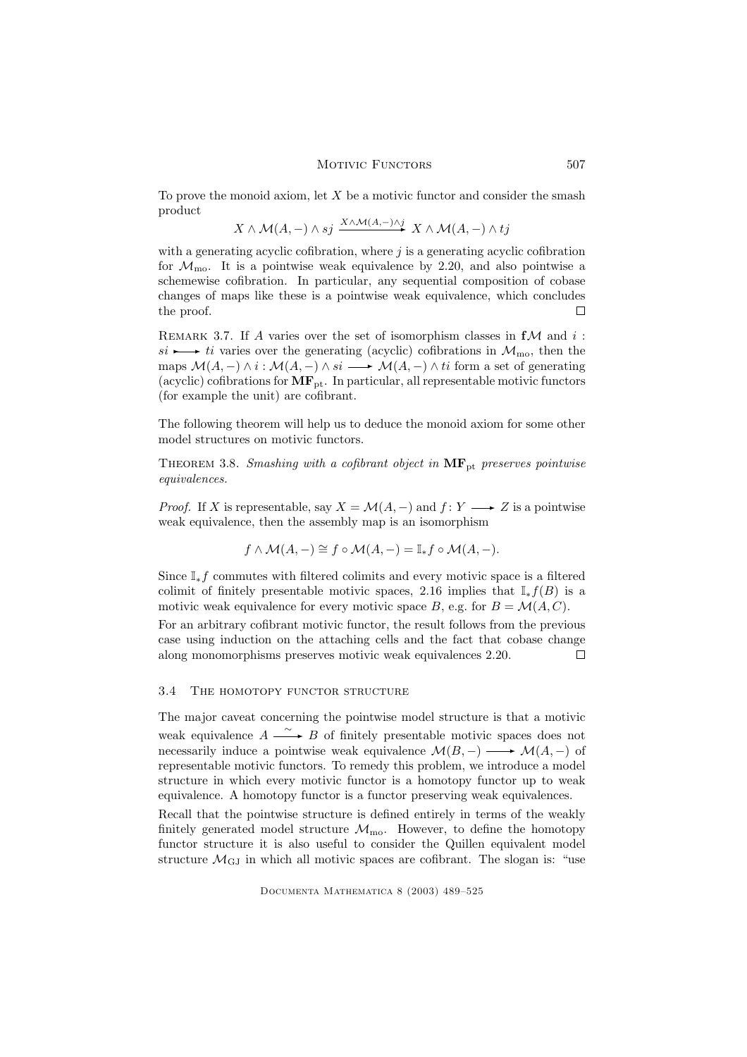To prove the monoid axiom, let $X$ be a motivic functor and consider the smash product

$$X \wedge \mathcal{M}(A, -) \wedge sj \xrightarrow{X \wedge \mathcal{M}(A,-) \wedge j} X \wedge \mathcal{M}(A, -) \wedge tj$$

with a generating acyclic cofibration, where $j$ is a generating acyclic cofibration for $\mathcal{M}_{\mathrm{mo}}$. It is a pointwise weak equivalence by 2.20, and also pointwise a schemewise cofibration. In particular, any sequential composition of cobase changes of maps like these is a pointwise weak equivalence, which concludes the proof. □

REMARK 3.7. If $A$ varies over the set of isomorphism classes in $\mathbf{f}\mathcal{M}$ and $i : si \rightarrowtail ti$ varies over the generating (acyclic) cofibrations in $\mathcal{M}_{\mathrm{mo}}$, then the maps $\mathcal{M}(A, -) \wedge i : \mathcal{M}(A, -) \wedge si \longrightarrow \mathcal{M}(A, -) \wedge ti$ form a set of generating (acyclic) cofibrations for $\mathbf{MF}_{\mathrm{pt}}$. In particular, all representable motivic functors (for example the unit) are cofibrant.

The following theorem will help us to deduce the monoid axiom for some other model structures on motivic functors.

THEOREM 3.8. *Smashing with a cofibrant object in* $\mathbf{MF}_{\mathrm{pt}}$ *preserves pointwise equivalences.*

*Proof.* If $X$ is representable, say $X = \mathcal{M}(A, -)$ and $f : Y \longrightarrow Z$ is a pointwise weak equivalence, then the assembly map is an isomorphism

$$f \wedge \mathcal{M}(A, -) \cong f \circ \mathcal{M}(A, -) = \mathbb{I}_* f \circ \mathcal{M}(A, -).$$

Since $\mathbb{I}_* f$ commutes with filtered colimits and every motivic space is a filtered colimit of finitely presentable motivic spaces, 2.16 implies that $\mathbb{I}_* f(B)$ is a motivic weak equivalence for every motivic space $B$, e.g. for $B = \mathcal{M}(A, C)$.

For an arbitrary cofibrant motivic functor, the result follows from the previous case using induction on the attaching cells and the fact that cobase change along monomorphisms preserves motivic weak equivalences 2.20. □

### 3.4 The homotopy functor structure

The major caveat concerning the pointwise model structure is that a motivic weak equivalence $A \xrightarrow{\sim} B$ of finitely presentable motivic spaces does not necessarily induce a pointwise weak equivalence $\mathcal{M}(B, -) \longrightarrow \mathcal{M}(A, -)$ of representable motivic functors. To remedy this problem, we introduce a model structure in which every motivic functor is a homotopy functor up to weak equivalence. A homotopy functor is a functor preserving weak equivalences.

Recall that the pointwise structure is defined entirely in terms of the weakly finitely generated model structure $\mathcal{M}_{\mathrm{mo}}$. However, to define the homotopy functor structure it is also useful to consider the Quillen equivalent model structure $\mathcal{M}_{\mathrm{GJ}}$ in which all motivic spaces are cofibrant. The slogan is: "use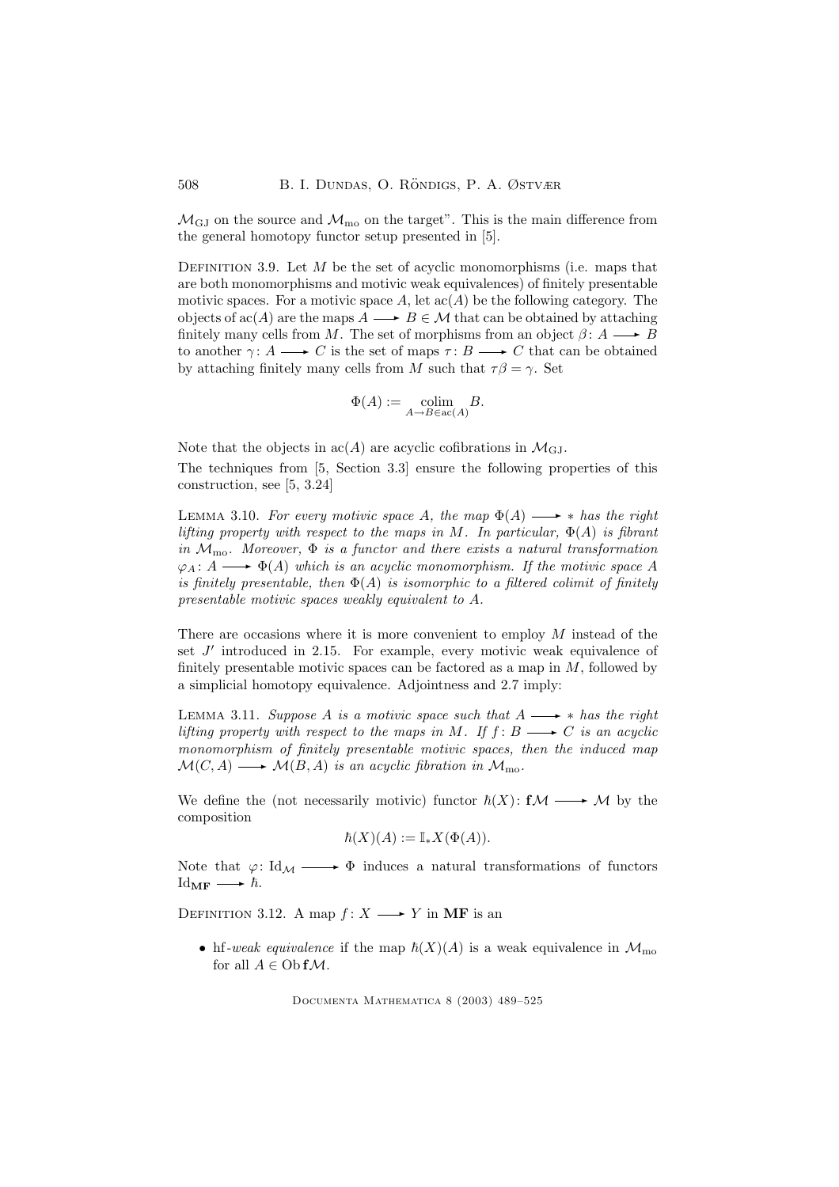$\mathcal{M}_{\mathrm{GJ}}$ on the source and $\mathcal{M}_{\mathrm{mo}}$ on the target". This is the main difference from the general homotopy functor setup presented in [5].

Definition 3.9. Let $M$ be the set of acyclic monomorphisms (i.e. maps that are both monomorphisms and motivic weak equivalences) of finitely presentable motivic spaces. For a motivic space $A$, let $\mathrm{ac}(A)$ be the following category. The objects of $\mathrm{ac}(A)$ are the maps $A \longrightarrow B \in \mathcal{M}$ that can be obtained by attaching finitely many cells from $M$. The set of morphisms from an object $\beta\colon A \longrightarrow B$ to another $\gamma\colon A \longrightarrow C$ is the set of maps $\tau\colon B \longrightarrow C$ that can be obtained by attaching finitely many cells from $M$ such that $\tau\beta = \gamma$. Set

$$\Phi(A) := \operatorname*{colim}_{A \to B \in \mathrm{ac}(A)} B.$$

Note that the objects in $\mathrm{ac}(A)$ are acyclic cofibrations in $\mathcal{M}_{\mathrm{GJ}}$.

The techniques from [5, Section 3.3] ensure the following properties of this construction, see [5, 3.24]

Lemma 3.10. *For every motivic space $A$, the map $\Phi(A) \longrightarrow *$ has the right lifting property with respect to the maps in $M$. In particular, $\Phi(A)$ is fibrant in $\mathcal{M}_{\mathrm{mo}}$. Moreover, $\Phi$ is a functor and there exists a natural transformation $\varphi_A\colon A \longrightarrow \Phi(A)$ which is an acyclic monomorphism. If the motivic space $A$ is finitely presentable, then $\Phi(A)$ is isomorphic to a filtered colimit of finitely presentable motivic spaces weakly equivalent to $A$.*

There are occasions where it is more convenient to employ $M$ instead of the set $J'$ introduced in 2.15. For example, every motivic weak equivalence of finitely presentable motivic spaces can be factored as a map in $M$, followed by a simplicial homotopy equivalence. Adjointness and 2.7 imply:

Lemma 3.11. *Suppose $A$ is a motivic space such that $A \longrightarrow *$ has the right lifting property with respect to the maps in $M$. If $f\colon B \longrightarrow C$ is an acyclic monomorphism of finitely presentable motivic spaces, then the induced map $\mathcal{M}(C,A) \longrightarrow \mathcal{M}(B,A)$ is an acyclic fibration in $\mathcal{M}_{\mathrm{mo}}$.*

We define the (not necessarily motivic) functor $\hbar(X)\colon \mathbf{f}\mathcal{M} \longrightarrow \mathcal{M}$ by the composition

$$\hbar(X)(A) := \mathbb{I}_* X(\Phi(A)).$$

Note that $\varphi\colon \mathrm{Id}_{\mathcal{M}} \longrightarrow \Phi$ induces a natural transformations of functors $\mathrm{Id}_{\mathbf{MF}} \longrightarrow \hbar$.

Definition 3.12. A map $f\colon X \longrightarrow Y$ in $\mathbf{MF}$ is an

- hf-*weak equivalence* if the map $\hbar(X)(A)$ is a weak equivalence in $\mathcal{M}_{\mathrm{mo}}$ for all $A \in \mathrm{Ob}\,\mathbf{f}\mathcal{M}$.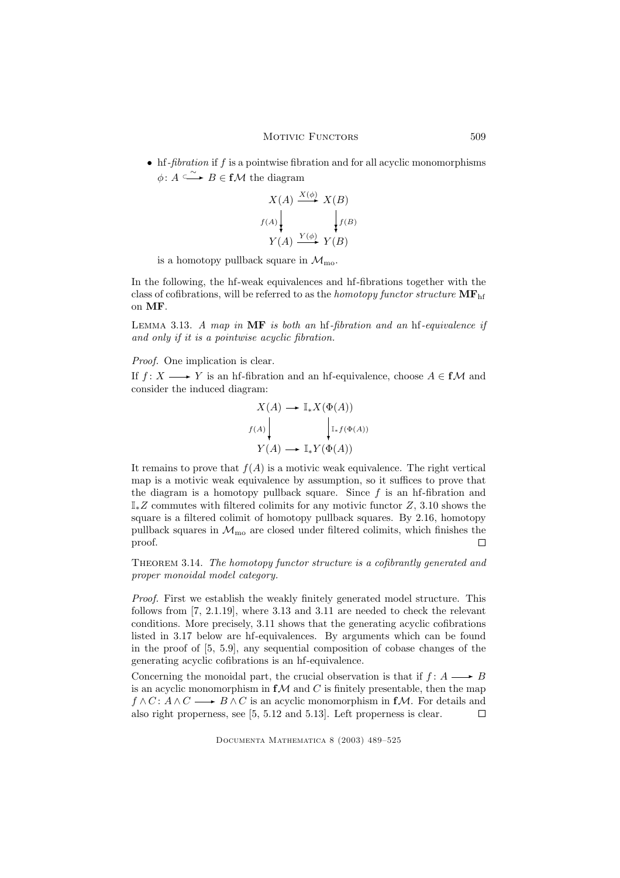- hf-*fibration* if $f$ is a pointwise fibration and for all acyclic monomorphisms $\phi\colon A \overset{\sim}{\hookrightarrow} B \in \mathbf{f}\mathcal{M}$ the diagram

$$\begin{array}{ccc} X(A) & \xrightarrow{X(\phi)} & X(B) \\ {\scriptstyle f(A)}\downarrow & & \downarrow{\scriptstyle f(B)} \\ Y(A) & \xrightarrow{Y(\phi)} & Y(B) \end{array}$$

is a homotopy pullback square in $\mathcal{M}_{\mathrm{mo}}$.

In the following, the hf-weak equivalences and hf-fibrations together with the class of cofibrations, will be referred to as the *homotopy functor structure* $\mathbf{MF}_{\mathrm{hf}}$ on $\mathbf{MF}$.

Lemma 3.13. *A map in* $\mathbf{MF}$ *is both an* hf*-fibration and an* hf*-equivalence if and only if it is a pointwise acyclic fibration.*

*Proof.* One implication is clear.

If $f\colon X \longrightarrow Y$ is an hf-fibration and an hf-equivalence, choose $A \in \mathbf{f}\mathcal{M}$ and consider the induced diagram:

$$\begin{array}{ccc} X(A) & \longrightarrow & \mathbb{I}_*X(\Phi(A)) \\ {\scriptstyle f(A)}\downarrow & & \downarrow{\scriptstyle \mathbb{I}_*f(\Phi(A))} \\ Y(A) & \longrightarrow & \mathbb{I}_*Y(\Phi(A)) \end{array}$$

It remains to prove that $f(A)$ is a motivic weak equivalence. The right vertical map is a motivic weak equivalence by assumption, so it suffices to prove that the diagram is a homotopy pullback square. Since $f$ is an hf-fibration and $\mathbb{I}_*Z$ commutes with filtered colimits for any motivic functor $Z$, 3.10 shows the square is a filtered colimit of homotopy pullback squares. By 2.16, homotopy pullback squares in $\mathcal{M}_{\mathrm{mo}}$ are closed under filtered colimits, which finishes the proof. $\square$

Theorem 3.14. *The homotopy functor structure is a cofibrantly generated and proper monoidal model category.*

*Proof.* First we establish the weakly finitely generated model structure. This follows from [7, 2.1.19], where 3.13 and 3.11 are needed to check the relevant conditions. More precisely, 3.11 shows that the generating acyclic cofibrations listed in 3.17 below are hf-equivalences. By arguments which can be found in the proof of [5, 5.9], any sequential composition of cobase changes of the generating acyclic cofibrations is an hf-equivalence.

Concerning the monoidal part, the crucial observation is that if $f\colon A \longrightarrow B$ is an acyclic monomorphism in $\mathbf{f}\mathcal{M}$ and $C$ is finitely presentable, then the map $f \wedge C\colon A \wedge C \longrightarrow B \wedge C$ is an acyclic monomorphism in $\mathbf{f}\mathcal{M}$. For details and also right properness, see [5, 5.12 and 5.13]. Left properness is clear. $\square$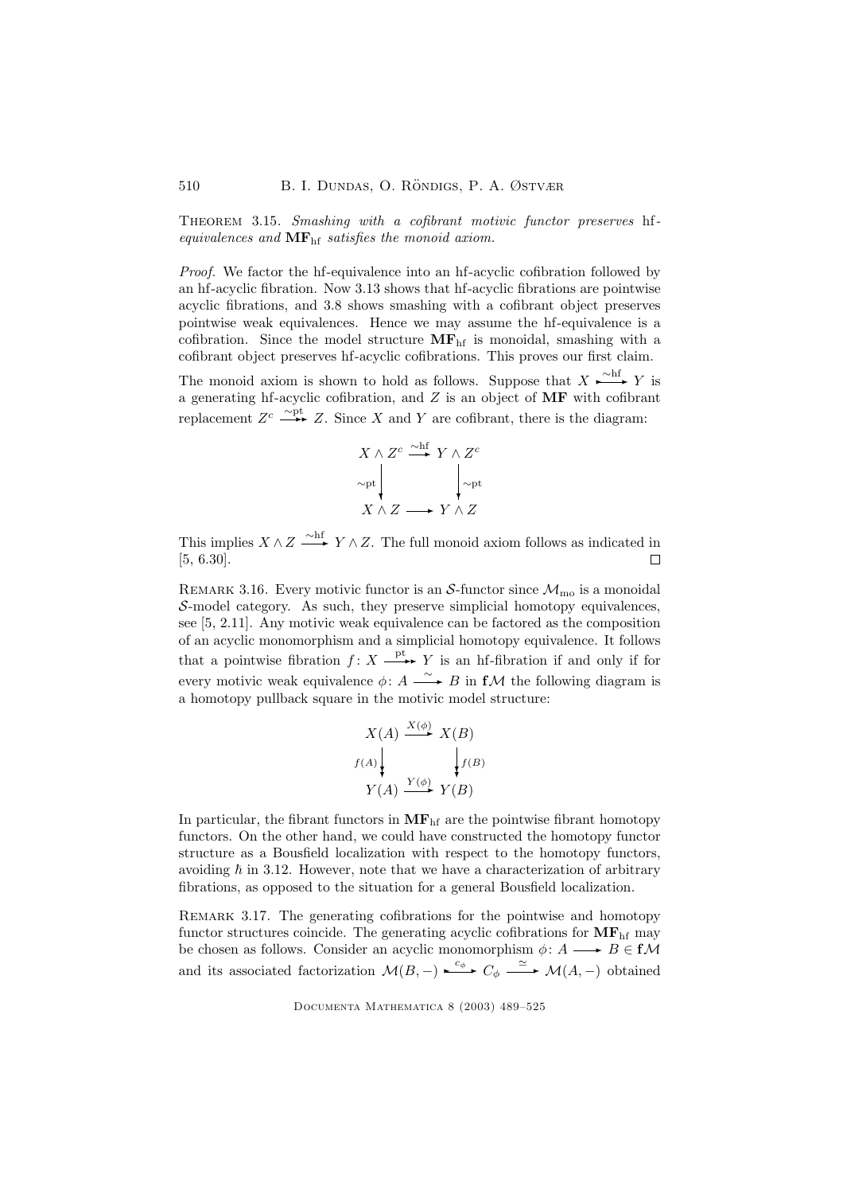Theorem 3.15. *Smashing with a cofibrant motivic functor preserves* hf*-equivalences and* $\mathbf{MF}_{\mathrm{hf}}$ *satisfies the monoid axiom.*

*Proof.* We factor the hf-equivalence into an hf-acyclic cofibration followed by an hf-acyclic fibration. Now 3.13 shows that hf-acyclic fibrations are pointwise acyclic fibrations, and 3.8 shows smashing with a cofibrant object preserves pointwise weak equivalences. Hence we may assume the hf-equivalence is a cofibration. Since the model structure $\mathbf{MF}_{\mathrm{hf}}$ is monoidal, smashing with a cofibrant object preserves hf-acyclic cofibrations. This proves our first claim.

The monoid axiom is shown to hold as follows. Suppose that $X \xrightarrow{\sim \mathrm{hf}} Y$ is a generating hf-acyclic cofibration, and $Z$ is an object of $\mathbf{MF}$ with cofibrant replacement $Z^c \xrightarrow{\sim \mathrm{pt}} Z$. Since $X$ and $Y$ are cofibrant, there is the diagram:

$$
\begin{array}{ccc}
X \wedge Z^c & \xrightarrow{\sim \mathrm{hf}} & Y \wedge Z^c \\
{\scriptstyle \sim \mathrm{pt}}\downarrow & & \downarrow{\scriptstyle \sim \mathrm{pt}} \\
X \wedge Z & \longrightarrow & Y \wedge Z
\end{array}
$$

This implies $X \wedge Z \xrightarrow{\sim \mathrm{hf}} Y \wedge Z$. The full monoid axiom follows as indicated in [5, 6.30]. $\square$

Remark 3.16. Every motivic functor is an $\mathcal{S}$-functor since $\mathcal{M}_{\mathrm{mo}}$ is a monoidal $\mathcal{S}$-model category. As such, they preserve simplicial homotopy equivalences, see [5, 2.11]. Any motivic weak equivalence can be factored as the composition of an acyclic monomorphism and a simplicial homotopy equivalence. It follows that a pointwise fibration $f\colon X \xrightarrow{\mathrm{pt}} Y$ is an hf-fibration if and only if for every motivic weak equivalence $\phi\colon A \xrightarrow{\sim} B$ in $\mathbf{f}\mathcal{M}$ the following diagram is a homotopy pullback square in the motivic model structure:

$$
\begin{array}{ccc}
X(A) & \xrightarrow{X(\phi)} & X(B) \\
{\scriptstyle f(A)}\downarrow & & \downarrow{\scriptstyle f(B)} \\
Y(A) & \xrightarrow{Y(\phi)} & Y(B)
\end{array}
$$

In particular, the fibrant functors in $\mathbf{MF}_{\mathrm{hf}}$ are the pointwise fibrant homotopy functors. On the other hand, we could have constructed the homotopy functor structure as a Bousfield localization with respect to the homotopy functors, avoiding $\hbar$ in 3.12. However, note that we have a characterization of arbitrary fibrations, as opposed to the situation for a general Bousfield localization.

Remark 3.17. The generating cofibrations for the pointwise and homotopy functor structures coincide. The generating acyclic cofibrations for $\mathbf{MF}_{\mathrm{hf}}$ may be chosen as follows. Consider an acyclic monomorphism $\phi\colon A \longrightarrow B \in \mathbf{f}\mathcal{M}$ and its associated factorization $\mathcal{M}(B,-) \xrightarrow{c_\phi} C_\phi \xrightarrow{\simeq} \mathcal{M}(A,-)$ obtained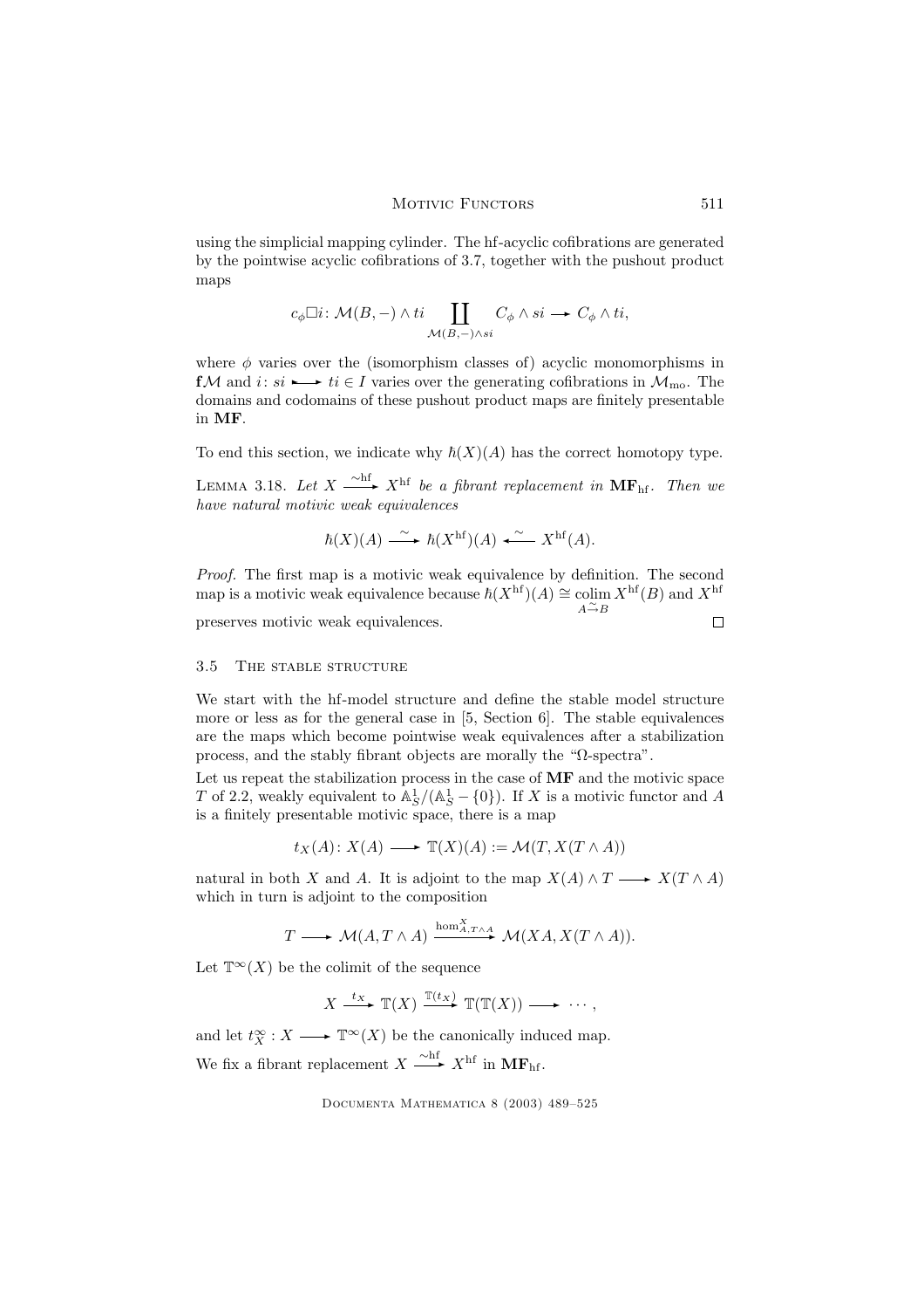using the simplicial mapping cylinder. The hf-acyclic cofibrations are generated by the pointwise acyclic cofibrations of 3.7, together with the pushout product maps

$$c_\phi \Box i \colon \mathcal{M}(B,-)\wedge ti \coprod_{\mathcal{M}(B,-)\wedge si} C_\phi \wedge si \longrightarrow C_\phi \wedge ti,$$

where $\phi$ varies over the (isomorphism classes of) acyclic monomorphisms in $\mathbf{f}\mathcal{M}$ and $i\colon si \rightarrowtail ti \in I$ varies over the generating cofibrations in $\mathcal{M}_{\mathrm{mo}}$. The domains and codomains of these pushout product maps are finitely presentable in $\mathbf{MF}$.

To end this section, we indicate why $\hbar(X)(A)$ has the correct homotopy type.

Lemma 3.18. *Let $X \xrightarrow{\sim\mathrm{hf}} X^{\mathrm{hf}}$ be a fibrant replacement in $\mathbf{MF}_{\mathrm{hf}}$. Then we have natural motivic weak equivalences*

$$\hbar(X)(A) \xrightarrow{\sim} \hbar(X^{\mathrm{hf}})(A) \xleftarrow{\sim} X^{\mathrm{hf}}(A).$$

*Proof.* The first map is a motivic weak equivalence by definition. The second map is a motivic weak equivalence because $\hbar(X^{\mathrm{hf}})(A) \cong \operatorname{colim}_{A \xrightarrow{\sim} B} X^{\mathrm{hf}}(B)$ and $X^{\mathrm{hf}}$ preserves motivic weak equivalences. $\square$

## 3.5 The stable structure

We start with the hf-model structure and define the stable model structure more or less as for the general case in [5, Section 6]. The stable equivalences are the maps which become pointwise weak equivalences after a stabilization process, and the stably fibrant objects are morally the "$\Omega$-spectra".

Let us repeat the stabilization process in the case of $\mathbf{MF}$ and the motivic space $T$ of 2.2, weakly equivalent to $\mathbb{A}^1_S/(\mathbb{A}^1_S - \{0\})$. If $X$ is a motivic functor and $A$ is a finitely presentable motivic space, there is a map

$$t_X(A)\colon X(A) \longrightarrow \mathbb{T}(X)(A) := \mathcal{M}(T, X(T\wedge A))$$

natural in both $X$ and $A$. It is adjoint to the map $X(A)\wedge T \longrightarrow X(T\wedge A)$ which in turn is adjoint to the composition

$$T \longrightarrow \mathcal{M}(A, T\wedge A) \xrightarrow{\mathrm{hom}^X_{A,T\wedge A}} \mathcal{M}(XA, X(T\wedge A)).$$

Let $\mathbb{T}^\infty(X)$ be the colimit of the sequence

$$X \xrightarrow{t_X} \mathbb{T}(X) \xrightarrow{\mathbb{T}(t_X)} \mathbb{T}(\mathbb{T}(X)) \longrightarrow \cdots,$$

and let $t^\infty_X : X \longrightarrow \mathbb{T}^\infty(X)$ be the canonically induced map.

We fix a fibrant replacement $X \xrightarrow{\sim\mathrm{hf}} X^{\mathrm{hf}}$ in $\mathbf{MF}_{\mathrm{hf}}$.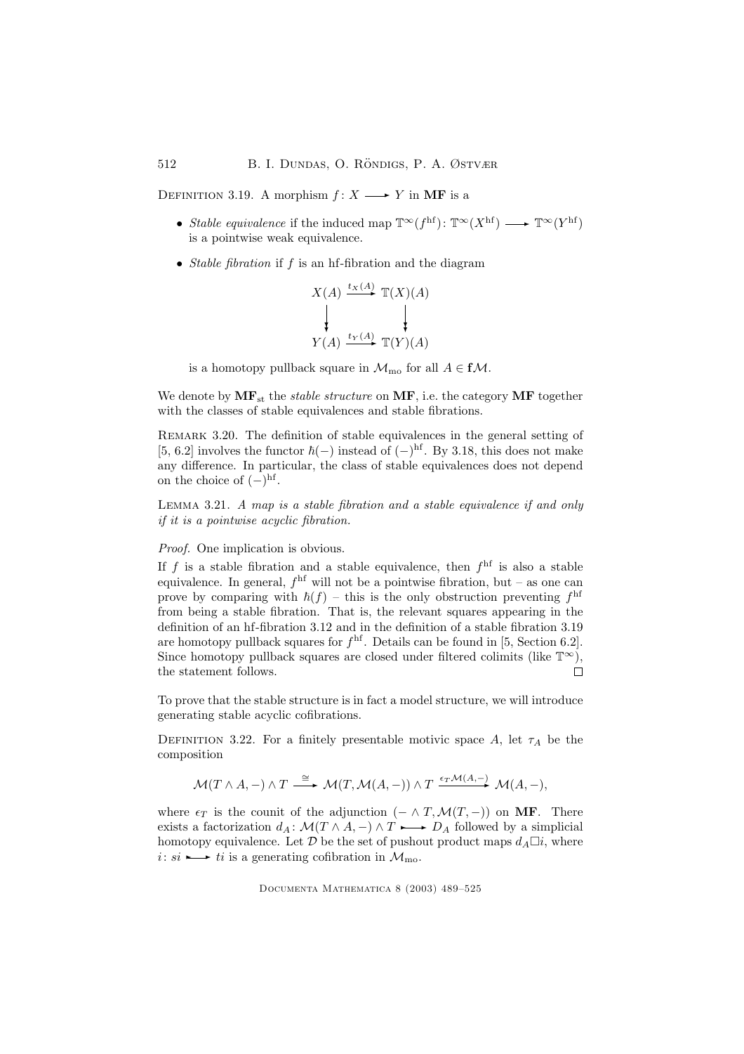Definition 3.19. A morphism $f\colon X \longrightarrow Y$ in $\mathbf{MF}$ is a

- *Stable equivalence* if the induced map $\mathbb{T}^\infty(f^{\mathrm{hf}})\colon \mathbb{T}^\infty(X^{\mathrm{hf}}) \longrightarrow \mathbb{T}^\infty(Y^{\mathrm{hf}})$ is a pointwise weak equivalence.
- *Stable fibration* if $f$ is an hf-fibration and the diagram

$$
\begin{array}{ccc}
X(A) & \xrightarrow{t_X(A)} & \mathbb{T}(X)(A) \\
\downarrow & & \downarrow \\
Y(A) & \xrightarrow{t_Y(A)} & \mathbb{T}(Y)(A)
\end{array}
$$

is a homotopy pullback square in $\mathcal{M}_{\mathrm{mo}}$ for all $A \in \mathbf{f}\mathcal{M}$.

We denote by $\mathbf{MF}_{\mathrm{st}}$ the *stable structure* on $\mathbf{MF}$, i.e. the category $\mathbf{MF}$ together with the classes of stable equivalences and stable fibrations.

Remark 3.20. The definition of stable equivalences in the general setting of [5, 6.2] involves the functor $\hbar(-)$ instead of $(-)^{\mathrm{hf}}$. By 3.18, this does not make any difference. In particular, the class of stable equivalences does not depend on the choice of $(-)^{\mathrm{hf}}$.

Lemma 3.21. *A map is a stable fibration and a stable equivalence if and only if it is a pointwise acyclic fibration.*

*Proof.* One implication is obvious.

If $f$ is a stable fibration and a stable equivalence, then $f^{\mathrm{hf}}$ is also a stable equivalence. In general, $f^{\mathrm{hf}}$ will not be a pointwise fibration, but – as one can prove by comparing with $\hbar(f)$ – this is the only obstruction preventing $f^{\mathrm{hf}}$ from being a stable fibration. That is, the relevant squares appearing in the definition of an hf-fibration 3.12 and in the definition of a stable fibration 3.19 are homotopy pullback squares for $f^{\mathrm{hf}}$. Details can be found in [5, Section 6.2]. Since homotopy pullback squares are closed under filtered colimits (like $\mathbb{T}^\infty$), the statement follows. $\square$

To prove that the stable structure is in fact a model structure, we will introduce generating stable acyclic cofibrations.

Definition 3.22. For a finitely presentable motivic space $A$, let $\tau_A$ be the composition

$$
\mathcal{M}(T \wedge A, -) \wedge T \xrightarrow{\cong} \mathcal{M}(T, \mathcal{M}(A, -)) \wedge T \xrightarrow{\epsilon_T \mathcal{M}(A,-)} \mathcal{M}(A, -),
$$

where $\epsilon_T$ is the counit of the adjunction $(- \wedge T, \mathcal{M}(T, -))$ on $\mathbf{MF}$. There exists a factorization $d_A\colon \mathcal{M}(T \wedge A, -) \wedge T \rightarrowtail D_A$ followed by a simplicial homotopy equivalence. Let $\mathcal{D}$ be the set of pushout product maps $d_A \Box i$, where $i\colon si \rightarrowtail ti$ is a generating cofibration in $\mathcal{M}_{\mathrm{mo}}$.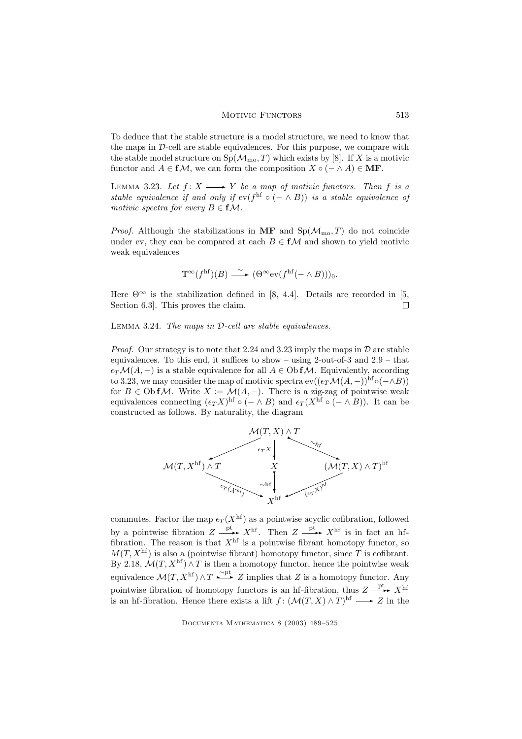To deduce that the stable structure is a model structure, we need to know that the maps in $\mathcal{D}$-cell are stable equivalences. For this purpose, we compare with the stable model structure on $\mathrm{Sp}(\mathcal{M}_{\mathrm{mo}}, T)$ which exists by [8]. If $X$ is a motivic functor and $A \in \mathbf{f}\mathcal{M}$, we can form the composition $X \circ (- \wedge A) \in \mathbf{MF}$.

Lemma 3.23. *Let $f\colon X \longrightarrow Y$ be a map of motivic functors. Then $f$ is a stable equivalence if and only if $\mathrm{ev}(f^{\mathrm{hf}} \circ (- \wedge B))$ is a stable equivalence of motivic spectra for every $B \in \mathbf{f}\mathcal{M}$.*

*Proof.* Although the stabilizations in $\mathbf{MF}$ and $\mathrm{Sp}(\mathcal{M}_{\mathrm{mo}}, T)$ do not coincide under ev, they can be compared at each $B \in \mathbf{f}\mathcal{M}$ and shown to yield motivic weak equivalences

$$\mathbb{T}^{\infty}(f^{\mathrm{hf}})(B) \xrightarrow{\ \sim\ } (\Theta^{\infty}\mathrm{ev}(f^{\mathrm{hf}}(- \wedge B)))_0.$$

Here $\Theta^{\infty}$ is the stabilization defined in [8, 4.4]. Details are recorded in [5, Section 6.3]. This proves the claim. □

Lemma 3.24. *The maps in $\mathcal{D}$-cell are stable equivalences.*

*Proof.* Our strategy is to note that 2.24 and 3.23 imply the maps in $\mathcal{D}$ are stable equivalences. To this end, it suffices to show – using 2-out-of-3 and 2.9 – that $\epsilon_T\mathcal{M}(A, -)$ is a stable equivalence for all $A \in \mathrm{Ob}\,\mathbf{f}\mathcal{M}$. Equivalently, according to 3.23, we may consider the map of motivic spectra $\mathrm{ev}((\epsilon_T\mathcal{M}(A, -))^{\mathrm{hf}} \circ (- \wedge B))$ for $B \in \mathrm{Ob}\,\mathbf{f}\mathcal{M}$. Write $X := \mathcal{M}(A, -)$. There is a zig-zag of pointwise weak equivalences connecting $(\epsilon_T X)^{\mathrm{hf}} \circ (- \wedge B)$ and $\epsilon_T(X^{\mathrm{hf}} \circ (- \wedge B))$. It can be constructed as follows. By naturality, the diagram

$$\begin{array}{ccccc}
 & & \mathcal{M}(T, X) \wedge T & & \\
 & \swarrow & \downarrow{\scriptstyle \epsilon_T X} & \overset{\sim_{hf}}{\searrow} & \\
\mathcal{M}(T, X^{\mathrm{hf}}) \wedge T & & X & & (\mathcal{M}(T, X) \wedge T)^{\mathrm{hf}} \\
 & \underset{\epsilon_T(X^{\mathrm{hf}})}{\searrow} & \downarrow{\scriptstyle \sim \mathrm{hf}} & \underset{(\epsilon_T X)^{\mathrm{hf}}}{\swarrow} & \\
 & & X^{\mathrm{hf}} & &
\end{array}$$

commutes. Factor the map $\epsilon_T(X^{\mathrm{hf}})$ as a pointwise acyclic cofibration, followed by a pointwise fibration $Z \xrightarrow{\mathrm{pt}} X^{\mathrm{hf}}$. Then $Z \xrightarrow{\mathrm{pt}} X^{\mathrm{hf}}$ is in fact an hf-fibration. The reason is that $X^{\mathrm{hf}}$ is a pointwise fibrant homotopy functor, so $M(T, X^{\mathrm{hf}})$ is also a (pointwise fibrant) homotopy functor, since $T$ is cofibrant. By 2.18, $\mathcal{M}(T, X^{\mathrm{hf}}) \wedge T$ is then a homotopy functor, hence the pointwise weak equivalence $\mathcal{M}(T, X^{\mathrm{hf}}) \wedge T \xrightarrow{\sim \mathrm{pt}} Z$ implies that $Z$ is a homotopy functor. Any pointwise fibration of homotopy functors is an hf-fibration, thus $Z \xrightarrow{\mathrm{pt}} X^{\mathrm{hf}}$ is an hf-fibration. Hence there exists a lift $f\colon (\mathcal{M}(T, X) \wedge T)^{\mathrm{hf}} \longrightarrow Z$ in the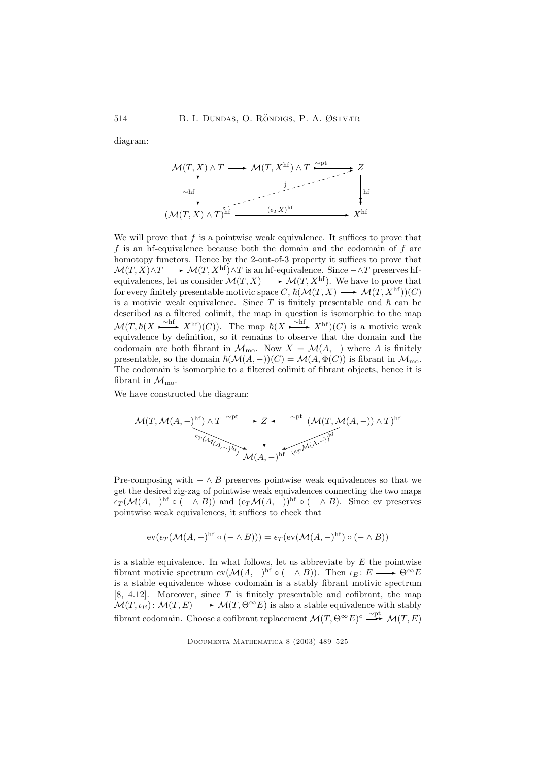diagram:

$$\begin{array}{ccccc}
\mathcal{M}(T,X)\wedge T & \longrightarrow & \mathcal{M}(T,X^{\mathrm{hf}})\wedge T & \xrightarrow{\sim \mathrm{pt}} & Z \\
\downarrow \sim \mathrm{hf} & & & f \nearrow & \downarrow \mathrm{hf} \\
(\mathcal{M}(T,X)\wedge T)^{\mathrm{hf}} & & \xrightarrow{(\epsilon_T X)^{\mathrm{hf}}} & & X^{\mathrm{hf}}
\end{array}$$

We will prove that $f$ is a pointwise weak equivalence. It suffices to prove that $f$ is an hf-equivalence because both the domain and the codomain of $f$ are homotopy functors. Hence by the 2-out-of-3 property it suffices to prove that $\mathcal{M}(T,X)\wedge T \longrightarrow \mathcal{M}(T,X^{\mathrm{hf}})\wedge T$ is an hf-equivalence. Since $-\wedge T$ preserves hf-equivalences, let us consider $\mathcal{M}(T,X) \longrightarrow \mathcal{M}(T,X^{\mathrm{hf}})$. We have to prove that for every finitely presentable motivic space $C$, $\hbar(\mathcal{M}(T,X) \longrightarrow \mathcal{M}(T,X^{\mathrm{hf}}))(C)$ is a motivic weak equivalence. Since $T$ is finitely presentable and $\hbar$ can be described as a filtered colimit, the map in question is isomorphic to the map $\mathcal{M}(T,\hbar(X \xrightarrow{\sim \mathrm{hf}} X^{\mathrm{hf}})(C))$. The map $\hbar(X \xrightarrow{\sim \mathrm{hf}} X^{\mathrm{hf}})(C)$ is a motivic weak equivalence by definition, so it remains to observe that the domain and the codomain are both fibrant in $\mathcal{M}_{\mathrm{mo}}$. Now $X = \mathcal{M}(A,-)$ where $A$ is finitely presentable, so the domain $\hbar(\mathcal{M}(A,-))(C) = \mathcal{M}(A,\Phi(C))$ is fibrant in $\mathcal{M}_{\mathrm{mo}}$. The codomain is isomorphic to a filtered colimit of fibrant objects, hence it is fibrant in $\mathcal{M}_{\mathrm{mo}}$.

We have constructed the diagram:

$$\begin{array}{ccccc}
\mathcal{M}(T,\mathcal{M}(A,-)^{\mathrm{hf}})\wedge T & \xrightarrow{\sim \mathrm{pt}} & Z & \xleftarrow{\sim \mathrm{pt}} & (\mathcal{M}(T,\mathcal{M}(A,-))\wedge T)^{\mathrm{hf}} \\
& {\scriptstyle \epsilon_T(\mathcal{M}(A,-)^{\mathrm{hf}})} \searrow & \downarrow & \swarrow {\scriptstyle (\epsilon_T \mathcal{M}(A,-))^{\mathrm{hf}}} & \\
& & \mathcal{M}(A,-)^{\mathrm{hf}} & &
\end{array}$$

Pre-composing with $-\wedge B$ preserves pointwise weak equivalences so that we get the desired zig-zag of pointwise weak equivalences connecting the two maps $\epsilon_T(\mathcal{M}(A,-)^{\mathrm{hf}} \circ (-\wedge B))$ and $(\epsilon_T\mathcal{M}(A,-))^{\mathrm{hf}} \circ (-\wedge B)$. Since ev preserves pointwise weak equivalences, it suffices to check that

$$\mathrm{ev}(\epsilon_T(\mathcal{M}(A,-)^{\mathrm{hf}} \circ (-\wedge B))) = \epsilon_T(\mathrm{ev}(\mathcal{M}(A,-)^{\mathrm{hf}}) \circ (-\wedge B))$$

is a stable equivalence. In what follows, let us abbreviate by $E$ the pointwise fibrant motivic spectrum $\mathrm{ev}(\mathcal{M}(A,-)^{\mathrm{hf}} \circ (-\wedge B))$. Then $\iota_E \colon E \longrightarrow \Theta^\infty E$ is a stable equivalence whose codomain is a stably fibrant motivic spectrum [8, 4.12]. Moreover, since $T$ is finitely presentable and cofibrant, the map $\mathcal{M}(T,\iota_E)\colon \mathcal{M}(T,E) \longrightarrow \mathcal{M}(T,\Theta^\infty E)$ is also a stable equivalence with stably fibrant codomain. Choose a cofibrant replacement $\mathcal{M}(T,\Theta^\infty E)^c \xrightarrow{\sim \mathrm{pt}} \mathcal{M}(T,E)$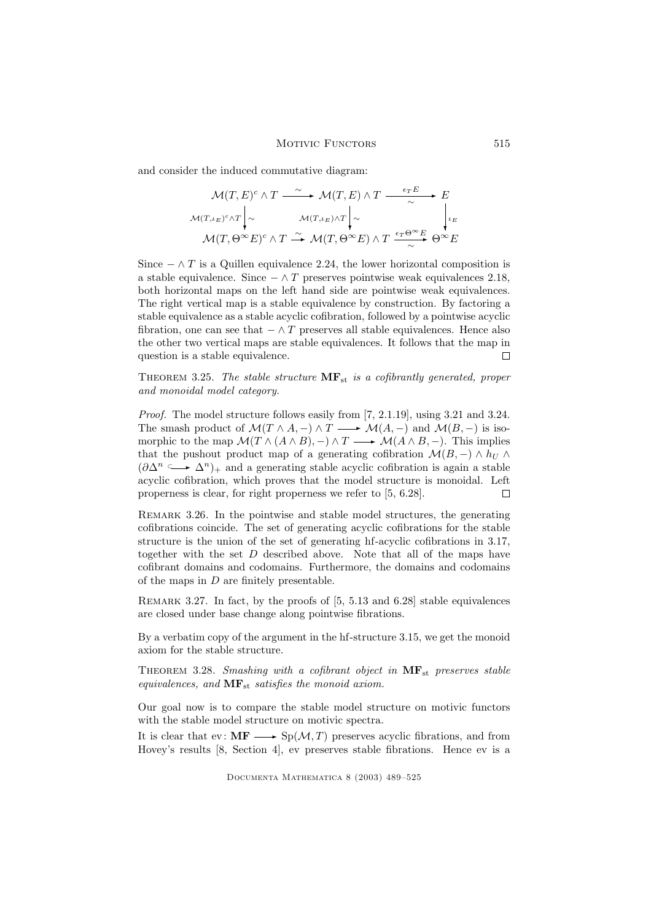and consider the induced commutative diagram:

$$\begin{array}{ccccc}
\mathcal{M}(T,E)^c \wedge T & \xrightarrow{\sim} & \mathcal{M}(T,E)\wedge T & \xrightarrow[\sim]{\epsilon_T E} & E \\
\Big\downarrow {\scriptstyle \mathcal{M}(T,\iota_E)^c \wedge T}\ \sim & & \Big\downarrow {\scriptstyle \mathcal{M}(T,\iota_E)\wedge T}\ \sim & & \Big\downarrow {\scriptstyle \iota_E} \\
\mathcal{M}(T,\Theta^\infty E)^c \wedge T & \xrightarrow{\sim} & \mathcal{M}(T,\Theta^\infty E)\wedge T & \xrightarrow[\sim]{\epsilon_T \Theta^\infty E} & \Theta^\infty E
\end{array}$$

Since $-\wedge T$ is a Quillen equivalence 2.24, the lower horizontal composition is a stable equivalence. Since $-\wedge T$ preserves pointwise weak equivalences 2.18, both horizontal maps on the left hand side are pointwise weak equivalences. The right vertical map is a stable equivalence by construction. By factoring a stable equivalence as a stable acyclic cofibration, followed by a pointwise acyclic fibration, one can see that $-\wedge T$ preserves all stable equivalences. Hence also the other two vertical maps are stable equivalences. It follows that the map in question is a stable equivalence. □

Theorem 3.25. *The stable structure* $\mathbf{MF}_{\mathrm{st}}$ *is a cofibrantly generated, proper and monoidal model category.*

*Proof.* The model structure follows easily from [7, 2.1.19], using 3.21 and 3.24. The smash product of $\mathcal{M}(T\wedge A,-)\wedge T \longrightarrow \mathcal{M}(A,-)$ and $\mathcal{M}(B,-)$ is isomorphic to the map $\mathcal{M}(T\wedge(A\wedge B),-)\wedge T \longrightarrow \mathcal{M}(A\wedge B,-)$. This implies that the pushout product map of a generating cofibration $\mathcal{M}(B,-)\wedge h_U \wedge (\partial\Delta^n \hookrightarrow \Delta^n)_+$ and a generating stable acyclic cofibration is again a stable acyclic cofibration, which proves that the model structure is monoidal. Left properness is clear, for right properness we refer to [5, 6.28]. □

Remark 3.26. In the pointwise and stable model structures, the generating cofibrations coincide. The set of generating acyclic cofibrations for the stable structure is the union of the set of generating hf-acyclic cofibrations in 3.17, together with the set $D$ described above. Note that all of the maps have cofibrant domains and codomains. Furthermore, the domains and codomains of the maps in $D$ are finitely presentable.

Remark 3.27. In fact, by the proofs of [5, 5.13 and 6.28] stable equivalences are closed under base change along pointwise fibrations.

By a verbatim copy of the argument in the hf-structure 3.15, we get the monoid axiom for the stable structure.

Theorem 3.28. *Smashing with a cofibrant object in* $\mathbf{MF}_{\mathrm{st}}$ *preserves stable equivalences, and* $\mathbf{MF}_{\mathrm{st}}$ *satisfies the monoid axiom.*

Our goal now is to compare the stable model structure on motivic functors with the stable model structure on motivic spectra.

It is clear that $\mathrm{ev}\colon \mathbf{MF} \longrightarrow \mathrm{Sp}(\mathcal{M},T)$ preserves acyclic fibrations, and from Hovey's results [8, Section 4], ev preserves stable fibrations. Hence ev is a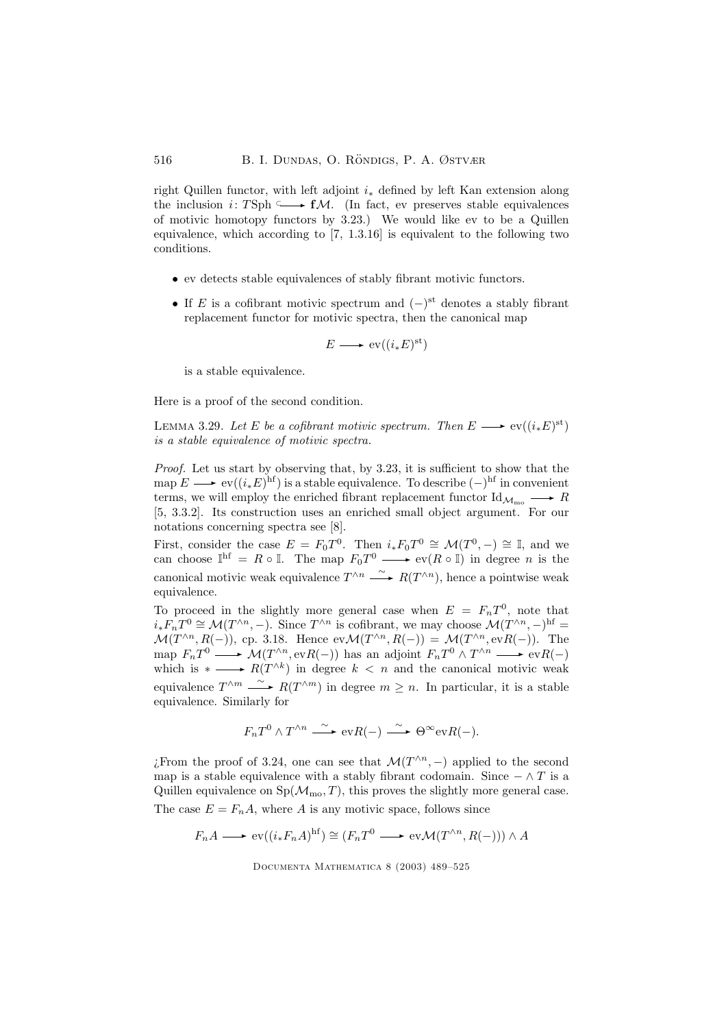right Quillen functor, with left adjoint $i_*$ defined by left Kan extension along the inclusion $i\colon T\mathrm{Sph} \hookrightarrow \mathbf{f}\mathcal{M}$. (In fact, ev preserves stable equivalences of motivic homotopy functors by 3.23.) We would like ev to be a Quillen equivalence, which according to [7, 1.3.16] is equivalent to the following two conditions.

- ev detects stable equivalences of stably fibrant motivic functors.
- If $E$ is a cofibrant motivic spectrum and $(-)^{\mathrm{st}}$ denotes a stably fibrant replacement functor for motivic spectra, then the canonical map

$$E \longrightarrow \mathrm{ev}((i_*E)^{\mathrm{st}})$$

is a stable equivalence.

Here is a proof of the second condition.

Lemma 3.29. *Let $E$ be a cofibrant motivic spectrum. Then $E \longrightarrow \mathrm{ev}((i_*E)^{\mathrm{st}})$ is a stable equivalence of motivic spectra.*

*Proof.* Let us start by observing that, by 3.23, it is sufficient to show that the map $E \longrightarrow \mathrm{ev}((i_*E)^{\mathrm{hf}})$ is a stable equivalence. To describe $(-)^{\mathrm{hf}}$ in convenient terms, we will employ the enriched fibrant replacement functor $\mathrm{Id}_{\mathcal{M}_{\mathrm{mo}}} \longrightarrow R$ [5, 3.3.2]. Its construction uses an enriched small object argument. For our notations concerning spectra see [8].

First, consider the case $E = F_0T^0$. Then $i_*F_0T^0 \cong \mathcal{M}(T^0,-) \cong \mathbb{I}$, and we can choose $\mathbb{I}^{\mathrm{hf}} = R \circ \mathbb{I}$. The map $F_0T^0 \longrightarrow \mathrm{ev}(R \circ \mathbb{I})$ in degree $n$ is the canonical motivic weak equivalence $T^{\wedge n} \xrightarrow{\sim} R(T^{\wedge n})$, hence a pointwise weak equivalence.

To proceed in the slightly more general case when $E = F_nT^0$, note that $i_*F_nT^0 \cong \mathcal{M}(T^{\wedge n},-)$. Since $T^{\wedge n}$ is cofibrant, we may choose $\mathcal{M}(T^{\wedge n},-)^{\mathrm{hf}} = \mathcal{M}(T^{\wedge n},R(-))$, cp. 3.18. Hence $\mathrm{ev}\mathcal{M}(T^{\wedge n},R(-)) = \mathcal{M}(T^{\wedge n},\mathrm{ev}R(-))$. The map $F_nT^0 \longrightarrow \mathcal{M}(T^{\wedge n},\mathrm{ev}R(-))$ has an adjoint $F_nT^0 \wedge T^{\wedge n} \longrightarrow \mathrm{ev}R(-)$ which is $* \longrightarrow R(T^{\wedge k})$ in degree $k < n$ and the canonical motivic weak equivalence $T^{\wedge m} \xrightarrow{\sim} R(T^{\wedge m})$ in degree $m \geq n$. In particular, it is a stable equivalence. Similarly for

$$F_nT^0 \wedge T^{\wedge n} \xrightarrow{\sim} \mathrm{ev}R(-) \xrightarrow{\sim} \Theta^\infty \mathrm{ev}R(-).$$

¿From the proof of 3.24, one can see that $\mathcal{M}(T^{\wedge n},-)$ applied to the second map is a stable equivalence with a stably fibrant codomain. Since $- \wedge T$ is a Quillen equivalence on $\mathrm{Sp}(\mathcal{M}_{\mathrm{mo}},T)$, this proves the slightly more general case. The case $E = F_nA$, where $A$ is any motivic space, follows since

$$F_nA \longrightarrow \mathrm{ev}((i_*F_nA)^{\mathrm{hf}}) \cong (F_nT^0 \longrightarrow \mathrm{ev}\mathcal{M}(T^{\wedge n},R(-))) \wedge A$$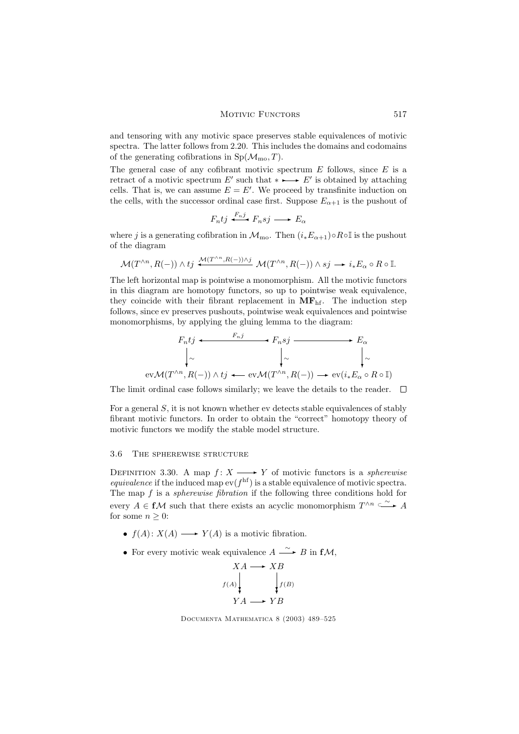and tensoring with any motivic space preserves stable equivalences of motivic spectra. The latter follows from 2.20. This includes the domains and codomains of the generating cofibrations in $\mathrm{Sp}(\mathcal{M}_{\mathrm{mo}}, T)$.

The general case of any cofibrant motivic spectrum $E$ follows, since $E$ is a retract of a motivic spectrum $E'$ such that $* \rightarrowtail E'$ is obtained by attaching cells. That is, we can assume $E = E'$. We proceed by transfinite induction on the cells, with the successor ordinal case first. Suppose $E_{\alpha+1}$ is the pushout of

$$F_n tj \xleftarrow{F_n j} F_n sj \longrightarrow E_\alpha$$

where $j$ is a generating cofibration in $\mathcal{M}_{\mathrm{mo}}$. Then $(i_* E_{\alpha+1}) \circ R \circ \mathbb{I}$ is the pushout of the diagram

$$\mathcal{M}(T^{\wedge n}, R(-)) \wedge tj \xleftarrow{\mathcal{M}(T^{\wedge n}, R(-)) \wedge j} \mathcal{M}(T^{\wedge n}, R(-)) \wedge sj \longrightarrow i_* E_\alpha \circ R \circ \mathbb{I}.$$

The left horizontal map is pointwise a monomorphism. All the motivic functors in this diagram are homotopy functors, so up to pointwise weak equivalence, they coincide with their fibrant replacement in $\mathbf{MF}_{\mathrm{hf}}$. The induction step follows, since ev preserves pushouts, pointwise weak equivalences and pointwise monomorphisms, by applying the gluing lemma to the diagram:

$$\begin{array}{ccccc}
F_n tj & \xleftarrow{F_n j} & F_n sj & \longrightarrow & E_\alpha \\
\downarrow \sim & & \downarrow \sim & & \downarrow \sim \\
\mathrm{ev}\mathcal{M}(T^{\wedge n}, R(-)) \wedge tj & \longleftarrow & \mathrm{ev}\mathcal{M}(T^{\wedge n}, R(-)) & \longrightarrow & \mathrm{ev}(i_* E_\alpha \circ R \circ \mathbb{I})
\end{array}$$

The limit ordinal case follows similarly; we leave the details to the reader. □

For a general $S$, it is not known whether ev detects stable equivalences of stably fibrant motivic functors. In order to obtain the "correct" homotopy theory of motivic functors we modify the stable model structure.

### 3.6 The spherewise structure

Definition 3.30. A map $f\colon X \longrightarrow Y$ of motivic functors is a *spherewise equivalence* if the induced map $\mathrm{ev}(f^{\mathrm{hf}})$ is a stable equivalence of motivic spectra. The map $f$ is a *spherewise fibration* if the following three conditions hold for every $A \in \mathbf{f}\mathcal{M}$ such that there exists an acyclic monomorphism $T^{\wedge n} \xrightarrow{\sim} A$ for some $n \geq 0$:

- $f(A)\colon X(A) \longrightarrow Y(A)$ is a motivic fibration.
- For every motivic weak equivalence $A \xrightarrow{\sim} B$ in $\mathbf{f}\mathcal{M}$,

$$\begin{array}{ccc}
XA & \longrightarrow & XB \\
{\scriptstyle f(A)}\downarrow & & \downarrow{\scriptstyle f(B)} \\
YA & \longrightarrow & YB
\end{array}$$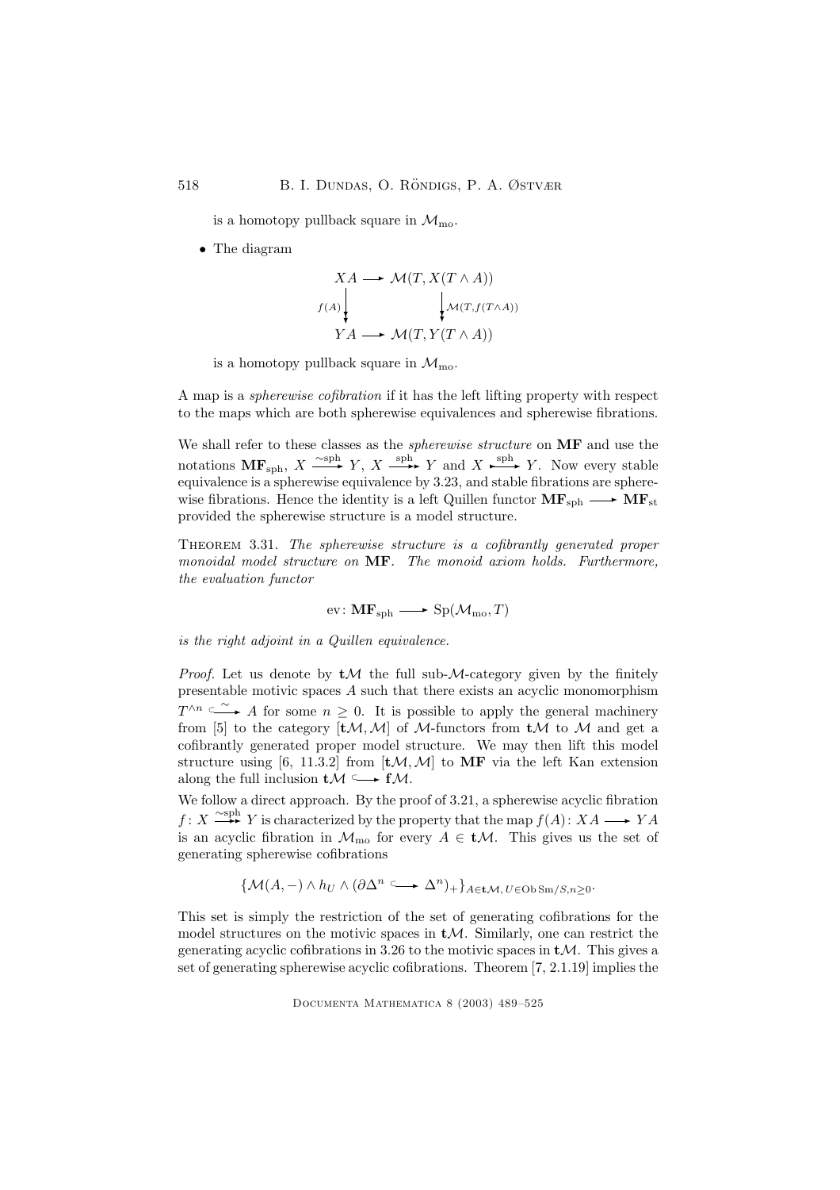is a homotopy pullback square in $\mathcal{M}_{\rm mo}$.

- The diagram

$$\begin{array}{ccc} XA & \longrightarrow & \mathcal{M}(T, X(T\wedge A)) \\ {\scriptstyle f(A)}\big\downarrow & & \big\downarrow{\scriptstyle \mathcal{M}(T, f(T\wedge A))} \\ YA & \longrightarrow & \mathcal{M}(T, Y(T\wedge A)) \end{array}$$

is a homotopy pullback square in $\mathcal{M}_{\rm mo}$.

A map is a *spherewise cofibration* if it has the left lifting property with respect to the maps which are both spherewise equivalences and spherewise fibrations.

We shall refer to these classes as the *spherewise structure* on $\mathbf{MF}$ and use the notations $\mathbf{MF}_{\rm sph}$, $X \xrightarrow{\sim{\rm sph}} Y$, $X \xrightarrow{\rm sph} Y$ and $X \xrightarrow{\rm sph} Y$. Now every stable equivalence is a spherewise equivalence by 3.23, and stable fibrations are spherewise fibrations. Hence the identity is a left Quillen functor $\mathbf{MF}_{\rm sph} \longrightarrow \mathbf{MF}_{\rm st}$ provided the spherewise structure is a model structure.

Theorem 3.31. *The spherewise structure is a cofibrantly generated proper monoidal model structure on* $\mathbf{MF}$*. The monoid axiom holds. Furthermore, the evaluation functor*

$$\mathrm{ev}\colon \mathbf{MF}_{\rm sph} \longrightarrow \mathrm{Sp}(\mathcal{M}_{\rm mo}, T)$$

*is the right adjoint in a Quillen equivalence.*

*Proof.* Let us denote by $\mathbf{t}\mathcal{M}$ the full sub-$\mathcal{M}$-category given by the finitely presentable motivic spaces $A$ such that there exists an acyclic monomorphism $T^{\wedge n} \overset{\sim}{\hookrightarrow} A$ for some $n \geq 0$. It is possible to apply the general machinery from [5] to the category $[\mathbf{t}\mathcal{M}, \mathcal{M}]$ of $\mathcal{M}$-functors from $\mathbf{t}\mathcal{M}$ to $\mathcal{M}$ and get a cofibrantly generated proper model structure. We may then lift this model structure using [6, 11.3.2] from $[\mathbf{t}\mathcal{M}, \mathcal{M}]$ to $\mathbf{MF}$ via the left Kan extension along the full inclusion $\mathbf{t}\mathcal{M} \hookrightarrow \mathbf{f}\mathcal{M}$.

We follow a direct approach. By the proof of 3.21, a spherewise acyclic fibration $f\colon X \xrightarrow{\sim{\rm sph}} Y$ is characterized by the property that the map $f(A)\colon XA \longrightarrow YA$ is an acyclic fibration in $\mathcal{M}_{\rm mo}$ for every $A \in \mathbf{t}\mathcal{M}$. This gives us the set of generating spherewise cofibrations

$$\{\mathcal{M}(A, -) \wedge h_U \wedge (\partial\Delta^n \hookrightarrow \Delta^n)_+\}_{A \in \mathbf{t}\mathcal{M},\, U \in \mathrm{Ob}\,\mathrm{Sm}/S,\, n \geq 0}.$$

This set is simply the restriction of the set of generating cofibrations for the model structures on the motivic spaces in $\mathbf{t}\mathcal{M}$. Similarly, one can restrict the generating acyclic cofibrations in 3.26 to the motivic spaces in $\mathbf{t}\mathcal{M}$. This gives a set of generating spherewise acyclic cofibrations. Theorem [7, 2.1.19] implies the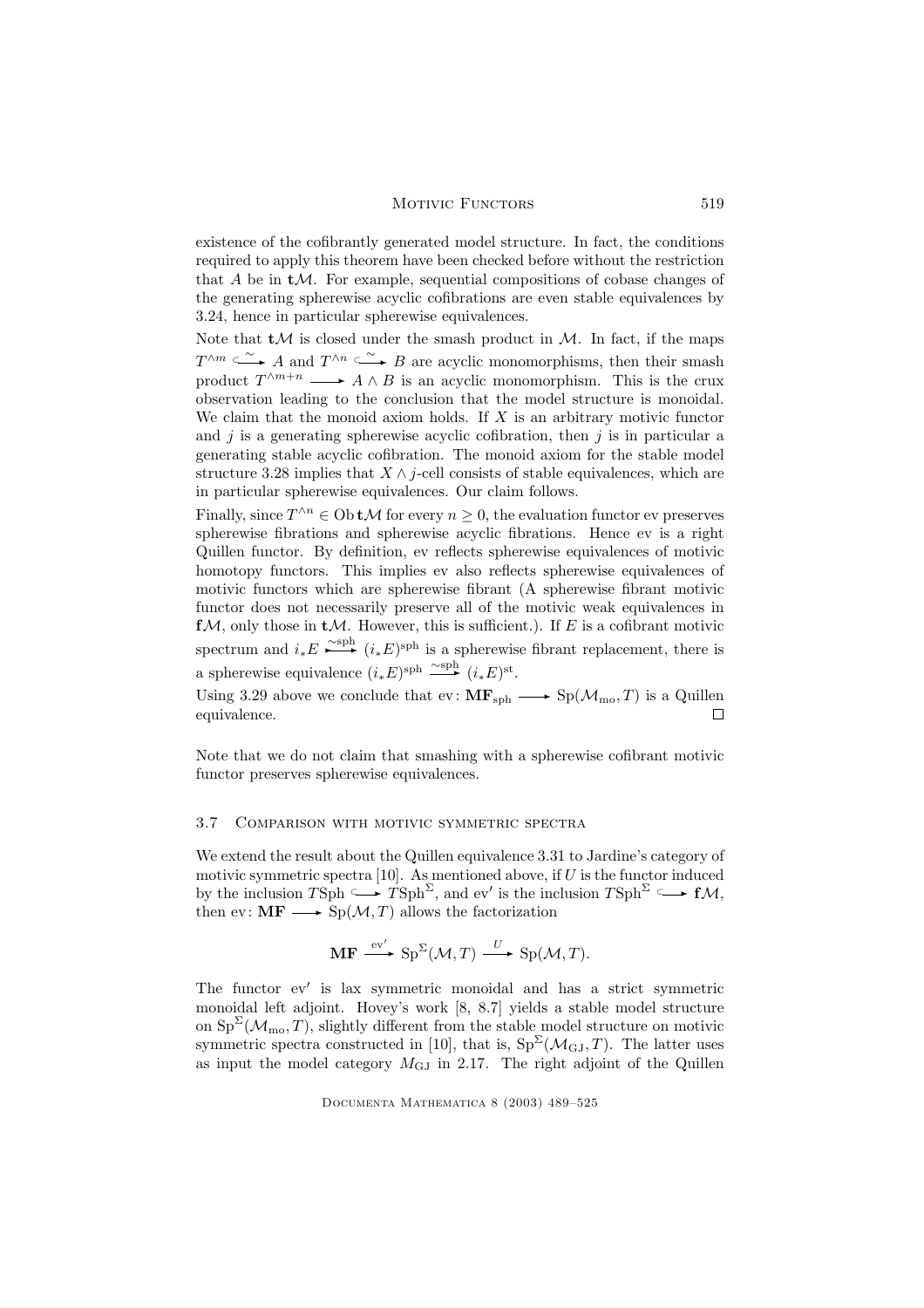existence of the cofibrantly generated model structure. In fact, the conditions required to apply this theorem have been checked before without the restriction that $A$ be in $\mathbf{t}\mathcal{M}$. For example, sequential compositions of cobase changes of the generating spherewise acyclic cofibrations are even stable equivalences by 3.24, hence in particular spherewise equivalences.

Note that $\mathbf{t}\mathcal{M}$ is closed under the smash product in $\mathcal{M}$. In fact, if the maps $T^{\wedge m} \xrightarrow{\sim} A$ and $T^{\wedge n} \xrightarrow{\sim} B$ are acyclic monomorphisms, then their smash product $T^{\wedge m+n} \longrightarrow A \wedge B$ is an acyclic monomorphism. This is the crux observation leading to the conclusion that the model structure is monoidal. We claim that the monoid axiom holds. If $X$ is an arbitrary motivic functor and $j$ is a generating spherewise acyclic cofibration, then $j$ is in particular a generating stable acyclic cofibration. The monoid axiom for the stable model structure 3.28 implies that $X \wedge j$-cell consists of stable equivalences, which are in particular spherewise equivalences. Our claim follows.

Finally, since $T^{\wedge n} \in \operatorname{Ob} \mathbf{t}\mathcal{M}$ for every $n \geq 0$, the evaluation functor ev preserves spherewise fibrations and spherewise acyclic fibrations. Hence ev is a right Quillen functor. By definition, ev reflects spherewise equivalences of motivic homotopy functors. This implies ev also reflects spherewise equivalences of motivic functors which are spherewise fibrant (A spherewise fibrant motivic functor does not necessarily preserve all of the motivic weak equivalences in $\mathbf{f}\mathcal{M}$, only those in $\mathbf{t}\mathcal{M}$. However, this is sufficient.). If $E$ is a cofibrant motivic spectrum and $i_*E \xrightarrow{\sim\mathrm{sph}} (i_*E)^{\mathrm{sph}}$ is a spherewise fibrant replacement, there is a spherewise equivalence $(i_*E)^{\mathrm{sph}} \xrightarrow{\sim\mathrm{sph}} (i_*E)^{\mathrm{st}}$.

Using 3.29 above we conclude that $\mathrm{ev}\colon \mathbf{MF}_{\mathrm{sph}} \longrightarrow \mathrm{Sp}(\mathcal{M}_{\mathrm{mo}}, T)$ is a Quillen equivalence. □

Note that we do not claim that smashing with a spherewise cofibrant motivic functor preserves spherewise equivalences.

### 3.7 Comparison with motivic symmetric spectra

We extend the result about the Quillen equivalence 3.31 to Jardine's category of motivic symmetric spectra [10]. As mentioned above, if $U$ is the functor induced by the inclusion $T\mathrm{Sph} \hookrightarrow T\mathrm{Sph}^{\Sigma}$, and $\mathrm{ev}'$ is the inclusion $T\mathrm{Sph}^{\Sigma} \hookrightarrow \mathbf{f}\mathcal{M}$, then $\mathrm{ev}\colon \mathbf{MF} \longrightarrow \mathrm{Sp}(\mathcal{M}, T)$ allows the factorization

$$\mathbf{MF} \xrightarrow{\mathrm{ev}'} \mathrm{Sp}^{\Sigma}(\mathcal{M}, T) \xrightarrow{U} \mathrm{Sp}(\mathcal{M}, T).$$

The functor $\mathrm{ev}'$ is lax symmetric monoidal and has a strict symmetric monoidal left adjoint. Hovey's work [8, 8.7] yields a stable model structure on $\mathrm{Sp}^{\Sigma}(\mathcal{M}_{\mathrm{mo}}, T)$, slightly different from the stable model structure on motivic symmetric spectra constructed in [10], that is, $\mathrm{Sp}^{\Sigma}(\mathcal{M}_{\mathrm{GJ}}, T)$. The latter uses as input the model category $M_{\mathrm{GJ}}$ in 2.17. The right adjoint of the Quillen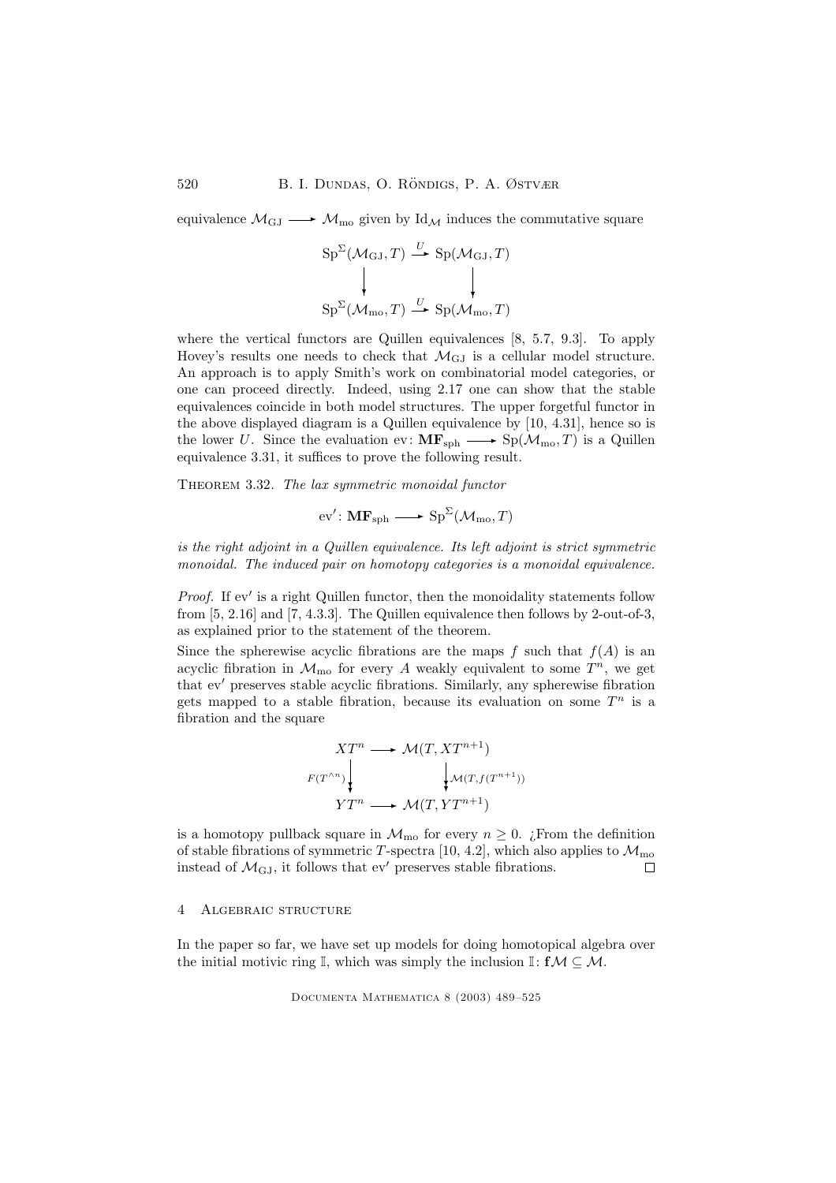equivalence $\mathcal{M}_{\mathrm{GJ}} \longrightarrow \mathcal{M}_{\mathrm{mo}}$ given by $\mathrm{Id}_{\mathcal{M}}$ induces the commutative square

$$\begin{array}{ccc}
\mathrm{Sp}^{\Sigma}(\mathcal{M}_{\mathrm{GJ}}, T) & \xrightarrow{U} & \mathrm{Sp}(\mathcal{M}_{\mathrm{GJ}}, T) \\
\downarrow & & \downarrow \\
\mathrm{Sp}^{\Sigma}(\mathcal{M}_{\mathrm{mo}}, T) & \xrightarrow{U} & \mathrm{Sp}(\mathcal{M}_{\mathrm{mo}}, T)
\end{array}$$

where the vertical functors are Quillen equivalences [8, 5.7, 9.3]. To apply Hovey's results one needs to check that $\mathcal{M}_{\mathrm{GJ}}$ is a cellular model structure. An approach is to apply Smith's work on combinatorial model categories, or one can proceed directly. Indeed, using 2.17 one can show that the stable equivalences coincide in both model structures. The upper forgetful functor in the above displayed diagram is a Quillen equivalence by [10, 4.31], hence so is the lower $U$. Since the evaluation $\mathrm{ev}\colon \mathbf{MF}_{\mathrm{sph}} \longrightarrow \mathrm{Sp}(\mathcal{M}_{\mathrm{mo}}, T)$ is a Quillen equivalence 3.31, it suffices to prove the following result.

Theorem 3.32. *The lax symmetric monoidal functor*

$$\mathrm{ev}'\colon \mathbf{MF}_{\mathrm{sph}} \longrightarrow \mathrm{Sp}^{\Sigma}(\mathcal{M}_{\mathrm{mo}}, T)$$

*is the right adjoint in a Quillen equivalence. Its left adjoint is strict symmetric monoidal. The induced pair on homotopy categories is a monoidal equivalence.*

*Proof.* If $\mathrm{ev}'$ is a right Quillen functor, then the monoidality statements follow from [5, 2.16] and [7, 4.3.3]. The Quillen equivalence then follows by 2-out-of-3, as explained prior to the statement of the theorem.

Since the spherewise acyclic fibrations are the maps $f$ such that $f(A)$ is an acyclic fibration in $\mathcal{M}_{\mathrm{mo}}$ for every $A$ weakly equivalent to some $T^n$, we get that $\mathrm{ev}'$ preserves stable acyclic fibrations. Similarly, any spherewise fibration gets mapped to a stable fibration, because its evaluation on some $T^n$ is a fibration and the square

$$\begin{array}{ccc}
XT^n & \longrightarrow & \mathcal{M}(T, XT^{n+1}) \\
{\scriptstyle F(T^{\wedge n})}\downarrow & & \downarrow{\scriptstyle \mathcal{M}(T, f(T^{n+1}))} \\
YT^n & \longrightarrow & \mathcal{M}(T, YT^{n+1})
\end{array}$$

is a homotopy pullback square in $\mathcal{M}_{\mathrm{mo}}$ for every $n \geq 0$. ¿From the definition of stable fibrations of symmetric $T$-spectra [10, 4.2], which also applies to $\mathcal{M}_{\mathrm{mo}}$ instead of $\mathcal{M}_{\mathrm{GJ}}$, it follows that $\mathrm{ev}'$ preserves stable fibrations. □

## 4 Algebraic structure

In the paper so far, we have set up models for doing homotopical algebra over the initial motivic ring $\mathbb{I}$, which was simply the inclusion $\mathbb{I}\colon \mathbf{f}\mathcal{M} \subseteq \mathcal{M}$.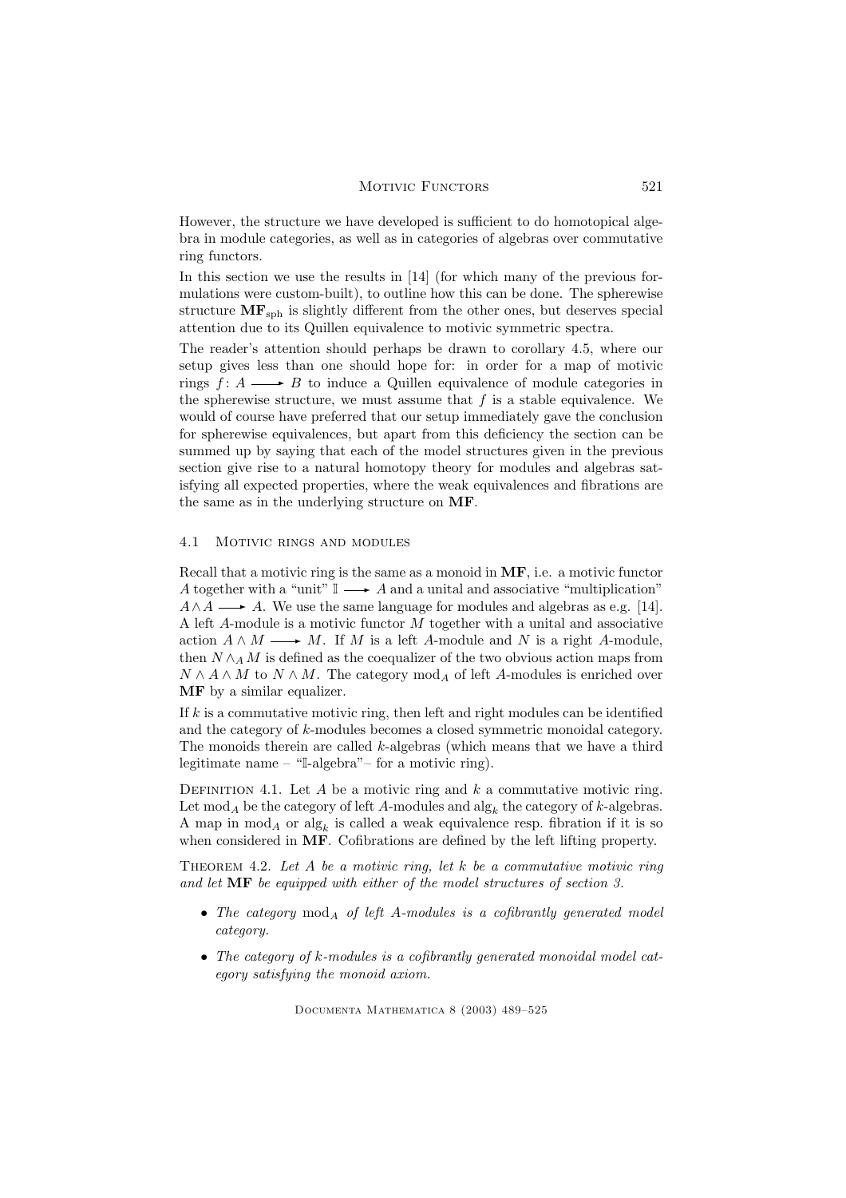However, the structure we have developed is sufficient to do homotopical algebra in module categories, as well as in categories of algebras over commutative ring functors.

In this section we use the results in [14] (for which many of the previous formulations were custom-built), to outline how this can be done. The spherewise structure $\mathbf{MF}_{\mathrm{sph}}$ is slightly different from the other ones, but deserves special attention due to its Quillen equivalence to motivic symmetric spectra.

The reader's attention should perhaps be drawn to corollary 4.5, where our setup gives less than one should hope for: in order for a map of motivic rings $f\colon A \longrightarrow B$ to induce a Quillen equivalence of module categories in the spherewise structure, we must assume that $f$ is a stable equivalence. We would of course have preferred that our setup immediately gave the conclusion for spherewise equivalences, but apart from this deficiency the section can be summed up by saying that each of the model structures given in the previous section give rise to a natural homotopy theory for modules and algebras satisfying all expected properties, where the weak equivalences and fibrations are the same as in the underlying structure on $\mathbf{MF}$.

## 4.1 Motivic rings and modules

Recall that a motivic ring is the same as a monoid in $\mathbf{MF}$, i.e. a motivic functor $A$ together with a "unit" $\mathbb{I} \longrightarrow A$ and a unital and associative "multiplication" $A \wedge A \longrightarrow A$. We use the same language for modules and algebras as e.g. [14]. A left $A$-module is a motivic functor $M$ together with a unital and associative action $A \wedge M \longrightarrow M$. If $M$ is a left $A$-module and $N$ is a right $A$-module, then $N \wedge_A M$ is defined as the coequalizer of the two obvious action maps from $N \wedge A \wedge M$ to $N \wedge M$. The category $\mathrm{mod}_A$ of left $A$-modules is enriched over $\mathbf{MF}$ by a similar equalizer.

If $k$ is a commutative motivic ring, then left and right modules can be identified and the category of $k$-modules becomes a closed symmetric monoidal category. The monoids therein are called $k$-algebras (which means that we have a third legitimate name – "$\mathbb{I}$-algebra"– for a motivic ring).

Definition 4.1. Let $A$ be a motivic ring and $k$ a commutative motivic ring. Let $\mathrm{mod}_A$ be the category of left $A$-modules and $\mathrm{alg}_k$ the category of $k$-algebras. A map in $\mathrm{mod}_A$ or $\mathrm{alg}_k$ is called a weak equivalence resp. fibration if it is so when considered in $\mathbf{MF}$. Cofibrations are defined by the left lifting property.

Theorem 4.2. *Let $A$ be a motivic ring, let $k$ be a commutative motivic ring and let $\mathbf{MF}$ be equipped with either of the model structures of section 3.*

- *The category $\mathrm{mod}_A$ of left $A$-modules is a cofibrantly generated model category.*
- *The category of $k$-modules is a cofibrantly generated monoidal model category satisfying the monoid axiom.*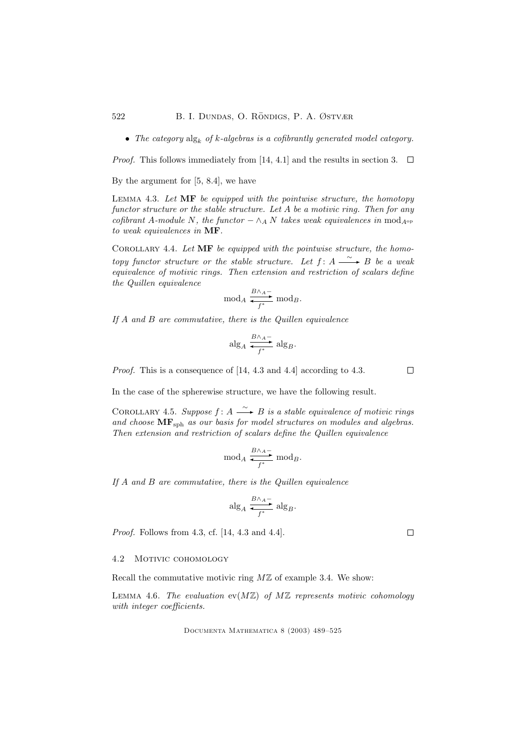- *The category* $\mathrm{alg}_k$ *of* $k$*-algebras is a cofibrantly generated model category.*

*Proof.* This follows immediately from [14, 4.1] and the results in section 3. $\square$

By the argument for [5, 8.4], we have

Lemma 4.3. *Let* $\mathbf{MF}$ *be equipped with the pointwise structure, the homotopy functor structure or the stable structure. Let* $A$ *be a motivic ring. Then for any cofibrant* $A$*-module* $N$*, the functor* $- \wedge_A N$ *takes weak equivalences in* $\mathrm{mod}_{A^{\mathrm{op}}}$ *to weak equivalences in* $\mathbf{MF}$.

Corollary 4.4. *Let* $\mathbf{MF}$ *be equipped with the pointwise structure, the homotopy functor structure or the stable structure. Let* $f\colon A \xrightarrow{\sim} B$ *be a weak equivalence of motivic rings. Then extension and restriction of scalars define the Quillen equivalence*

$$\mathrm{mod}_A \underset{f^*}{\overset{B\wedge_A -}{\rightleftarrows}} \mathrm{mod}_B.$$

*If* $A$ *and* $B$ *are commutative, there is the Quillen equivalence*

$$\mathrm{alg}_A \underset{f^*}{\overset{B\wedge_A -}{\rightleftarrows}} \mathrm{alg}_B.$$

*Proof.* This is a consequence of [14, 4.3 and 4.4] according to 4.3. $\square$

In the case of the spherewise structure, we have the following result.

Corollary 4.5. *Suppose* $f\colon A \xrightarrow{\sim} B$ *is a stable equivalence of motivic rings and choose* $\mathbf{MF}_{\mathrm{sph}}$ *as our basis for model structures on modules and algebras. Then extension and restriction of scalars define the Quillen equivalence*

$$\mathrm{mod}_A \underset{f^*}{\overset{B\wedge_A -}{\rightleftarrows}} \mathrm{mod}_B.$$

*If* $A$ *and* $B$ *are commutative, there is the Quillen equivalence*

$$\mathrm{alg}_A \underset{f^*}{\overset{B\wedge_A -}{\rightleftarrows}} \mathrm{alg}_B.$$

*Proof.* Follows from 4.3, cf. [14, 4.3 and 4.4]. $\square$

### 4.2 Motivic cohomology

Recall the commutative motivic ring $M\mathbb{Z}$ of example 3.4. We show:

Lemma 4.6. *The evaluation* $\mathrm{ev}(M\mathbb{Z})$ *of* $M\mathbb{Z}$ *represents motivic cohomology with integer coefficients.*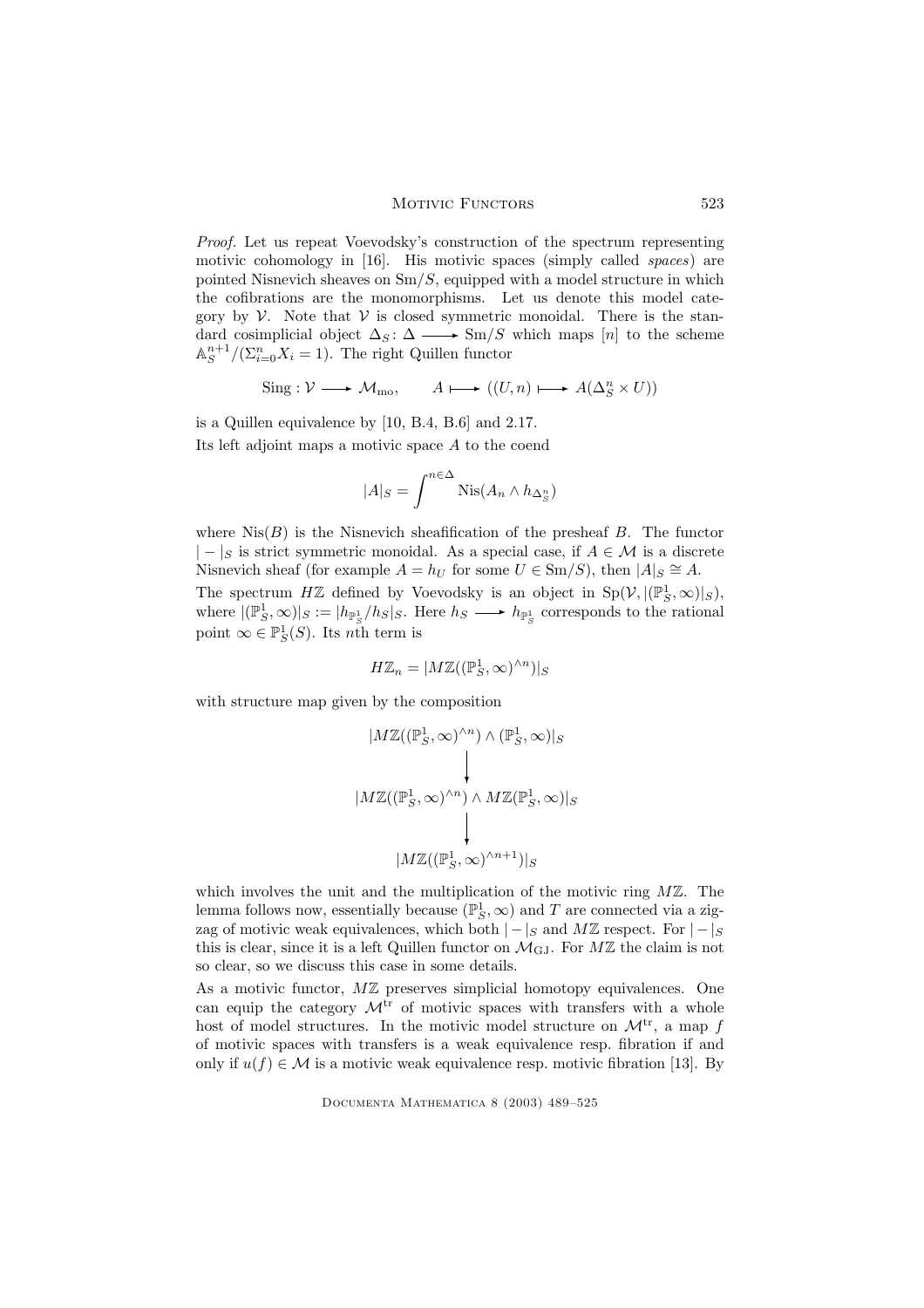*Proof.* Let us repeat Voevodsky's construction of the spectrum representing motivic cohomology in [16]. His motivic spaces (simply called *spaces*) are pointed Nisnevich sheaves on $\mathrm{Sm}/S$, equipped with a model structure in which the cofibrations are the monomorphisms. Let us denote this model category by $\mathcal{V}$. Note that $\mathcal{V}$ is closed symmetric monoidal. There is the standard cosimplicial object $\Delta_S \colon \Delta \longrightarrow \mathrm{Sm}/S$ which maps $[n]$ to the scheme $\mathbb{A}^{n+1}_S/(\Sigma_{i=0}^n X_i = 1)$. The right Quillen functor

$$\mathrm{Sing} : \mathcal{V} \longrightarrow \mathcal{M}_{\mathrm{mo}}, \qquad A \longmapsto ((U,n) \longmapsto A(\Delta^n_S \times U))$$

is a Quillen equivalence by [10, B.4, B.6] and 2.17.

Its left adjoint maps a motivic space $A$ to the coend

$$|A|_S = \int^{n \in \Delta} \mathrm{Nis}(A_n \wedge h_{\Delta^n_S})$$

where $\mathrm{Nis}(B)$ is the Nisnevich sheafification of the presheaf $B$. The functor $|-|_S$ is strict symmetric monoidal. As a special case, if $A \in \mathcal{M}$ is a discrete Nisnevich sheaf (for example $A = h_U$ for some $U \in \mathrm{Sm}/S$), then $|A|_S \cong A$.

The spectrum $H\mathbb{Z}$ defined by Voevodsky is an object in $\mathrm{Sp}(\mathcal{V}, |(\mathbb{P}^1_S, \infty)|_S)$, where $|(\mathbb{P}^1_S, \infty)|_S := |h_{\mathbb{P}^1_S}/h_S|_S$. Here $h_S \longrightarrow h_{\mathbb{P}^1_S}$ corresponds to the rational point $\infty \in \mathbb{P}^1_S(S)$. Its $n$th term is

$$H\mathbb{Z}_n = |M\mathbb{Z}((\mathbb{P}^1_S, \infty)^{\wedge n})|_S$$

with structure map given by the composition

$$\begin{array}{c} |M\mathbb{Z}((\mathbb{P}^1_S, \infty)^{\wedge n}) \wedge (\mathbb{P}^1_S, \infty)|_S \\ \big\downarrow \\ |M\mathbb{Z}((\mathbb{P}^1_S, \infty)^{\wedge n}) \wedge M\mathbb{Z}(\mathbb{P}^1_S, \infty)|_S \\ \big\downarrow \\ |M\mathbb{Z}((\mathbb{P}^1_S, \infty)^{\wedge n+1})|_S \end{array}$$

which involves the unit and the multiplication of the motivic ring $M\mathbb{Z}$. The lemma follows now, essentially because $(\mathbb{P}^1_S, \infty)$ and $T$ are connected via a zigzag of motivic weak equivalences, which both $|-|_S$ and $M\mathbb{Z}$ respect. For $|-|_S$ this is clear, since it is a left Quillen functor on $\mathcal{M}_{\mathrm{GJ}}$. For $M\mathbb{Z}$ the claim is not so clear, so we discuss this case in some details.

As a motivic functor, $M\mathbb{Z}$ preserves simplicial homotopy equivalences. One can equip the category $\mathcal{M}^{\mathrm{tr}}$ of motivic spaces with transfers with a whole host of model structures. In the motivic model structure on $\mathcal{M}^{\mathrm{tr}}$, a map $f$ of motivic spaces with transfers is a weak equivalence resp. fibration if and only if $u(f) \in \mathcal{M}$ is a motivic weak equivalence resp. motivic fibration [13]. By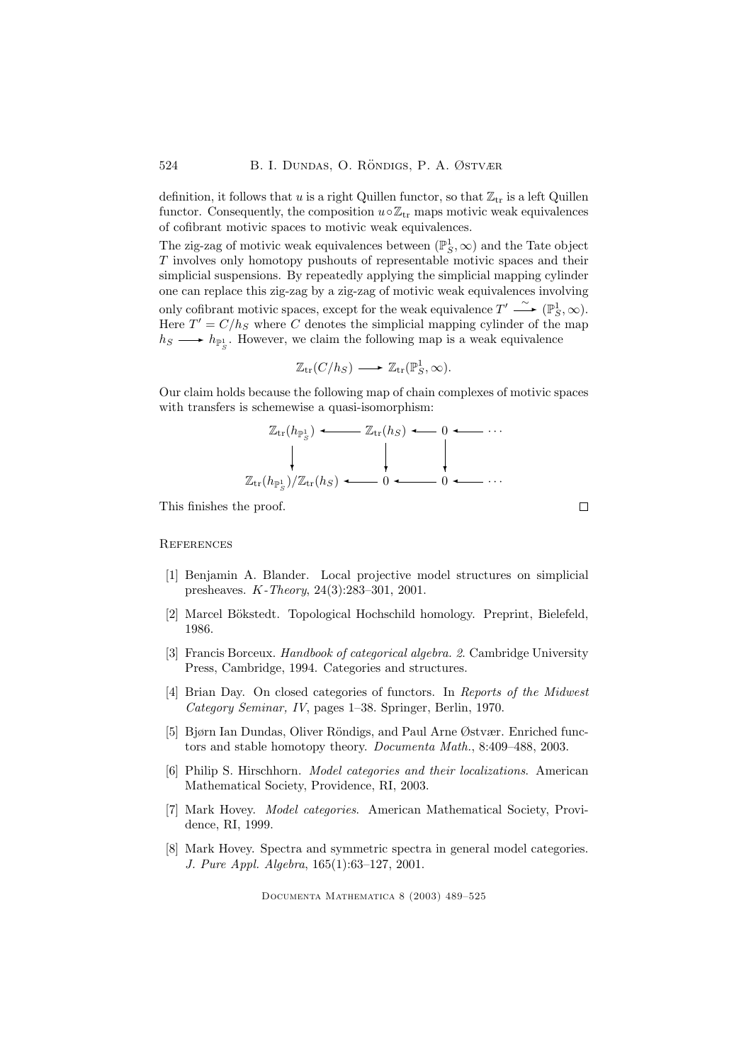definition, it follows that $u$ is a right Quillen functor, so that $\mathbb{Z}_{\mathrm{tr}}$ is a left Quillen functor. Consequently, the composition $u \circ \mathbb{Z}_{\mathrm{tr}}$ maps motivic weak equivalences of cofibrant motivic spaces to motivic weak equivalences.

The zig-zag of motivic weak equivalences between $(\mathbb{P}^1_S, \infty)$ and the Tate object $T$ involves only homotopy pushouts of representable motivic spaces and their simplicial suspensions. By repeatedly applying the simplicial mapping cylinder one can replace this zig-zag by a zig-zag of motivic weak equivalences involving only cofibrant motivic spaces, except for the weak equivalence $T' \xrightarrow{\sim} (\mathbb{P}^1_S, \infty)$. Here $T' = C/h_S$ where $C$ denotes the simplicial mapping cylinder of the map $h_S \longrightarrow h_{\mathbb{P}^1_S}$. However, we claim the following map is a weak equivalence

$$\mathbb{Z}_{\mathrm{tr}}(C/h_S) \longrightarrow \mathbb{Z}_{\mathrm{tr}}(\mathbb{P}^1_S, \infty).$$

Our claim holds because the following map of chain complexes of motivic spaces with transfers is schemewise a quasi-isomorphism:

$$\begin{array}{ccccccc}
\mathbb{Z}_{\mathrm{tr}}(h_{\mathbb{P}^1_S}) & \longleftarrow & \mathbb{Z}_{\mathrm{tr}}(h_S) & \longleftarrow & 0 & \longleftarrow & \cdots \\
\downarrow & & \downarrow & & \downarrow & & \\
\mathbb{Z}_{\mathrm{tr}}(h_{\mathbb{P}^1_S})/\mathbb{Z}_{\mathrm{tr}}(h_S) & \longleftarrow & 0 & \longleftarrow & 0 & \longleftarrow & \cdots
\end{array}$$

This finishes the proof. □

## References

[1] Benjamin A. Blander. Local projective model structures on simplicial presheaves. *K-Theory*, 24(3):283–301, 2001.

[2] Marcel Bökstedt. Topological Hochschild homology. Preprint, Bielefeld, 1986.

[3] Francis Borceux. *Handbook of categorical algebra. 2*. Cambridge University Press, Cambridge, 1994. Categories and structures.

[4] Brian Day. On closed categories of functors. In *Reports of the Midwest Category Seminar, IV*, pages 1–38. Springer, Berlin, 1970.

[5] Bjørn Ian Dundas, Oliver Röndigs, and Paul Arne Østvær. Enriched functors and stable homotopy theory. *Documenta Math.*, 8:409–488, 2003.

[6] Philip S. Hirschhorn. *Model categories and their localizations*. American Mathematical Society, Providence, RI, 2003.

[7] Mark Hovey. *Model categories*. American Mathematical Society, Providence, RI, 1999.

[8] Mark Hovey. Spectra and symmetric spectra in general model categories. *J. Pure Appl. Algebra*, 165(1):63–127, 2001.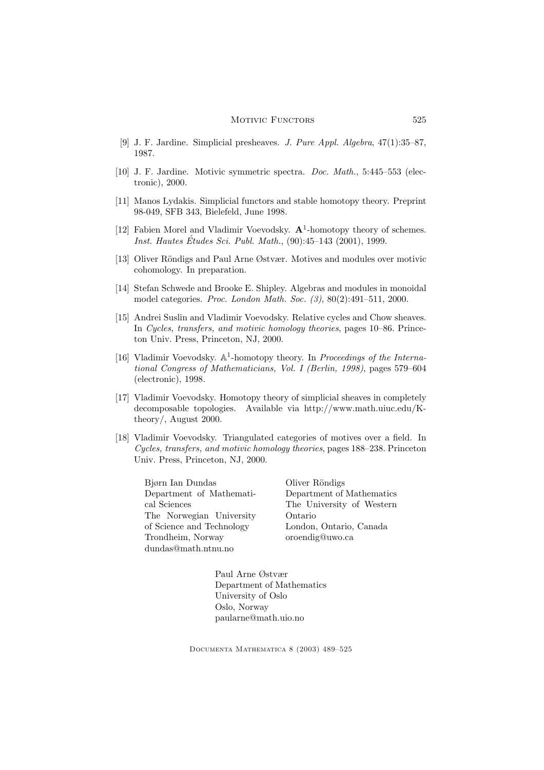[9] J. F. Jardine. Simplicial presheaves. *J. Pure Appl. Algebra*, 47(1):35–87, 1987.

[10] J. F. Jardine. Motivic symmetric spectra. *Doc. Math.*, 5:445–553 (electronic), 2000.

[11] Manos Lydakis. Simplicial functors and stable homotopy theory. Preprint 98-049, SFB 343, Bielefeld, June 1998.

[12] Fabien Morel and Vladimir Voevodsky. $\mathbf{A}^1$-homotopy theory of schemes. *Inst. Hautes Études Sci. Publ. Math.*, (90):45–143 (2001), 1999.

[13] Oliver Röndigs and Paul Arne Østvær. Motives and modules over motivic cohomology. In preparation.

[14] Stefan Schwede and Brooke E. Shipley. Algebras and modules in monoidal model categories. *Proc. London Math. Soc. (3)*, 80(2):491–511, 2000.

[15] Andrei Suslin and Vladimir Voevodsky. Relative cycles and Chow sheaves. In *Cycles, transfers, and motivic homology theories*, pages 10–86. Princeton Univ. Press, Princeton, NJ, 2000.

[16] Vladimir Voevodsky. $\mathbb{A}^1$-homotopy theory. In *Proceedings of the International Congress of Mathematicians, Vol. I (Berlin, 1998)*, pages 579–604 (electronic), 1998.

[17] Vladimir Voevodsky. Homotopy theory of simplicial sheaves in completely decomposable topologies. Available via http://www.math.uiuc.edu/K-theory/, August 2000.

[18] Vladimir Voevodsky. Triangulated categories of motives over a field. In *Cycles, transfers, and motivic homology theories*, pages 188–238. Princeton Univ. Press, Princeton, NJ, 2000.

Bjørn Ian Dundas
Department of Mathematical Sciences
The Norwegian University of Science and Technology
Trondheim, Norway
dundas@math.ntnu.no

Oliver Röndigs
Department of Mathematics
The University of Western Ontario
London, Ontario, Canada
oroendig@uwo.ca

Paul Arne Østvær
Department of Mathematics
University of Oslo
Oslo, Norway
paularne@math.uio.no